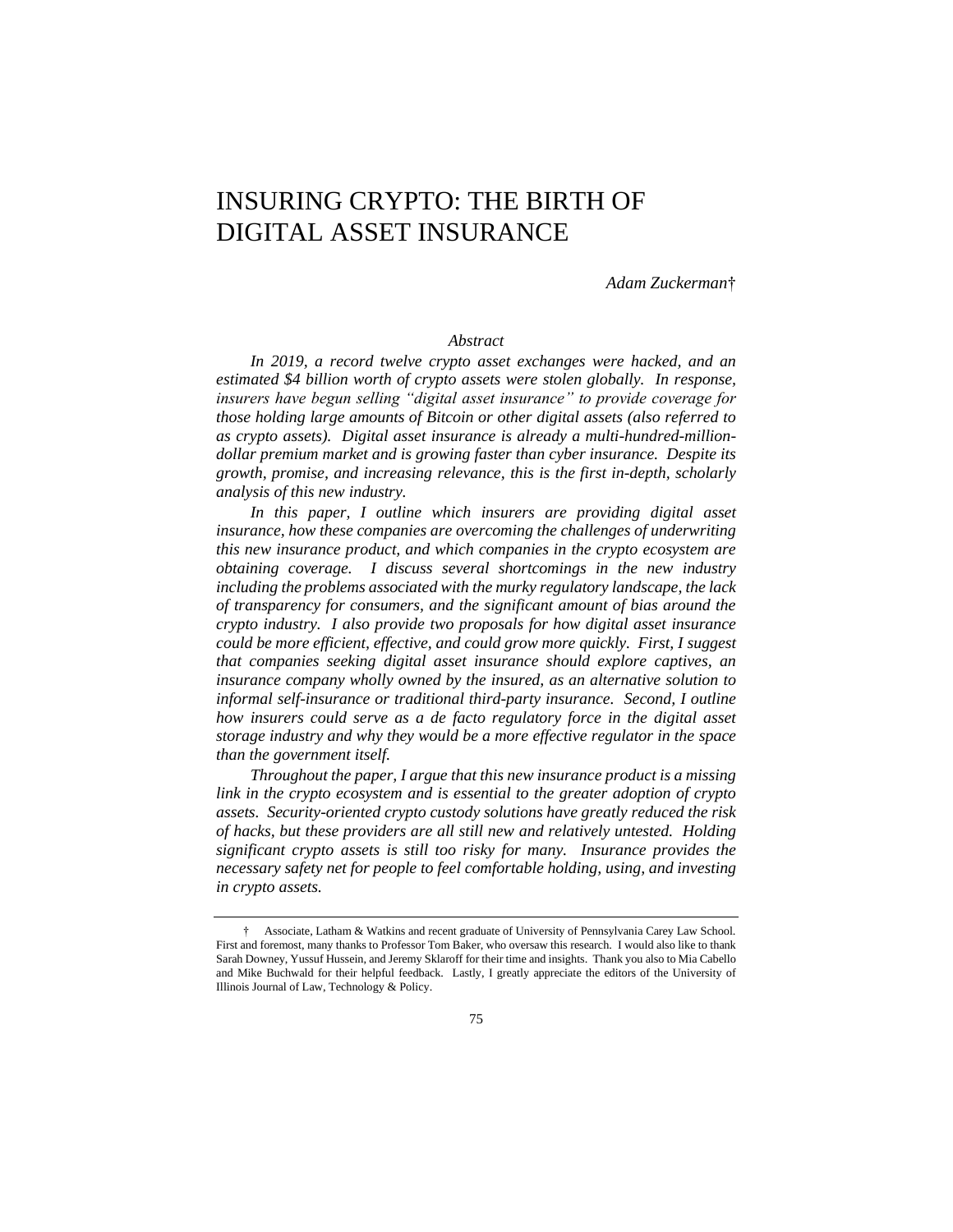# INSURING CRYPTO: THE BIRTH OF DIGITAL ASSET INSURANCE

*Adam Zuckerman†*

*Abstract*

*In 2019, a record twelve crypto asset exchanges were hacked, and an estimated $4 billion worth of crypto assets were stolen globally. In response, insurers have begun selling "digital asset insurance" to provide coverage for those holding large amounts of Bitcoin or other digital assets (also referred to as crypto assets). Digital asset insurance is already a multi-hundred-million-dollar premium market and is growing faster than cyber insurance. Despite its growth, promise, and increasing relevance, this is the first in-depth, scholarly analysis of this new industry.*

*In this paper, I outline which insurers are providing digital asset insurance, how these companies are overcoming the challenges of underwriting this new insurance product, and which companies in the crypto ecosystem are obtaining coverage. I discuss several shortcomings in the new industry including the problems associated with the murky regulatory landscape, the lack of transparency for consumers, and the significant amount of bias around the crypto industry. I also provide two proposals for how digital asset insurance could be more efficient, effective, and could grow more quickly. First, I suggest that companies seeking digital asset insurance should explore captives, an insurance company wholly owned by the insured, as an alternative solution to informal self-insurance or traditional third-party insurance. Second, I outline how insurers could serve as a de facto regulatory force in the digital asset storage industry and why they would be a more effective regulator in the space than the government itself.*

*Throughout the paper, I argue that this new insurance product is a missing link in the crypto ecosystem and is essential to the greater adoption of crypto assets. Security-oriented crypto custody solutions have greatly reduced the risk of hacks, but these providers are all still new and relatively untested. Holding significant crypto assets is still too risky for many. Insurance provides the necessary safety net for people to feel comfortable holding, using, and investing in crypto assets.*

---

† Associate, Latham & Watkins and recent graduate of University of Pennsylvania Carey Law School. First and foremost, many thanks to Professor Tom Baker, who oversaw this research. I would also like to thank Sarah Downey, Yussuf Hussein, and Jeremy Sklaroff for their time and insights. Thank you also to Mia Cabello and Mike Buchwald for their helpful feedback. Lastly, I greatly appreciate the editors of the University of Illinois Journal of Law, Technology & Policy.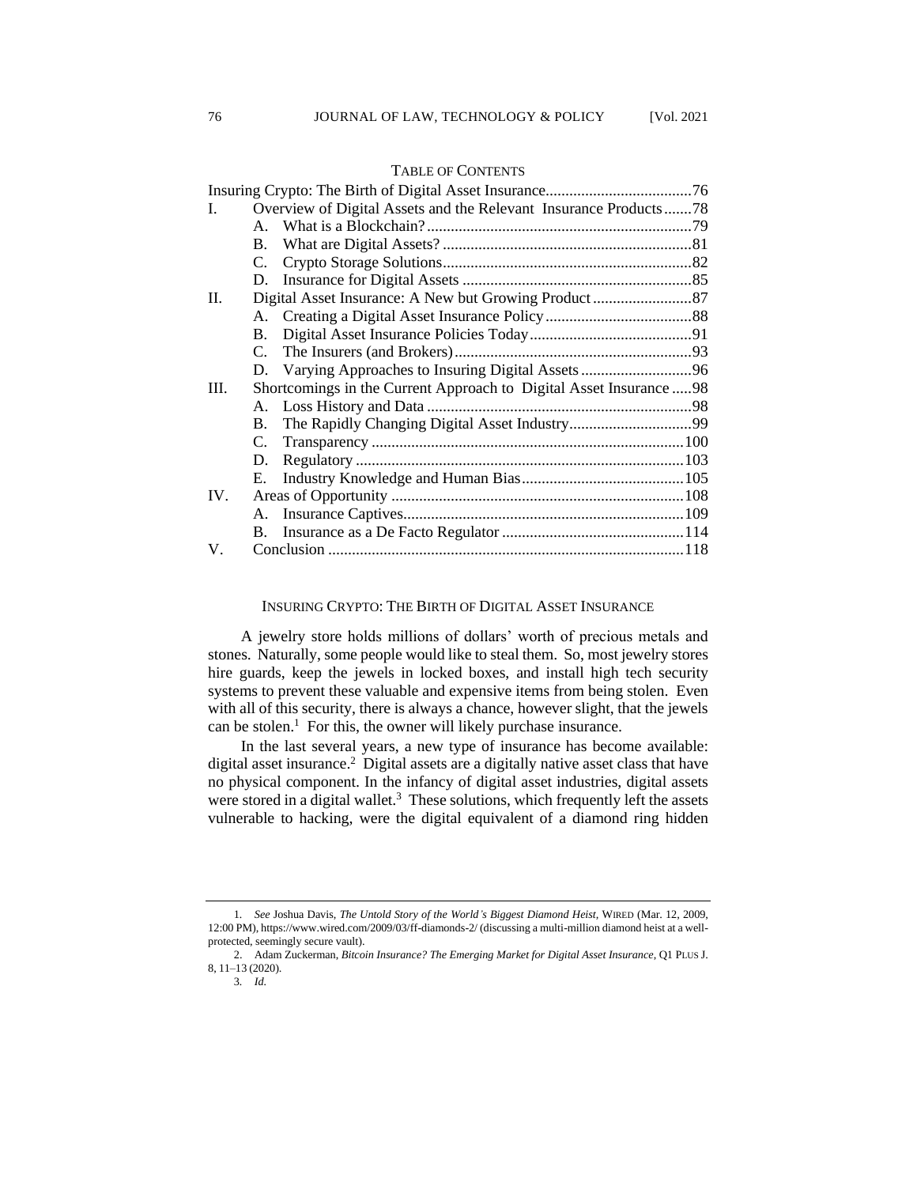TABLE OF CONTENTS

| | | |
|---|---|---|
| Insuring Crypto: The Birth of Digital Asset Insurance | | 76 |
| I. | Overview of Digital Assets and the Relevant Insurance Products | 78 |
| | A. What is a Blockchain? | 79 |
| | B. What are Digital Assets? | 81 |
| | C. Crypto Storage Solutions | 82 |
| | D. Insurance for Digital Assets | 85 |
| II. | Digital Asset Insurance: A New but Growing Product | 87 |
| | A. Creating a Digital Asset Insurance Policy | 88 |
| | B. Digital Asset Insurance Policies Today | 91 |
| | C. The Insurers (and Brokers) | 93 |
| | D. Varying Approaches to Insuring Digital Assets | 96 |
| III. | Shortcomings in the Current Approach to Digital Asset Insurance | 98 |
| | A. Loss History and Data | 98 |
| | B. The Rapidly Changing Digital Asset Industry | 99 |
| | C. Transparency | 100 |
| | D. Regulatory | 103 |
| | E. Industry Knowledge and Human Bias | 105 |
| IV. | Areas of Opportunity | 108 |
| | A. Insurance Captives | 109 |
| | B. Insurance as a De Facto Regulator | 114 |
| V. | Conclusion | 118 |

## INSURING CRYPTO: THE BIRTH OF DIGITAL ASSET INSURANCE

A jewelry store holds millions of dollars' worth of precious metals and stones. Naturally, some people would like to steal them. So, most jewelry stores hire guards, keep the jewels in locked boxes, and install high tech security systems to prevent these valuable and expensive items from being stolen. Even with all of this security, there is always a chance, however slight, that the jewels can be stolen.[1] For this, the owner will likely purchase insurance.

In the last several years, a new type of insurance has become available: digital asset insurance.[2] Digital assets are a digitally native asset class that have no physical component. In the infancy of digital asset industries, digital assets were stored in a digital wallet.[3] These solutions, which frequently left the assets vulnerable to hacking, were the digital equivalent of a diamond ring hidden

---

1. *See* Joshua Davis, *The Untold Story of the World's Biggest Diamond Heist*, WIRED (Mar. 12, 2009, 12:00 PM), https://www.wired.com/2009/03/ff-diamonds-2/ (discussing a multi-million diamond heist at a well-protected, seemingly secure vault).

2. Adam Zuckerman, *Bitcoin Insurance? The Emerging Market for Digital Asset Insurance*, Q1 PLUS J. 8, 11–13 (2020).

3. *Id.*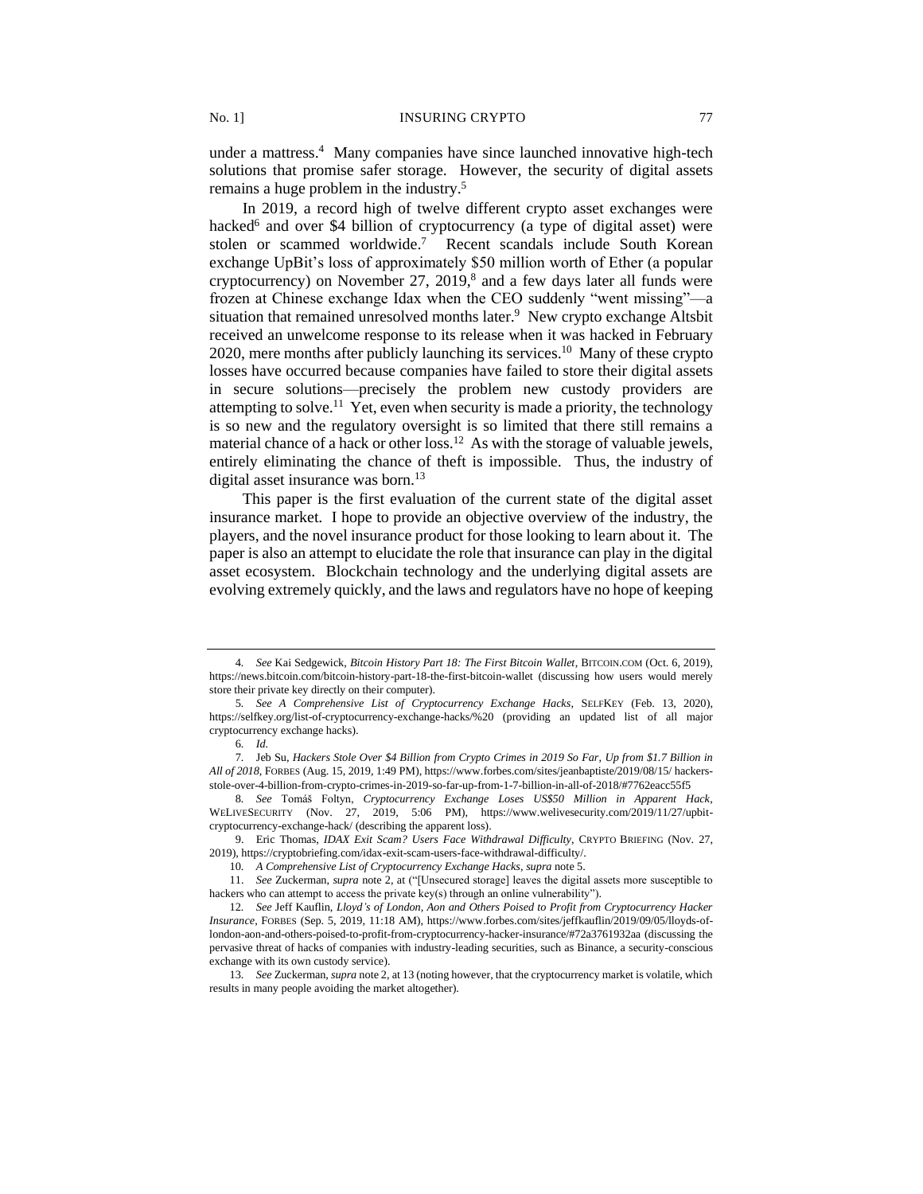under a mattress.[4] Many companies have since launched innovative high-tech solutions that promise safer storage. However, the security of digital assets remains a huge problem in the industry.[5]

In 2019, a record high of twelve different crypto asset exchanges were hacked[6] and over $4 billion of cryptocurrency (a type of digital asset) were stolen or scammed worldwide.[7] Recent scandals include South Korean exchange UpBit's loss of approximately $50 million worth of Ether (a popular cryptocurrency) on November 27, 2019,[8] and a few days later all funds were frozen at Chinese exchange Idax when the CEO suddenly "went missing"—a situation that remained unresolved months later.[9] New crypto exchange Altsbit received an unwelcome response to its release when it was hacked in February 2020, mere months after publicly launching its services.[10] Many of these crypto losses have occurred because companies have failed to store their digital assets in secure solutions—precisely the problem new custody providers are attempting to solve.[11] Yet, even when security is made a priority, the technology is so new and the regulatory oversight is so limited that there still remains a material chance of a hack or other loss.[12] As with the storage of valuable jewels, entirely eliminating the chance of theft is impossible. Thus, the industry of digital asset insurance was born.[13]

This paper is the first evaluation of the current state of the digital asset insurance market. I hope to provide an objective overview of the industry, the players, and the novel insurance product for those looking to learn about it. The paper is also an attempt to elucidate the role that insurance can play in the digital asset ecosystem. Blockchain technology and the underlying digital assets are evolving extremely quickly, and the laws and regulators have no hope of keeping

---

4. *See* Kai Sedgewick, *Bitcoin History Part 18: The First Bitcoin Wallet*, BITCOIN.COM (Oct. 6, 2019), https://news.bitcoin.com/bitcoin-history-part-18-the-first-bitcoin-wallet (discussing how users would merely store their private key directly on their computer).

5. *See A Comprehensive List of Cryptocurrency Exchange Hacks*, SELFKEY (Feb. 13, 2020), https://selfkey.org/list-of-cryptocurrency-exchange-hacks/%20 (providing an updated list of all major cryptocurrency exchange hacks).

6. *Id.*

7. Jeb Su, *Hackers Stole Over $4 Billion from Crypto Crimes in 2019 So Far, Up from $1.7 Billion in All of 2018*, FORBES (Aug. 15, 2019, 1:49 PM), https://www.forbes.com/sites/jeanbaptiste/2019/08/15/ hackers-stole-over-4-billion-from-crypto-crimes-in-2019-so-far-up-from-1-7-billion-in-all-of-2018/#7762eacc55f5

8. *See* Tomáš Foltyn, *Cryptocurrency Exchange Loses US$50 Million in Apparent Hack*, WELIVESECURITY (Nov. 27, 2019, 5:06 PM), https://www.welivesecurity.com/2019/11/27/upbit-cryptocurrency-exchange-hack/ (describing the apparent loss).

9. Eric Thomas, *IDAX Exit Scam? Users Face Withdrawal Difficulty*, CRYPTO BRIEFING (Nov. 27, 2019), https://cryptobriefing.com/idax-exit-scam-users-face-withdrawal-difficulty/.

10. *A Comprehensive List of Cryptocurrency Exchange Hacks*, *supra* note 5.

11. *See* Zuckerman, *supra* note 2, at ("[Unsecured storage] leaves the digital assets more susceptible to hackers who can attempt to access the private key(s) through an online vulnerability").

12. *See* Jeff Kauflin, *Lloyd's of London, Aon and Others Poised to Profit from Cryptocurrency Hacker Insurance*, FORBES (Sep. 5, 2019, 11:18 AM), https://www.forbes.com/sites/jeffkauflin/2019/09/05/lloyds-of-london-aon-and-others-poised-to-profit-from-cryptocurrency-hacker-insurance/#72a3761932aa (discussing the pervasive threat of hacks of companies with industry-leading securities, such as Binance, a security-conscious exchange with its own custody service).

13. *See* Zuckerman, *supra* note 2, at 13 (noting however, that the cryptocurrency market is volatile, which results in many people avoiding the market altogether).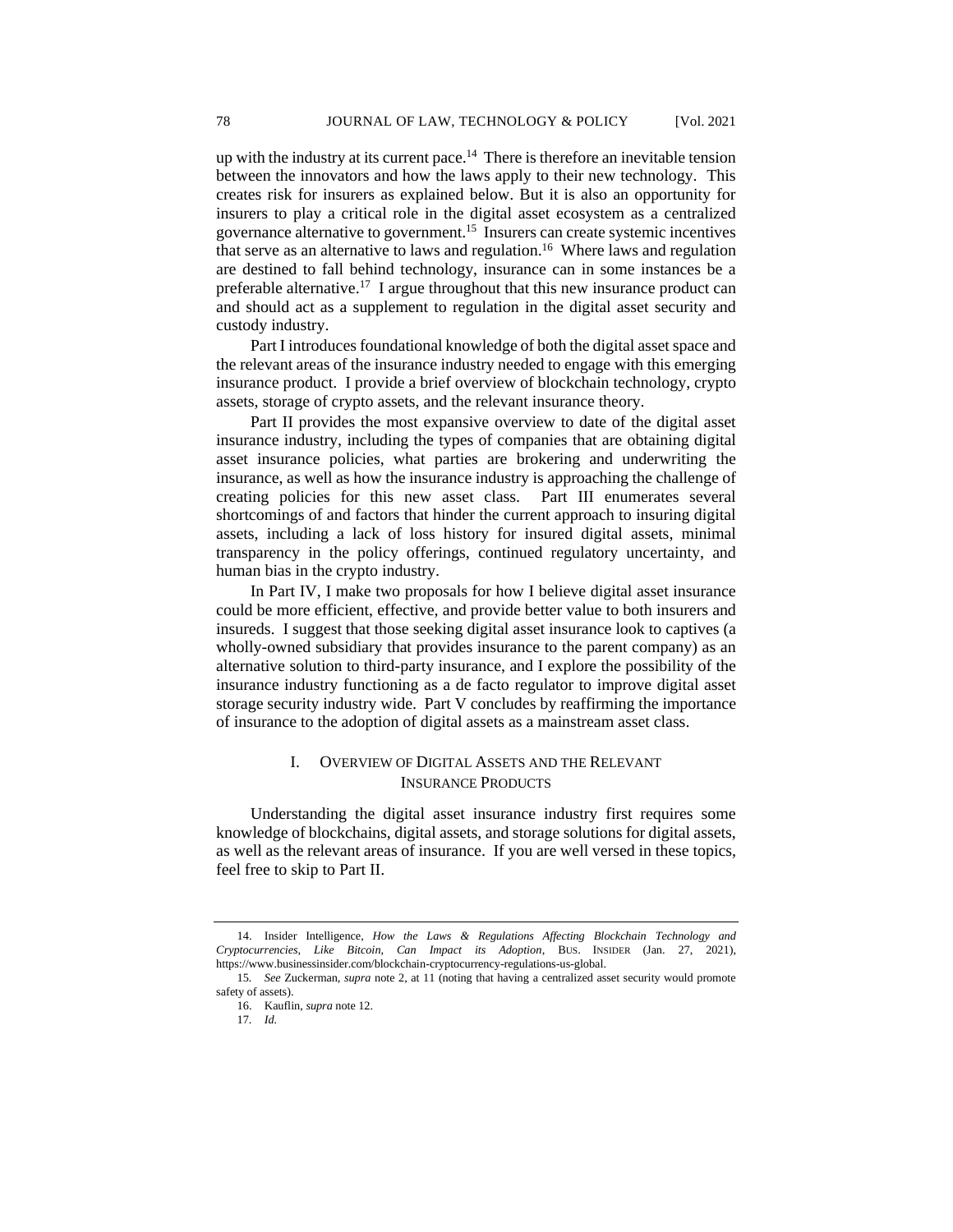up with the industry at its current pace.[14] There is therefore an inevitable tension between the innovators and how the laws apply to their new technology. This creates risk for insurers as explained below. But it is also an opportunity for insurers to play a critical role in the digital asset ecosystem as a centralized governance alternative to government.[15] Insurers can create systemic incentives that serve as an alternative to laws and regulation.[16] Where laws and regulation are destined to fall behind technology, insurance can in some instances be a preferable alternative.[17] I argue throughout that this new insurance product can and should act as a supplement to regulation in the digital asset security and custody industry.

Part I introduces foundational knowledge of both the digital asset space and the relevant areas of the insurance industry needed to engage with this emerging insurance product. I provide a brief overview of blockchain technology, crypto assets, storage of crypto assets, and the relevant insurance theory.

Part II provides the most expansive overview to date of the digital asset insurance industry, including the types of companies that are obtaining digital asset insurance policies, what parties are brokering and underwriting the insurance, as well as how the insurance industry is approaching the challenge of creating policies for this new asset class. Part III enumerates several shortcomings of and factors that hinder the current approach to insuring digital assets, including a lack of loss history for insured digital assets, minimal transparency in the policy offerings, continued regulatory uncertainty, and human bias in the crypto industry.

In Part IV, I make two proposals for how I believe digital asset insurance could be more efficient, effective, and provide better value to both insurers and insureds. I suggest that those seeking digital asset insurance look to captives (a wholly-owned subsidiary that provides insurance to the parent company) as an alternative solution to third-party insurance, and I explore the possibility of the insurance industry functioning as a de facto regulator to improve digital asset storage security industry wide. Part V concludes by reaffirming the importance of insurance to the adoption of digital assets as a mainstream asset class.

## I. Overview of Digital Assets and the Relevant Insurance Products

Understanding the digital asset insurance industry first requires some knowledge of blockchains, digital assets, and storage solutions for digital assets, as well as the relevant areas of insurance. If you are well versed in these topics, feel free to skip to Part II.

---

14. Insider Intelligence, *How the Laws & Regulations Affecting Blockchain Technology and Cryptocurrencies, Like Bitcoin, Can Impact its Adoption*, BUS. INSIDER (Jan. 27, 2021), https://www.businessinsider.com/blockchain-cryptocurrency-regulations-us-global.

15. *See* Zuckerman, *supra* note 2, at 11 (noting that having a centralized asset security would promote safety of assets).

16. Kauflin, *supra* note 12.

17. *Id.*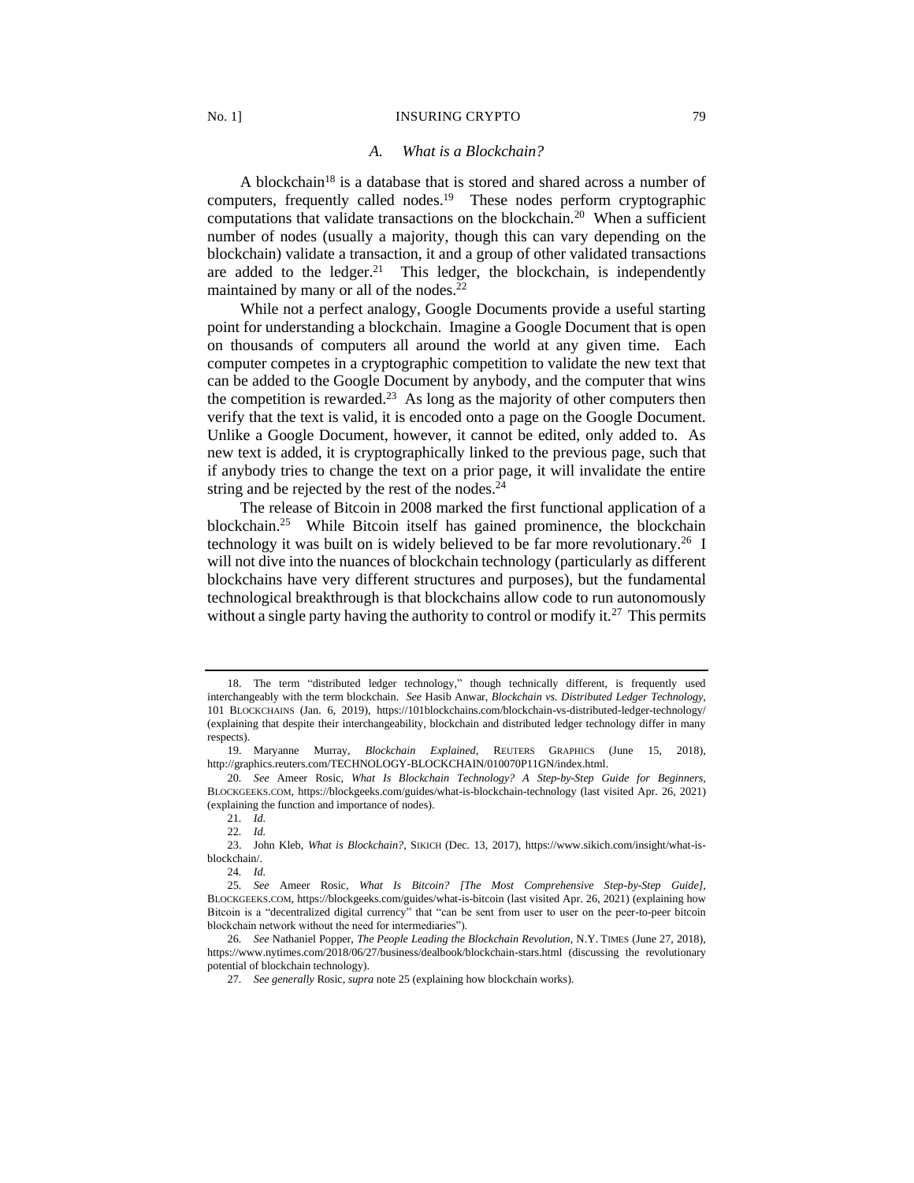### *A. What is a Blockchain?*

A blockchain[18] is a database that is stored and shared across a number of computers, frequently called nodes.[19] These nodes perform cryptographic computations that validate transactions on the blockchain.[20] When a sufficient number of nodes (usually a majority, though this can vary depending on the blockchain) validate a transaction, it and a group of other validated transactions are added to the ledger.[21] This ledger, the blockchain, is independently maintained by many or all of the nodes.[22]

While not a perfect analogy, Google Documents provide a useful starting point for understanding a blockchain. Imagine a Google Document that is open on thousands of computers all around the world at any given time. Each computer competes in a cryptographic competition to validate the new text that can be added to the Google Document by anybody, and the computer that wins the competition is rewarded.[23] As long as the majority of other computers then verify that the text is valid, it is encoded onto a page on the Google Document. Unlike a Google Document, however, it cannot be edited, only added to. As new text is added, it is cryptographically linked to the previous page, such that if anybody tries to change the text on a prior page, it will invalidate the entire string and be rejected by the rest of the nodes.[24]

The release of Bitcoin in 2008 marked the first functional application of a blockchain.[25] While Bitcoin itself has gained prominence, the blockchain technology it was built on is widely believed to be far more revolutionary.[26] I will not dive into the nuances of blockchain technology (particularly as different blockchains have very different structures and purposes), but the fundamental technological breakthrough is that blockchains allow code to run autonomously without a single party having the authority to control or modify it.[27] This permits

---

18. The term "distributed ledger technology," though technically different, is frequently used interchangeably with the term blockchain. *See* Hasib Anwar, *Blockchain vs. Distributed Ledger Technology*, 101 BLOCKCHAINS (Jan. 6, 2019), https://101blockchains.com/blockchain-vs-distributed-ledger-technology/ (explaining that despite their interchangeability, blockchain and distributed ledger technology differ in many respects).

19. Maryanne Murray, *Blockchain Explained*, REUTERS GRAPHICS (June 15, 2018), http://graphics.reuters.com/TECHNOLOGY-BLOCKCHAIN/010070P11GN/index.html.

20. *See* Ameer Rosic, *What Is Blockchain Technology? A Step-by-Step Guide for Beginners*, BLOCKGEEKS.COM, https://blockgeeks.com/guides/what-is-blockchain-technology (last visited Apr. 26, 2021) (explaining the function and importance of nodes).

21. *Id.*

22. *Id.*

23. John Kleb, *What is Blockchain?*, SIKICH (Dec. 13, 2017), https://www.sikich.com/insight/what-is-blockchain/.

24. *Id.*

25. *See* Ameer Rosic, *What Is Bitcoin? [The Most Comprehensive Step-by-Step Guide]*, BLOCKGEEKS.COM, https://blockgeeks.com/guides/what-is-bitcoin (last visited Apr. 26, 2021) (explaining how Bitcoin is a "decentralized digital currency" that "can be sent from user to user on the peer-to-peer bitcoin blockchain network without the need for intermediaries").

26. *See* Nathaniel Popper, *The People Leading the Blockchain Revolution*, N.Y. TIMES (June 27, 2018), https://www.nytimes.com/2018/06/27/business/dealbook/blockchain-stars.html (discussing the revolutionary potential of blockchain technology).

27. *See generally* Rosic, *supra* note 25 (explaining how blockchain works).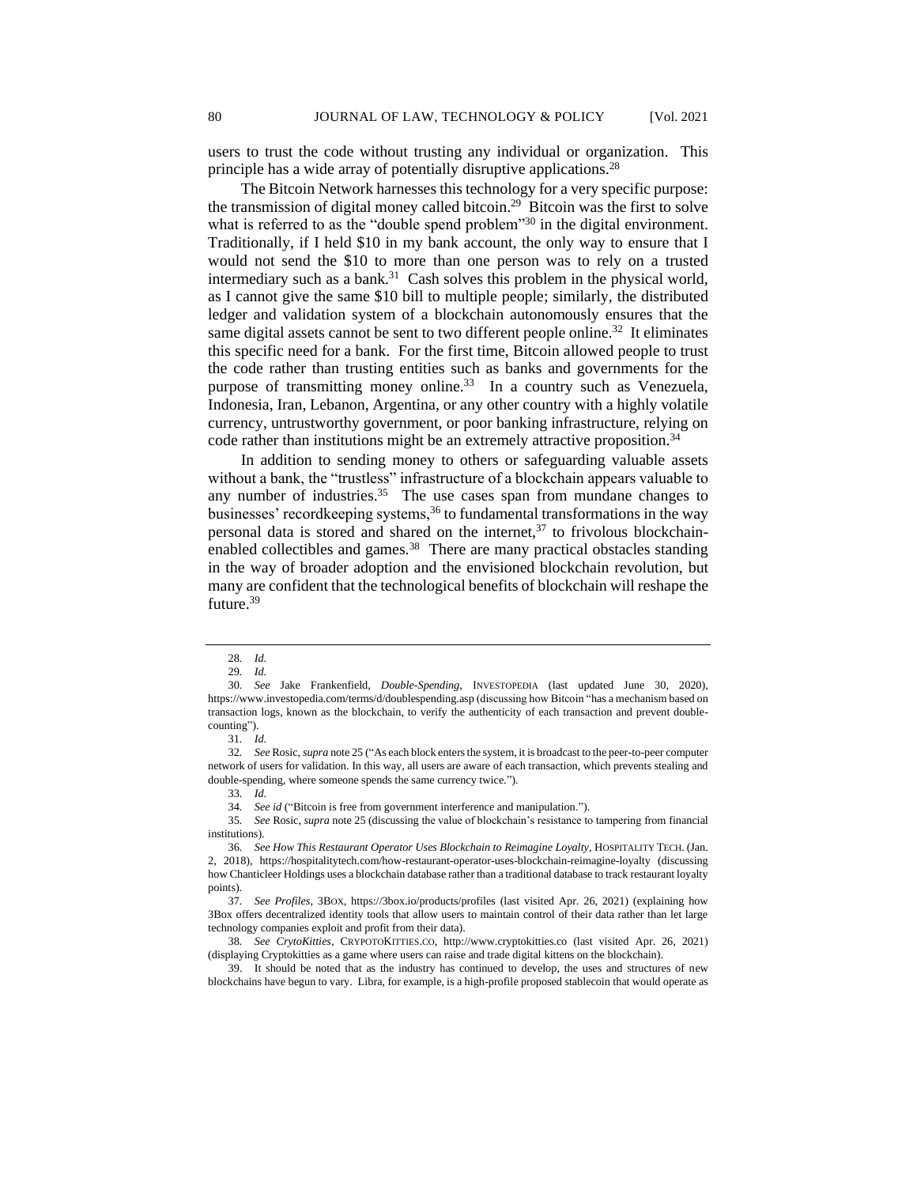users to trust the code without trusting any individual or organization. This principle has a wide array of potentially disruptive applications.[28]

The Bitcoin Network harnesses this technology for a very specific purpose: the transmission of digital money called bitcoin.[29] Bitcoin was the first to solve what is referred to as the "double spend problem"[30] in the digital environment. Traditionally, if I held $10 in my bank account, the only way to ensure that I would not send the $10 to more than one person was to rely on a trusted intermediary such as a bank.[31] Cash solves this problem in the physical world, as I cannot give the same $10 bill to multiple people; similarly, the distributed ledger and validation system of a blockchain autonomously ensures that the same digital assets cannot be sent to two different people online.[32] It eliminates this specific need for a bank. For the first time, Bitcoin allowed people to trust the code rather than trusting entities such as banks and governments for the purpose of transmitting money online.[33] In a country such as Venezuela, Indonesia, Iran, Lebanon, Argentina, or any other country with a highly volatile currency, untrustworthy government, or poor banking infrastructure, relying on code rather than institutions might be an extremely attractive proposition.[34]

In addition to sending money to others or safeguarding valuable assets without a bank, the "trustless" infrastructure of a blockchain appears valuable to any number of industries.[35] The use cases span from mundane changes to businesses' recordkeeping systems,[36] to fundamental transformations in the way personal data is stored and shared on the internet,[37] to frivolous blockchain-enabled collectibles and games.[38] There are many practical obstacles standing in the way of broader adoption and the envisioned blockchain revolution, but many are confident that the technological benefits of blockchain will reshape the future.[39]

---

28. *Id.*

29. *Id.*

30. *See* Jake Frankenfield, *Double-Spending*, INVESTOPEDIA (last updated June 30, 2020), https://www.investopedia.com/terms/d/doublespending.asp (discussing how Bitcoin "has a mechanism based on transaction logs, known as the blockchain, to verify the authenticity of each transaction and prevent double-counting").

31. *Id.*

32. *See* Rosic, *supra* note 25 ("As each block enters the system, it is broadcast to the peer-to-peer computer network of users for validation. In this way, all users are aware of each transaction, which prevents stealing and double-spending, where someone spends the same currency twice.").

33. *Id.*

34. *See id* ("Bitcoin is free from government interference and manipulation.").

35. *See* Rosic, *supra* note 25 (discussing the value of blockchain's resistance to tampering from financial institutions).

36. *See How This Restaurant Operator Uses Blockchain to Reimagine Loyalty*, HOSPITALITY TECH. (Jan. 2, 2018), https://hospitalitytech.com/how-restaurant-operator-uses-blockchain-reimagine-loyalty (discussing how Chanticleer Holdings uses a blockchain database rather than a traditional database to track restaurant loyalty points).

37. *See Profiles*, 3BOX, https://3box.io/products/profiles (last visited Apr. 26, 2021) (explaining how 3Box offers decentralized identity tools that allow users to maintain control of their data rather than let large technology companies exploit and profit from their data).

38. *See CrytoKitties*, CRYPOTOKITTIES.CO, http://www.cryptokitties.co (last visited Apr. 26, 2021) (displaying Cryptokitties as a game where users can raise and trade digital kittens on the blockchain).

39. It should be noted that as the industry has continued to develop, the uses and structures of new blockchains have begun to vary. Libra, for example, is a high-profile proposed stablecoin that would operate as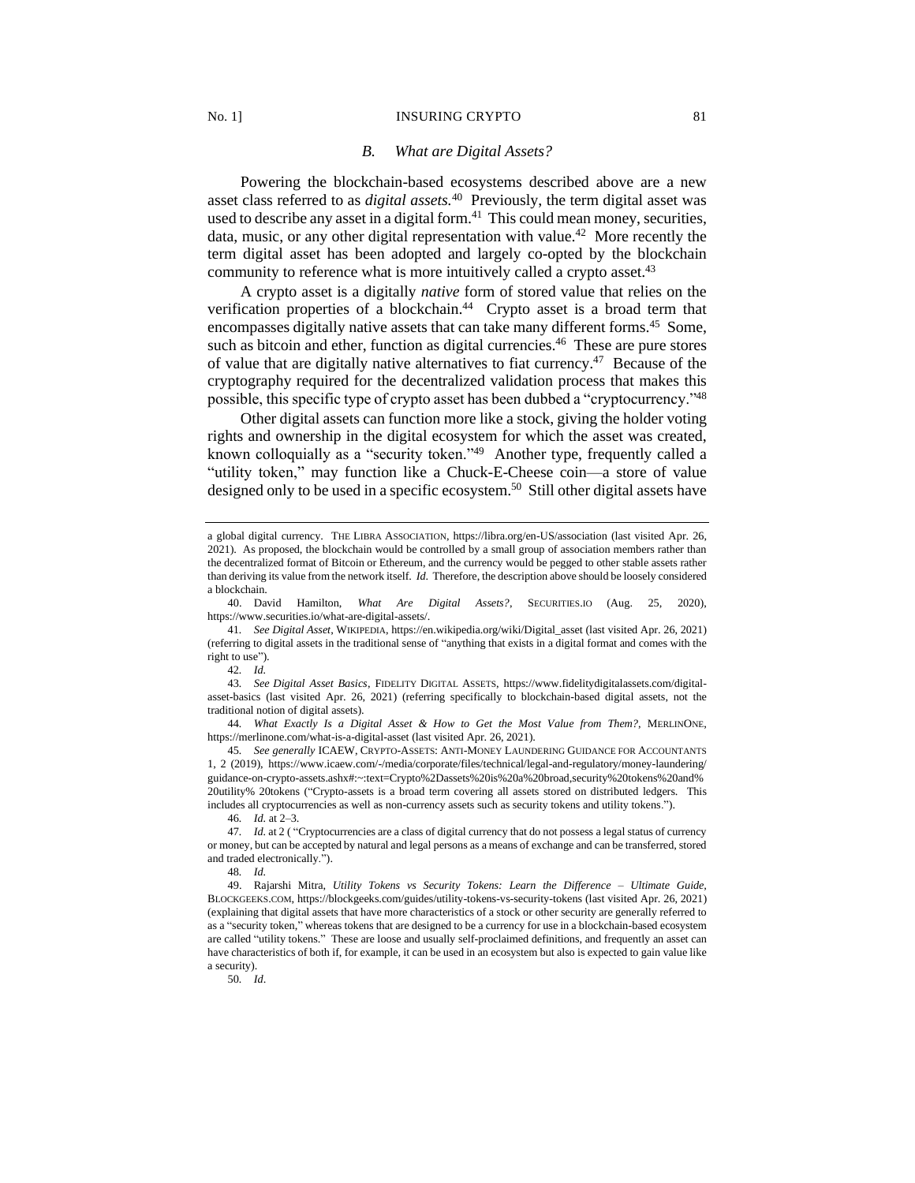### B. *What are Digital Assets?*

Powering the blockchain-based ecosystems described above are a new asset class referred to as *digital assets.*[40] Previously, the term digital asset was used to describe any asset in a digital form.[41] This could mean money, securities, data, music, or any other digital representation with value.[42] More recently the term digital asset has been adopted and largely co-opted by the blockchain community to reference what is more intuitively called a crypto asset.[43]

A crypto asset is a digitally *native* form of stored value that relies on the verification properties of a blockchain.[44] Crypto asset is a broad term that encompasses digitally native assets that can take many different forms.[45] Some, such as bitcoin and ether, function as digital currencies.[46] These are pure stores of value that are digitally native alternatives to fiat currency.[47] Because of the cryptography required for the decentralized validation process that makes this possible, this specific type of crypto asset has been dubbed a "cryptocurrency."[48]

Other digital assets can function more like a stock, giving the holder voting rights and ownership in the digital ecosystem for which the asset was created, known colloquially as a "security token."[49] Another type, frequently called a "utility token," may function like a Chuck-E-Cheese coin—a store of value designed only to be used in a specific ecosystem.[50] Still other digital assets have

---

a global digital currency. THE LIBRA ASSOCIATION, https://libra.org/en-US/association (last visited Apr. 26, 2021). As proposed, the blockchain would be controlled by a small group of association members rather than the decentralized format of Bitcoin or Ethereum, and the currency would be pegged to other stable assets rather than deriving its value from the network itself. *Id.* Therefore, the description above should be loosely considered a blockchain.

40. David Hamilton, *What Are Digital Assets?*, SECURITIES.IO (Aug. 25, 2020), https://www.securities.io/what-are-digital-assets/.

41. *See Digital Asset*, WIKIPEDIA, https://en.wikipedia.org/wiki/Digital_asset (last visited Apr. 26, 2021) (referring to digital assets in the traditional sense of "anything that exists in a digital format and comes with the right to use").

42. *Id.*

43. *See Digital Asset Basics*, FIDELITY DIGITAL ASSETS, https://www.fidelitydigitalassets.com/digital-asset-basics (last visited Apr. 26, 2021) (referring specifically to blockchain-based digital assets, not the traditional notion of digital assets).

44. *What Exactly Is a Digital Asset & How to Get the Most Value from Them?*, MERLINONE, https://merlinone.com/what-is-a-digital-asset (last visited Apr. 26, 2021).

45. *See generally* ICAEW, CRYPTO-ASSETS: ANTI-MONEY LAUNDERING GUIDANCE FOR ACCOUNTANTS 1, 2 (2019), https://www.icaew.com/-/media/corporate/files/technical/legal-and-regulatory/money-laundering/guidance-on-crypto-assets.ashx#:~:text=Crypto%2Dassets%20is%20a%20broad,security%20tokens%20and%20utility%20tokens ("Crypto-assets is a broad term covering all assets stored on distributed ledgers. This includes all cryptocurrencies as well as non-currency assets such as security tokens and utility tokens.").

46. *Id.* at 2–3.

47. *Id.* at 2 ("Cryptocurrencies are a class of digital currency that do not possess a legal status of currency or money, but can be accepted by natural and legal persons as a means of exchange and can be transferred, stored and traded electronically.").

48. *Id.*

49. Rajarshi Mitra, *Utility Tokens vs Security Tokens: Learn the Difference – Ultimate Guide*, BLOCKGEEKS.COM, https://blockgeeks.com/guides/utility-tokens-vs-security-tokens (last visited Apr. 26, 2021) (explaining that digital assets that have more characteristics of a stock or other security are generally referred to as a "security token," whereas tokens that are designed to be a currency for use in a blockchain-based ecosystem are called "utility tokens." These are loose and usually self-proclaimed definitions, and frequently an asset can have characteristics of both if, for example, it can be used in an ecosystem but also is expected to gain value like a security).

50. *Id*.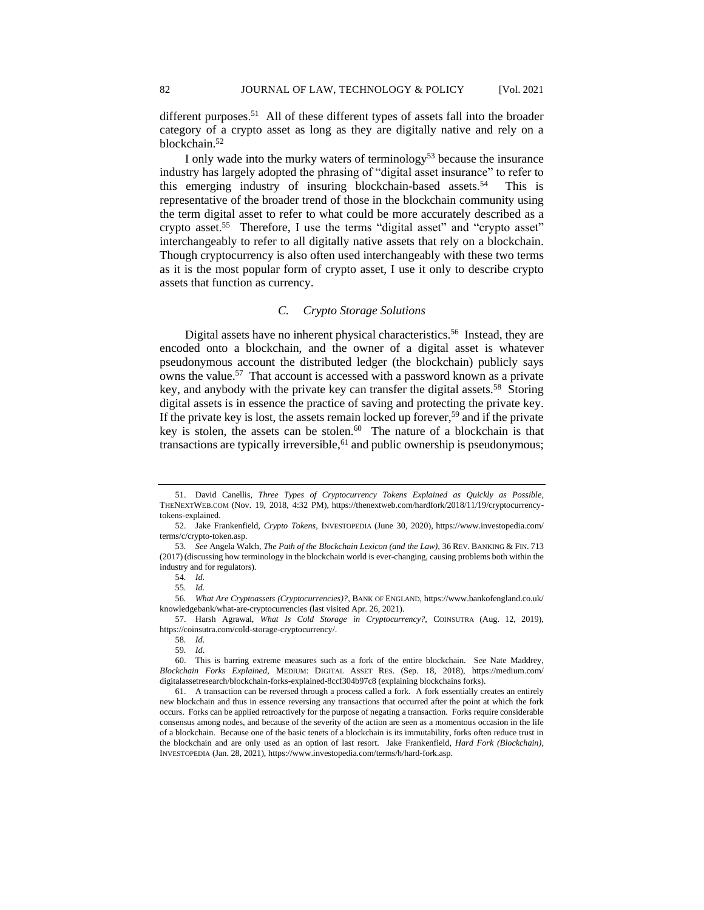different purposes.[51] All of these different types of assets fall into the broader category of a crypto asset as long as they are digitally native and rely on a blockchain.[52]

I only wade into the murky waters of terminology[53] because the insurance industry has largely adopted the phrasing of "digital asset insurance" to refer to this emerging industry of insuring blockchain-based assets.[54] This is representative of the broader trend of those in the blockchain community using the term digital asset to refer to what could be more accurately described as a crypto asset.[55] Therefore, I use the terms "digital asset" and "crypto asset" interchangeably to refer to all digitally native assets that rely on a blockchain. Though cryptocurrency is also often used interchangeably with these two terms as it is the most popular form of crypto asset, I use it only to describe crypto assets that function as currency.

### *C. Crypto Storage Solutions*

Digital assets have no inherent physical characteristics.[56] Instead, they are encoded onto a blockchain, and the owner of a digital asset is whatever pseudonymous account the distributed ledger (the blockchain) publicly says owns the value.[57] That account is accessed with a password known as a private key, and anybody with the private key can transfer the digital assets.[58] Storing digital assets is in essence the practice of saving and protecting the private key. If the private key is lost, the assets remain locked up forever,[59] and if the private key is stolen, the assets can be stolen.[60] The nature of a blockchain is that transactions are typically irreversible,[61] and public ownership is pseudonymous;

---

51. David Canellis, *Three Types of Cryptocurrency Tokens Explained as Quickly as Possible*, THENEXTWEB.COM (Nov. 19, 2018, 4:32 PM), https://thenextweb.com/hardfork/2018/11/19/cryptocurrency-tokens-explained.

52. Jake Frankenfield, *Crypto Tokens*, INVESTOPEDIA (June 30, 2020), https://www.investopedia.com/terms/c/crypto-token.asp.

53. *See* Angela Walch, *The Path of the Blockchain Lexicon (and the Law)*, 36 REV. BANKING & FIN. 713 (2017) (discussing how terminology in the blockchain world is ever-changing, causing problems both within the industry and for regulators).

54. *Id.*

55. *Id.*

56. *What Are Cryptoassets (Cryptocurrencies)?*, BANK OF ENGLAND, https://www.bankofengland.co.uk/knowledgebank/what-are-cryptocurrencies (last visited Apr. 26, 2021).

57. Harsh Agrawal, *What Is Cold Storage in Cryptocurrency?*, COINSUTRA (Aug. 12, 2019), https://coinsutra.com/cold-storage-cryptocurrency/.

58. *Id*.

59. *Id*.

60. This is barring extreme measures such as a fork of the entire blockchain. S*ee* Nate Maddrey, *Blockchain Forks Explained*, MEDIUM: DIGITAL ASSET RES. (Sep. 18, 2018), https://medium.com/digitalassetresearch/blockchain-forks-explained-8ccf304b97c8 (explaining blockchains forks).

61. A transaction can be reversed through a process called a fork. A fork essentially creates an entirely new blockchain and thus in essence reversing any transactions that occurred after the point at which the fork occurs. Forks can be applied retroactively for the purpose of negating a transaction. Forks require considerable consensus among nodes, and because of the severity of the action are seen as a momentous occasion in the life of a blockchain. Because one of the basic tenets of a blockchain is its immutability, forks often reduce trust in the blockchain and are only used as an option of last resort. Jake Frankenfield, *Hard Fork (Blockchain)*, INVESTOPEDIA (Jan. 28, 2021), https://www.investopedia.com/terms/h/hard-fork.asp.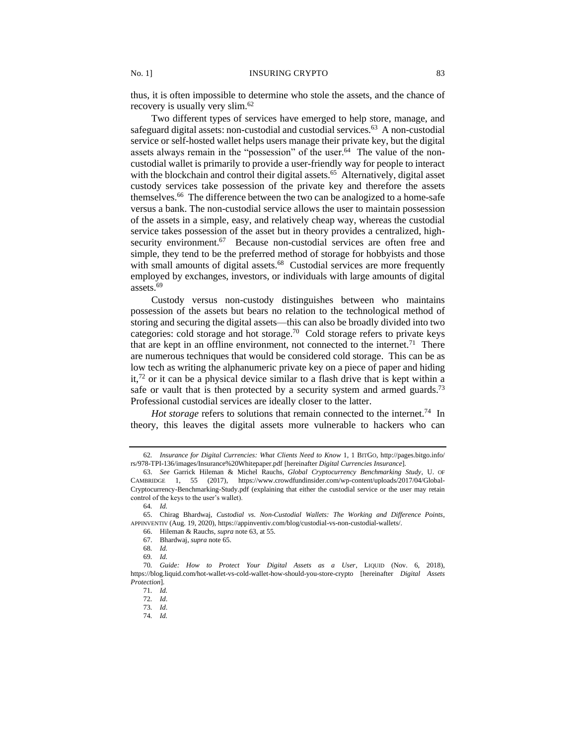thus, it is often impossible to determine who stole the assets, and the chance of recovery is usually very slim.[62]

Two different types of services have emerged to help store, manage, and safeguard digital assets: non-custodial and custodial services.[63] A non-custodial service or self-hosted wallet helps users manage their private key, but the digital assets always remain in the "possession" of the user.[64] The value of the non-custodial wallet is primarily to provide a user-friendly way for people to interact with the blockchain and control their digital assets.[65] Alternatively, digital asset custody services take possession of the private key and therefore the assets themselves.[66] The difference between the two can be analogized to a home-safe versus a bank. The non-custodial service allows the user to maintain possession of the assets in a simple, easy, and relatively cheap way, whereas the custodial service takes possession of the asset but in theory provides a centralized, high-security environment.[67] Because non-custodial services are often free and simple, they tend to be the preferred method of storage for hobbyists and those with small amounts of digital assets.[68] Custodial services are more frequently employed by exchanges, investors, or individuals with large amounts of digital assets.[69]

Custody versus non-custody distinguishes between who maintains possession of the assets but bears no relation to the technological method of storing and securing the digital assets—this can also be broadly divided into two categories: cold storage and hot storage.[70] Cold storage refers to private keys that are kept in an offline environment, not connected to the internet.[71] There are numerous techniques that would be considered cold storage. This can be as low tech as writing the alphanumeric private key on a piece of paper and hiding it,[72] or it can be a physical device similar to a flash drive that is kept within a safe or vault that is then protected by a security system and armed guards.[73] Professional custodial services are ideally closer to the latter.

*Hot storage* refers to solutions that remain connected to the internet.[74] In theory, this leaves the digital assets more vulnerable to hackers who can

---

62. *Insurance for Digital Currencies: What Clients Need to Know* 1, 1 BITGO, http://pages.bitgo.info/rs/978-TPI-136/images/Insurance%20Whitepaper.pdf [hereinafter *Digital Currencies Insurance*].

63. *See* Garrick Hileman & Michel Rauchs, *Global Cryptocurrency Benchmarking Study*, U. OF CAMBRIDGE 1, 55 (2017), https://www.crowdfundinsider.com/wp-content/uploads/2017/04/Global-Cryptocurrency-Benchmarking-Study.pdf (explaining that either the custodial service or the user may retain control of the keys to the user's wallet).

64. *Id.*

65. Chirag Bhardwaj, *Custodial vs. Non-Custodial Wallets: The Working and Difference Points*, APPINVENTIV (Aug. 19, 2020), https://appinventiv.com/blog/custodial-vs-non-custodial-wallets/.

66. Hileman & Rauchs, *supra* note 63, at 55.

67. Bhardwaj, *supra* note 65.

68. *Id.*

69. *Id.*

70. *Guide: How to Protect Your Digital Assets as a User*, LIQUID (Nov. 6, 2018), https://blog.liquid.com/hot-wallet-vs-cold-wallet-how-should-you-store-crypto [hereinafter *Digital Assets Protection*].

71. *Id.*

72. *Id*.

73. *Id*.

74. *Id.*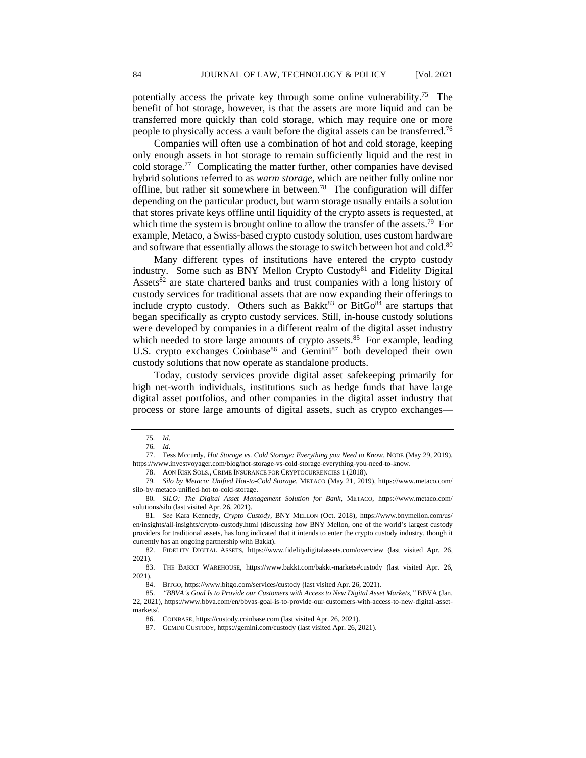potentially access the private key through some online vulnerability.[75] The benefit of hot storage, however, is that the assets are more liquid and can be transferred more quickly than cold storage, which may require one or more people to physically access a vault before the digital assets can be transferred.[76]

Companies will often use a combination of hot and cold storage, keeping only enough assets in hot storage to remain sufficiently liquid and the rest in cold storage.[77] Complicating the matter further, other companies have devised hybrid solutions referred to as *warm storage*, which are neither fully online nor offline, but rather sit somewhere in between.[78] The configuration will differ depending on the particular product, but warm storage usually entails a solution that stores private keys offline until liquidity of the crypto assets is requested, at which time the system is brought online to allow the transfer of the assets.[79] For example, Metaco, a Swiss-based crypto custody solution, uses custom hardware and software that essentially allows the storage to switch between hot and cold.[80]

Many different types of institutions have entered the crypto custody industry. Some such as BNY Mellon Crypto Custody[81] and Fidelity Digital Assets[82] are state chartered banks and trust companies with a long history of custody services for traditional assets that are now expanding their offerings to include crypto custody. Others such as Bakkt[83] or BitGo[84] are startups that began specifically as crypto custody services. Still, in-house custody solutions were developed by companies in a different realm of the digital asset industry which needed to store large amounts of crypto assets.[85] For example, leading U.S. crypto exchanges Coinbase[86] and Gemini[87] both developed their own custody solutions that now operate as standalone products.

Today, custody services provide digital asset safekeeping primarily for high net-worth individuals, institutions such as hedge funds that have large digital asset portfolios, and other companies in the digital asset industry that process or store large amounts of digital assets, such as crypto exchanges—

---

75. *Id*.

76. *Id*.

77. Tess Mccurdy, *Hot Storage vs. Cold Storage: Everything you Need to Know*, NODE (May 29, 2019), https://www.investvoyager.com/blog/hot-storage-vs-cold-storage-everything-you-need-to-know.

78. AON RISK SOLS., CRIME INSURANCE FOR CRYPTOCURRENCIES 1 (2018).

79. *Silo by Metaco: Unified Hot-to-Cold Storage*, METACO (May 21, 2019), https://www.metaco.com/silo-by-metaco-unified-hot-to-cold-storage.

80. *SILO: The Digital Asset Management Solution for Bank*, METACO, https://www.metaco.com/solutions/silo (last visited Apr. 26, 2021).

81. *See* Kara Kennedy, *Crypto Custody*, BNY MELLON (Oct. 2018), https://www.bnymellon.com/us/en/insights/all-insights/crypto-custody.html (discussing how BNY Mellon, one of the world's largest custody providers for traditional assets, has long indicated that it intends to enter the crypto custody industry, though it currently has an ongoing partnership with Bakkt).

82. FIDELITY DIGITAL ASSETS, https://www.fidelitydigitalassets.com/overview (last visited Apr. 26, 2021).

83. THE BAKKT WAREHOUSE, https://www.bakkt.com/bakkt-markets#custody (last visited Apr. 26, 2021).

84. BITGO, https://www.bitgo.com/services/custody (last visited Apr. 26, 2021).

85. *"BBVA's Goal Is to Provide our Customers with Access to New Digital Asset Markets,"* BBVA (Jan. 22, 2021), https://www.bbva.com/en/bbvas-goal-is-to-provide-our-customers-with-access-to-new-digital-asset-markets/.

86. COINBASE, https://custody.coinbase.com (last visited Apr. 26, 2021).

87. GEMINI CUSTODY, https://gemini.com/custody (last visited Apr. 26, 2021).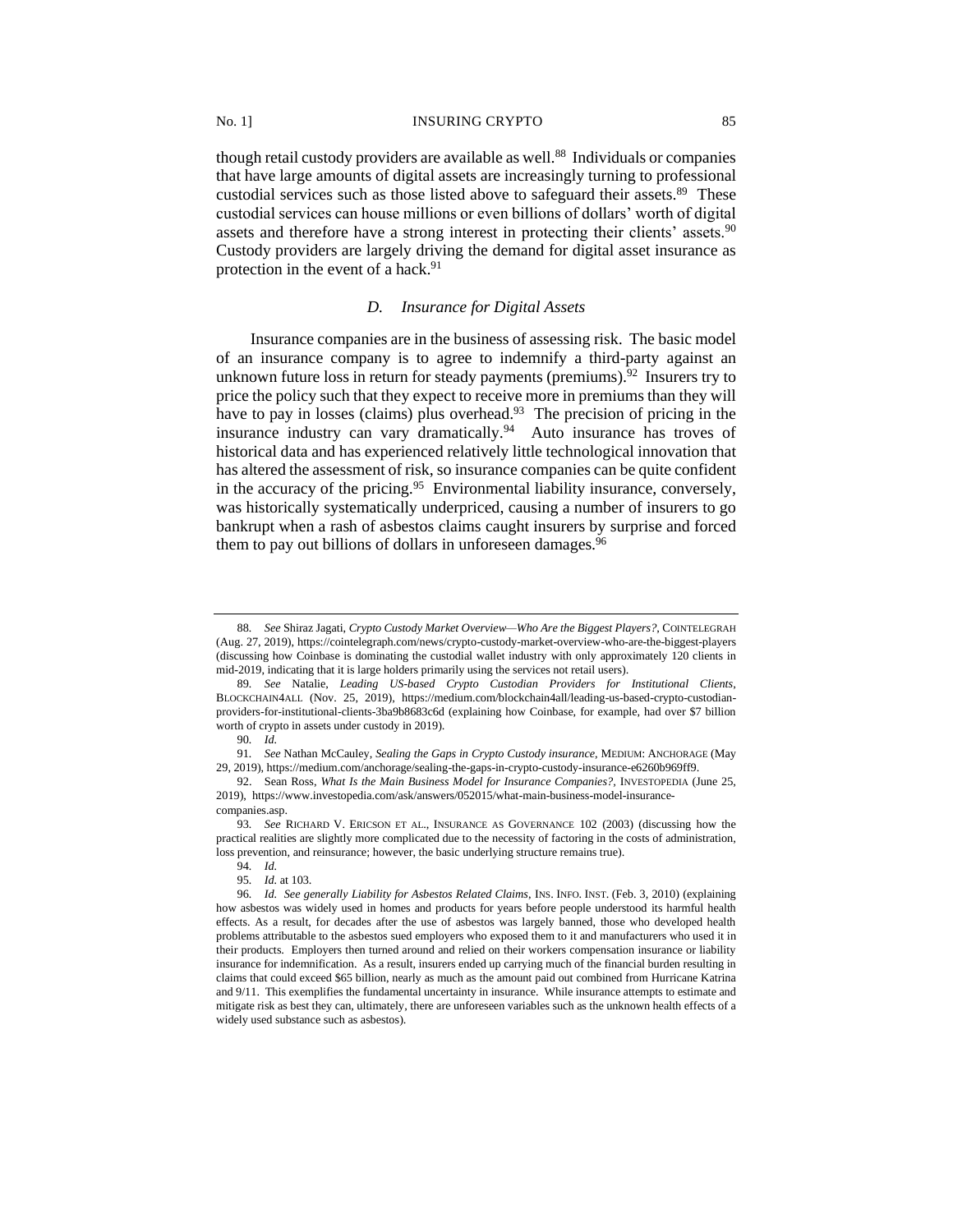though retail custody providers are available as well.[88] Individuals or companies that have large amounts of digital assets are increasingly turning to professional custodial services such as those listed above to safeguard their assets.[89] These custodial services can house millions or even billions of dollars' worth of digital assets and therefore have a strong interest in protecting their clients' assets.[90] Custody providers are largely driving the demand for digital asset insurance as protection in the event of a hack.[91]

### *D. Insurance for Digital Assets*

Insurance companies are in the business of assessing risk. The basic model of an insurance company is to agree to indemnify a third-party against an unknown future loss in return for steady payments (premiums).[92] Insurers try to price the policy such that they expect to receive more in premiums than they will have to pay in losses (claims) plus overhead.[93] The precision of pricing in the insurance industry can vary dramatically.[94] Auto insurance has troves of historical data and has experienced relatively little technological innovation that has altered the assessment of risk, so insurance companies can be quite confident in the accuracy of the pricing.[95] Environmental liability insurance, conversely, was historically systematically underpriced, causing a number of insurers to go bankrupt when a rash of asbestos claims caught insurers by surprise and forced them to pay out billions of dollars in unforeseen damages.[96]

---

88. *See* Shiraz Jagati, *Crypto Custody Market Overview—Who Are the Biggest Players?*, COINTELEGRAH (Aug. 27, 2019), https://cointelegraph.com/news/crypto-custody-market-overview-who-are-the-biggest-players (discussing how Coinbase is dominating the custodial wallet industry with only approximately 120 clients in mid-2019, indicating that it is large holders primarily using the services not retail users).

89. *See* Natalie, *Leading US-based Crypto Custodian Providers for Institutional Clients*, BLOCKCHAIN4ALL (Nov. 25, 2019), https://medium.com/blockchain4all/leading-us-based-crypto-custodian-providers-for-institutional-clients-3ba9b8683c6d (explaining how Coinbase, for example, had over $7 billion worth of crypto in assets under custody in 2019).

90. *Id.*

91. *See* Nathan McCauley, *Sealing the Gaps in Crypto Custody insurance*, MEDIUM: ANCHORAGE (May 29, 2019), https://medium.com/anchorage/sealing-the-gaps-in-crypto-custody-insurance-e6260b969ff9.

92. Sean Ross, *What Is the Main Business Model for Insurance Companies?*, INVESTOPEDIA (June 25, 2019), https://www.investopedia.com/ask/answers/052015/what-main-business-model-insurance-companies.asp.

93. *See* RICHARD V. ERICSON ET AL., INSURANCE AS GOVERNANCE 102 (2003) (discussing how the practical realities are slightly more complicated due to the necessity of factoring in the costs of administration, loss prevention, and reinsurance; however, the basic underlying structure remains true).

94. *Id.*

95. *Id.* at 103.

96. *Id. See generally Liability for Asbestos Related Claims*, INS. INFO. INST. (Feb. 3, 2010) (explaining how asbestos was widely used in homes and products for years before people understood its harmful health effects. As a result, for decades after the use of asbestos was largely banned, those who developed health problems attributable to the asbestos sued employers who exposed them to it and manufacturers who used it in their products. Employers then turned around and relied on their workers compensation insurance or liability insurance for indemnification. As a result, insurers ended up carrying much of the financial burden resulting in claims that could exceed $65 billion, nearly as much as the amount paid out combined from Hurricane Katrina and 9/11. This exemplifies the fundamental uncertainty in insurance. While insurance attempts to estimate and mitigate risk as best they can, ultimately, there are unforeseen variables such as the unknown health effects of a widely used substance such as asbestos).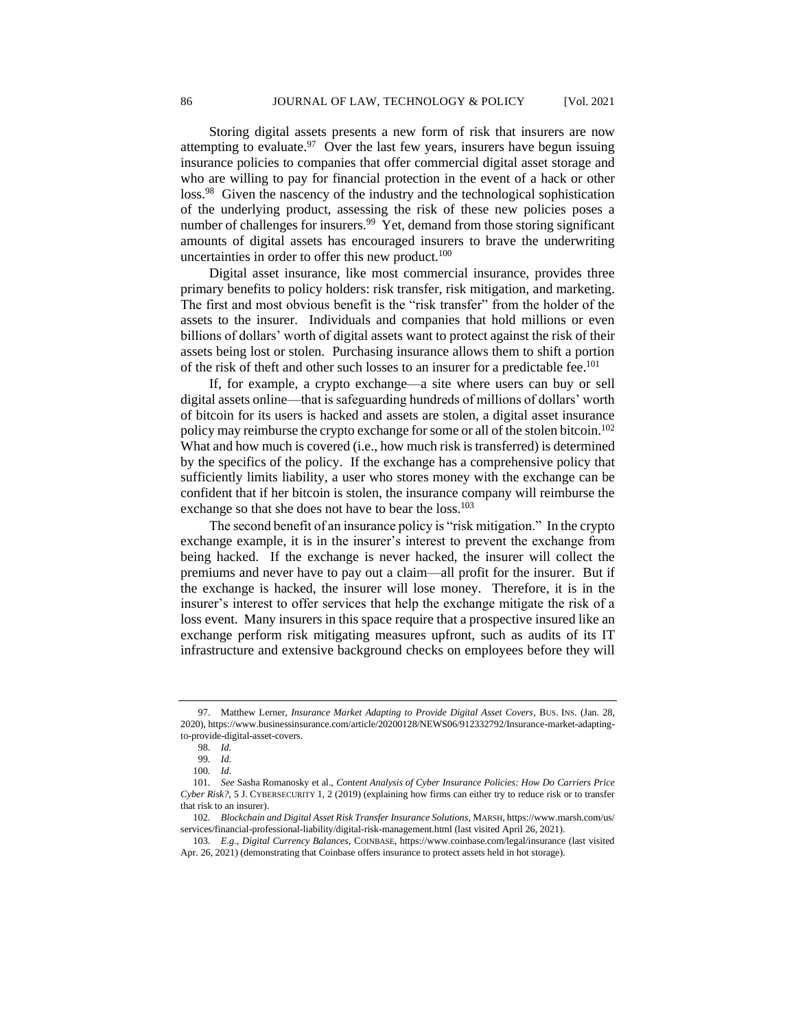Storing digital assets presents a new form of risk that insurers are now attempting to evaluate.[97] Over the last few years, insurers have begun issuing insurance policies to companies that offer commercial digital asset storage and who are willing to pay for financial protection in the event of a hack or other loss.[98] Given the nascency of the industry and the technological sophistication of the underlying product, assessing the risk of these new policies poses a number of challenges for insurers.[99] Yet, demand from those storing significant amounts of digital assets has encouraged insurers to brave the underwriting uncertainties in order to offer this new product.[100]

Digital asset insurance, like most commercial insurance, provides three primary benefits to policy holders: risk transfer, risk mitigation, and marketing. The first and most obvious benefit is the "risk transfer" from the holder of the assets to the insurer. Individuals and companies that hold millions or even billions of dollars' worth of digital assets want to protect against the risk of their assets being lost or stolen. Purchasing insurance allows them to shift a portion of the risk of theft and other such losses to an insurer for a predictable fee.[101]

If, for example, a crypto exchange—a site where users can buy or sell digital assets online—that is safeguarding hundreds of millions of dollars' worth of bitcoin for its users is hacked and assets are stolen, a digital asset insurance policy may reimburse the crypto exchange for some or all of the stolen bitcoin.[102] What and how much is covered (i.e., how much risk is transferred) is determined by the specifics of the policy. If the exchange has a comprehensive policy that sufficiently limits liability, a user who stores money with the exchange can be confident that if her bitcoin is stolen, the insurance company will reimburse the exchange so that she does not have to bear the loss.[103]

The second benefit of an insurance policy is "risk mitigation." In the crypto exchange example, it is in the insurer's interest to prevent the exchange from being hacked. If the exchange is never hacked, the insurer will collect the premiums and never have to pay out a claim—all profit for the insurer. But if the exchange is hacked, the insurer will lose money. Therefore, it is in the insurer's interest to offer services that help the exchange mitigate the risk of a loss event. Many insurers in this space require that a prospective insured like an exchange perform risk mitigating measures upfront, such as audits of its IT infrastructure and extensive background checks on employees before they will

---

97. Matthew Lerner, *Insurance Market Adapting to Provide Digital Asset Covers*, BUS. INS. (Jan. 28, 2020), https://www.businessinsurance.com/article/20200128/NEWS06/912332792/Insurance-market-adapting-to-provide-digital-asset-covers.

98. *Id.*

99. *Id.*

100. *Id*.

101. *See* Sasha Romanosky et al., *Content Analysis of Cyber Insurance Policies: How Do Carriers Price Cyber Risk?*, 5 J. CYBERSECURITY 1, 2 (2019) (explaining how firms can either try to reduce risk or to transfer that risk to an insurer).

102. *Blockchain and Digital Asset Risk Transfer Insurance Solutions*, MARSH, https://www.marsh.com/us/services/financial-professional-liability/digital-risk-management.html (last visited April 26, 2021).

103. *E.g.*, *Digital Currency Balances*, COINBASE, https://www.coinbase.com/legal/insurance (last visited Apr. 26, 2021) (demonstrating that Coinbase offers insurance to protect assets held in hot storage).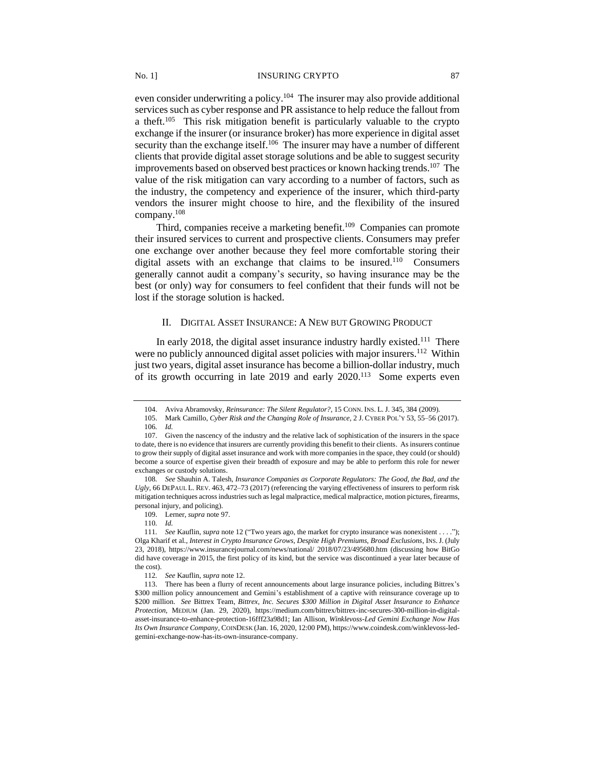even consider underwriting a policy.[104] The insurer may also provide additional services such as cyber response and PR assistance to help reduce the fallout from a theft.[105] This risk mitigation benefit is particularly valuable to the crypto exchange if the insurer (or insurance broker) has more experience in digital asset security than the exchange itself.[106] The insurer may have a number of different clients that provide digital asset storage solutions and be able to suggest security improvements based on observed best practices or known hacking trends.[107] The value of the risk mitigation can vary according to a number of factors, such as the industry, the competency and experience of the insurer, which third-party vendors the insurer might choose to hire, and the flexibility of the insured company.[108]

Third, companies receive a marketing benefit.[109] Companies can promote their insured services to current and prospective clients. Consumers may prefer one exchange over another because they feel more comfortable storing their digital assets with an exchange that claims to be insured.[110] Consumers generally cannot audit a company's security, so having insurance may be the best (or only) way for consumers to feel confident that their funds will not be lost if the storage solution is hacked.

## II. Digital Asset Insurance: A New but Growing Product

In early 2018, the digital asset insurance industry hardly existed.[111] There were no publicly announced digital asset policies with major insurers.[112] Within just two years, digital asset insurance has become a billion-dollar industry, much of its growth occurring in late 2019 and early 2020.[113] Some experts even

---

104. Aviva Abramovsky, *Reinsurance: The Silent Regulator?*, 15 Conn. Ins. L. J. 345, 384 (2009).

105. Mark Camillo, *Cyber Risk and the Changing Role of Insurance*, 2 J. Cyber Pol'y 53, 55–56 (2017).

106. *Id.*

107. Given the nascency of the industry and the relative lack of sophistication of the insurers in the space to date, there is no evidence that insurers are currently providing this benefit to their clients. As insurers continue to grow their supply of digital asset insurance and work with more companies in the space, they could (or should) become a source of expertise given their breadth of exposure and may be able to perform this role for newer exchanges or custody solutions.

108. *See* Shauhin A. Talesh, *Insurance Companies as Corporate Regulators: The Good, the Bad, and the Ugly*, 66 DePaul L. Rev. 463, 472–73 (2017) (referencing the varying effectiveness of insurers to perform risk mitigation techniques across industries such as legal malpractice, medical malpractice, motion pictures, firearms, personal injury, and policing).

109. Lerner, *supra* note 97.

110. *Id.*

111. *See* Kauflin, *supra* note 12 ("Two years ago, the market for crypto insurance was nonexistent . . . ."); Olga Kharif et al., *Interest in Crypto Insurance Grows, Despite High Premiums, Broad Exclusions*, Ins. J. (July 23, 2018), https://www.insurancejournal.com/news/national/ 2018/07/23/495680.htm (discussing how BitGo did have coverage in 2015, the first policy of its kind, but the service was discontinued a year later because of the cost).

112. *See* Kauflin, *supra* note 12.

113. There has been a flurry of recent announcements about large insurance policies, including Bittrex's $300 million policy announcement and Gemini's establishment of a captive with reinsurance coverage up to $200 million. *See* Bittrex Team, *Bittrex, Inc. Secures $300 Million in Digital Asset Insurance to Enhance Protection*, Medium (Jan. 29, 2020), https://medium.com/bittrex/bittrex-inc-secures-300-million-in-digital-asset-insurance-to-enhance-protection-16fff23a98d1; Ian Allison, *Winklevoss-Led Gemini Exchange Now Has Its Own Insurance Company*, CoinDesk (Jan. 16, 2020, 12:00 PM), https://www.coindesk.com/winklevoss-led-gemini-exchange-now-has-its-own-insurance-company.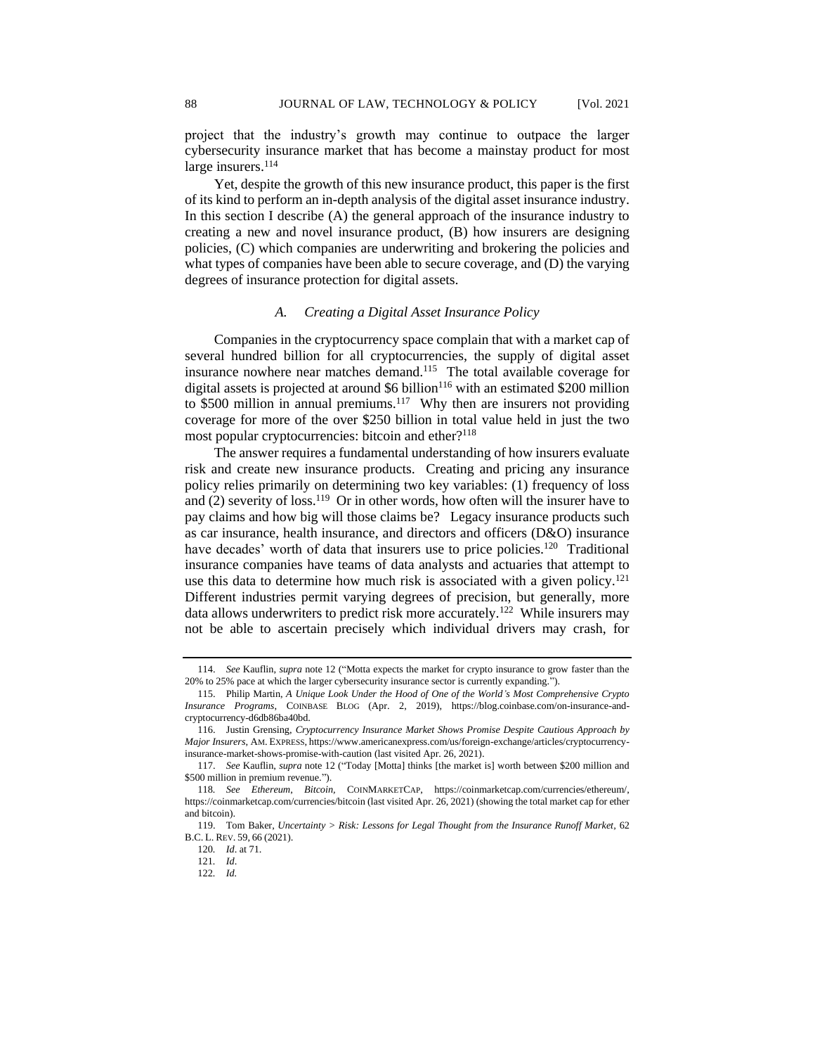project that the industry's growth may continue to outpace the larger cybersecurity insurance market that has become a mainstay product for most large insurers.[114]

Yet, despite the growth of this new insurance product, this paper is the first of its kind to perform an in-depth analysis of the digital asset insurance industry. In this section I describe (A) the general approach of the insurance industry to creating a new and novel insurance product, (B) how insurers are designing policies, (C) which companies are underwriting and brokering the policies and what types of companies have been able to secure coverage, and (D) the varying degrees of insurance protection for digital assets.

### *A. Creating a Digital Asset Insurance Policy*

Companies in the cryptocurrency space complain that with a market cap of several hundred billion for all cryptocurrencies, the supply of digital asset insurance nowhere near matches demand.[115] The total available coverage for digital assets is projected at around $6 billion[116] with an estimated $200 million to $500 million in annual premiums.[117] Why then are insurers not providing coverage for more of the over $250 billion in total value held in just the two most popular cryptocurrencies: bitcoin and ether?[118]

The answer requires a fundamental understanding of how insurers evaluate risk and create new insurance products. Creating and pricing any insurance policy relies primarily on determining two key variables: (1) frequency of loss and (2) severity of loss.[119] Or in other words, how often will the insurer have to pay claims and how big will those claims be? Legacy insurance products such as car insurance, health insurance, and directors and officers (D&O) insurance have decades' worth of data that insurers use to price policies.[120] Traditional insurance companies have teams of data analysts and actuaries that attempt to use this data to determine how much risk is associated with a given policy.[121] Different industries permit varying degrees of precision, but generally, more data allows underwriters to predict risk more accurately.[122] While insurers may not be able to ascertain precisely which individual drivers may crash, for

---

114. *See* Kauflin, *supra* note 12 ("Motta expects the market for crypto insurance to grow faster than the 20% to 25% pace at which the larger cybersecurity insurance sector is currently expanding.").

115. Philip Martin, *A Unique Look Under the Hood of One of the World's Most Comprehensive Crypto Insurance Programs*, COINBASE BLOG (Apr. 2, 2019), https://blog.coinbase.com/on-insurance-and-cryptocurrency-d6db86ba40bd.

116. Justin Grensing, *Cryptocurrency Insurance Market Shows Promise Despite Cautious Approach by Major Insurers*, AM. EXPRESS, https://www.americanexpress.com/us/foreign-exchange/articles/cryptocurrency-insurance-market-shows-promise-with-caution (last visited Apr. 26, 2021).

117. *See* Kauflin, *supra* note 12 ("Today [Motta] thinks [the market is] worth between $200 million and $500 million in premium revenue.").

118. *See Ethereum*, *Bitcoin*, COINMARKETCAP, https://coinmarketcap.com/currencies/ethereum/, https://coinmarketcap.com/currencies/bitcoin (last visited Apr. 26, 2021) (showing the total market cap for ether and bitcoin).

119. Tom Baker, *Uncertainty > Risk: Lessons for Legal Thought from the Insurance Runoff Market*, 62 B.C. L. REV. 59, 66 (2021).

120. *Id*. at 71.

121. *Id*.

122. *Id.*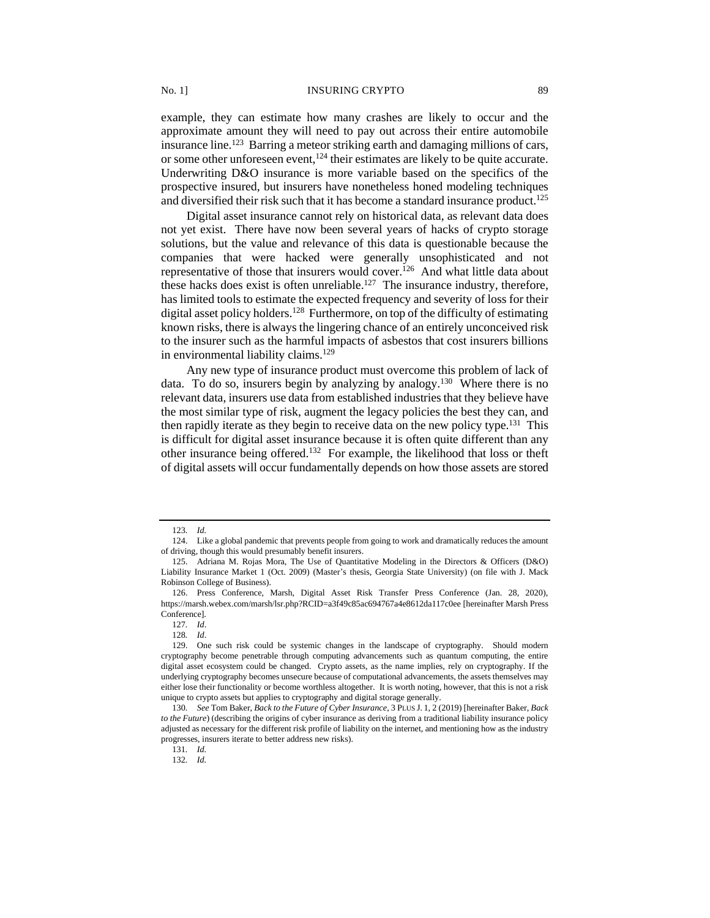example, they can estimate how many crashes are likely to occur and the approximate amount they will need to pay out across their entire automobile insurance line.[123] Barring a meteor striking earth and damaging millions of cars, or some other unforeseen event,[124] their estimates are likely to be quite accurate. Underwriting D&O insurance is more variable based on the specifics of the prospective insured, but insurers have nonetheless honed modeling techniques and diversified their risk such that it has become a standard insurance product.[125]

Digital asset insurance cannot rely on historical data, as relevant data does not yet exist. There have now been several years of hacks of crypto storage solutions, but the value and relevance of this data is questionable because the companies that were hacked were generally unsophisticated and not representative of those that insurers would cover.[126] And what little data about these hacks does exist is often unreliable.[127] The insurance industry, therefore, has limited tools to estimate the expected frequency and severity of loss for their digital asset policy holders.[128] Furthermore, on top of the difficulty of estimating known risks, there is always the lingering chance of an entirely unconceived risk to the insurer such as the harmful impacts of asbestos that cost insurers billions in environmental liability claims.[129]

Any new type of insurance product must overcome this problem of lack of data. To do so, insurers begin by analyzing by analogy.[130] Where there is no relevant data, insurers use data from established industries that they believe have the most similar type of risk, augment the legacy policies the best they can, and then rapidly iterate as they begin to receive data on the new policy type.[131] This is difficult for digital asset insurance because it is often quite different than any other insurance being offered.[132] For example, the likelihood that loss or theft of digital assets will occur fundamentally depends on how those assets are stored

---

123. *Id.*

124. Like a global pandemic that prevents people from going to work and dramatically reduces the amount of driving, though this would presumably benefit insurers.

125. Adriana M. Rojas Mora, The Use of Quantitative Modeling in the Directors & Officers (D&O) Liability Insurance Market 1 (Oct. 2009) (Master's thesis, Georgia State University) (on file with J. Mack Robinson College of Business).

126. Press Conference, Marsh, Digital Asset Risk Transfer Press Conference (Jan. 28, 2020), https://marsh.webex.com/marsh/lsr.php?RCID=a3f49c85ac694767a4e8612da117c0ee [hereinafter Marsh Press Conference].

127. *Id*.

128. *Id*.

129. One such risk could be systemic changes in the landscape of cryptography. Should modern cryptography become penetrable through computing advancements such as quantum computing, the entire digital asset ecosystem could be changed. Crypto assets, as the name implies, rely on cryptography. If the underlying cryptography becomes unsecure because of computational advancements, the assets themselves may either lose their functionality or become worthless altogether. It is worth noting, however, that this is not a risk unique to crypto assets but applies to cryptography and digital storage generally.

130. *See* Tom Baker, *Back to the Future of Cyber Insurance*, 3 PLUS J. 1, 2 (2019) [hereinafter Baker, *Back to the Future*] (describing the origins of cyber insurance as deriving from a traditional liability insurance policy adjusted as necessary for the different risk profile of liability on the internet, and mentioning how as the industry progresses, insurers iterate to better address new risks).

131. *Id.*

132. *Id.*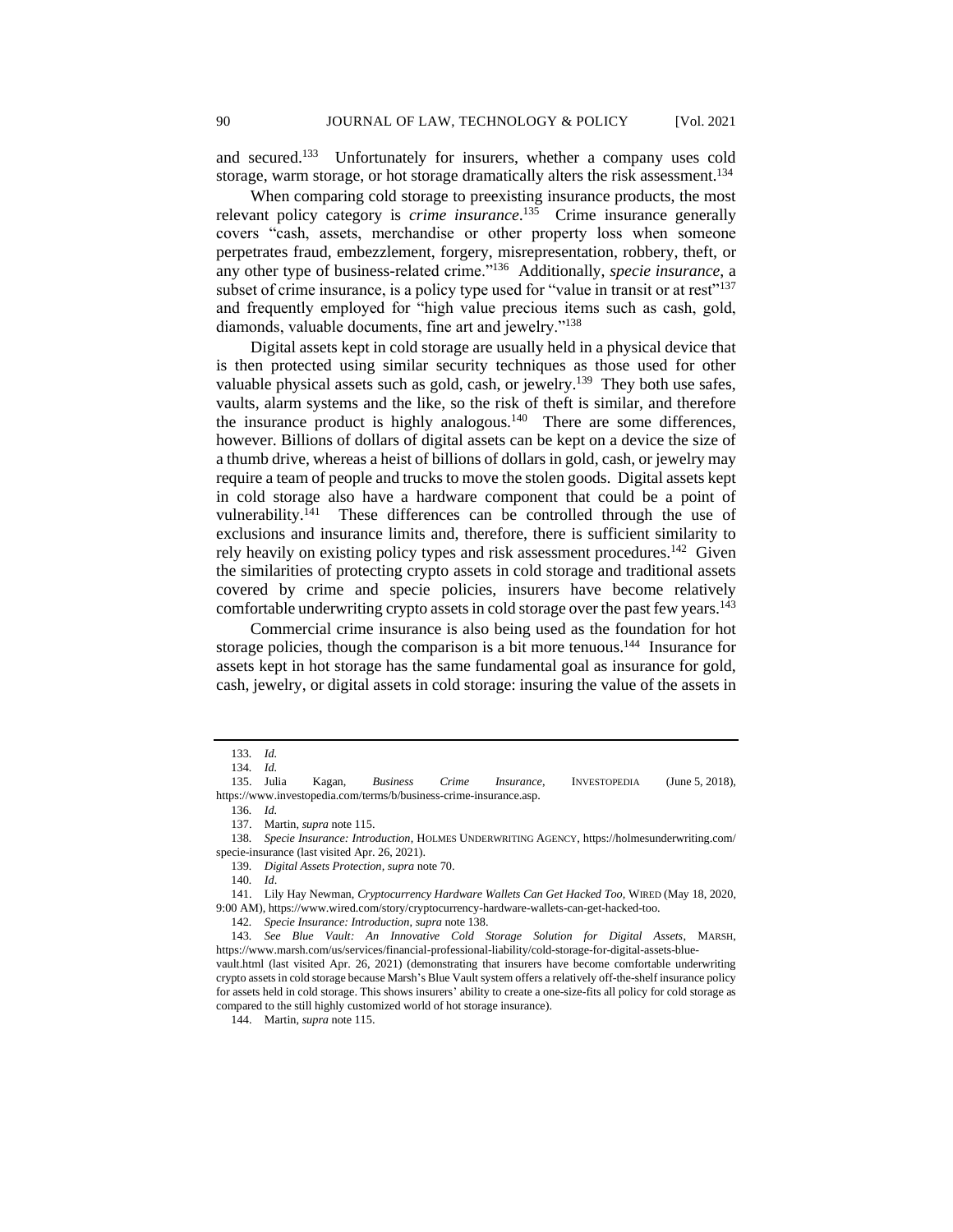and secured.[133] Unfortunately for insurers, whether a company uses cold storage, warm storage, or hot storage dramatically alters the risk assessment.[134]

When comparing cold storage to preexisting insurance products, the most relevant policy category is *crime insurance*.[135] Crime insurance generally covers "cash, assets, merchandise or other property loss when someone perpetrates fraud, embezzlement, forgery, misrepresentation, robbery, theft, or any other type of business-related crime."[136] Additionally, *specie insurance*, a subset of crime insurance, is a policy type used for "value in transit or at rest"[137] and frequently employed for "high value precious items such as cash, gold, diamonds, valuable documents, fine art and jewelry."[138]

Digital assets kept in cold storage are usually held in a physical device that is then protected using similar security techniques as those used for other valuable physical assets such as gold, cash, or jewelry.[139] They both use safes, vaults, alarm systems and the like, so the risk of theft is similar, and therefore the insurance product is highly analogous.[140] There are some differences, however. Billions of dollars of digital assets can be kept on a device the size of a thumb drive, whereas a heist of billions of dollars in gold, cash, or jewelry may require a team of people and trucks to move the stolen goods. Digital assets kept in cold storage also have a hardware component that could be a point of vulnerability.[141] These differences can be controlled through the use of exclusions and insurance limits and, therefore, there is sufficient similarity to rely heavily on existing policy types and risk assessment procedures.[142] Given the similarities of protecting crypto assets in cold storage and traditional assets covered by crime and specie policies, insurers have become relatively comfortable underwriting crypto assets in cold storage over the past few years.[143]

Commercial crime insurance is also being used as the foundation for hot storage policies, though the comparison is a bit more tenuous.[144] Insurance for assets kept in hot storage has the same fundamental goal as insurance for gold, cash, jewelry, or digital assets in cold storage: insuring the value of the assets in

---

133. *Id.*

134. *Id.*

135. Julia Kagan, *Business Crime Insurance*, INVESTOPEDIA (June 5, 2018), https://www.investopedia.com/terms/b/business-crime-insurance.asp.

136. *Id.*

137. Martin, *supra* note 115.

138. *Specie Insurance: Introduction*, HOLMES UNDERWRITING AGENCY, https://holmesunderwriting.com/specie-insurance (last visited Apr. 26, 2021).

139. *Digital Assets Protection*, *supra* note 70.

140. *Id*.

141. Lily Hay Newman, *Cryptocurrency Hardware Wallets Can Get Hacked Too*, WIRED (May 18, 2020, 9:00 AM), https://www.wired.com/story/cryptocurrency-hardware-wallets-can-get-hacked-too.

142. *Specie Insurance: Introduction*, *supra* note 138.

143. *See Blue Vault: An Innovative Cold Storage Solution for Digital Assets*, MARSH, https://www.marsh.com/us/services/financial-professional-liability/cold-storage-for-digital-assets-blue-vault.html (last visited Apr. 26, 2021) (demonstrating that insurers have become comfortable underwriting crypto assets in cold storage because Marsh's Blue Vault system offers a relatively off-the-shelf insurance policy for assets held in cold storage. This shows insurers' ability to create a one-size-fits all policy for cold storage as compared to the still highly customized world of hot storage insurance).

144. Martin, *supra* note 115.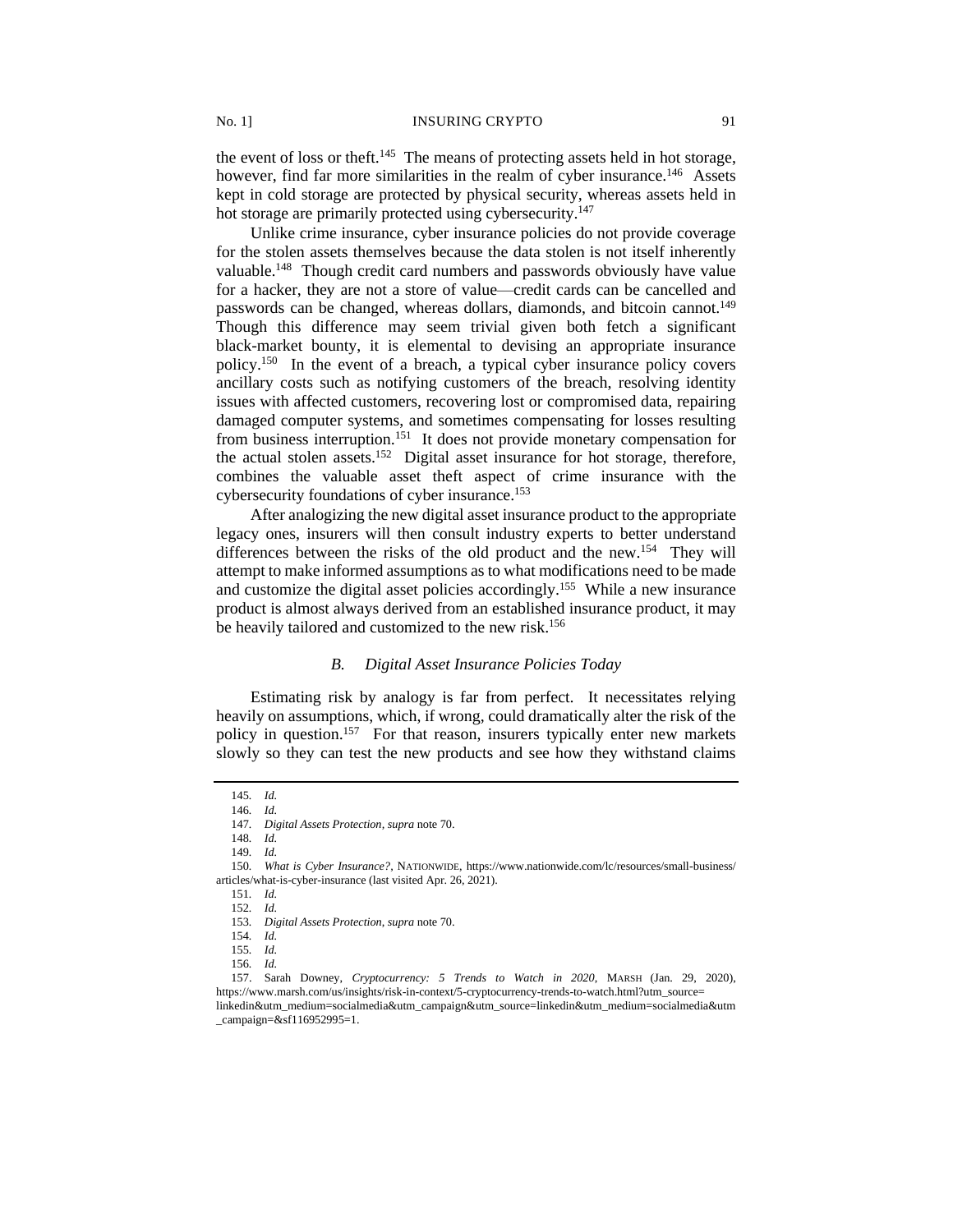the event of loss or theft.[145] The means of protecting assets held in hot storage, however, find far more similarities in the realm of cyber insurance.[146] Assets kept in cold storage are protected by physical security, whereas assets held in hot storage are primarily protected using cybersecurity.[147]

Unlike crime insurance, cyber insurance policies do not provide coverage for the stolen assets themselves because the data stolen is not itself inherently valuable.[148] Though credit card numbers and passwords obviously have value for a hacker, they are not a store of value—credit cards can be cancelled and passwords can be changed, whereas dollars, diamonds, and bitcoin cannot.[149] Though this difference may seem trivial given both fetch a significant black-market bounty, it is elemental to devising an appropriate insurance policy.[150] In the event of a breach, a typical cyber insurance policy covers ancillary costs such as notifying customers of the breach, resolving identity issues with affected customers, recovering lost or compromised data, repairing damaged computer systems, and sometimes compensating for losses resulting from business interruption.[151] It does not provide monetary compensation for the actual stolen assets.[152] Digital asset insurance for hot storage, therefore, combines the valuable asset theft aspect of crime insurance with the cybersecurity foundations of cyber insurance.[153]

After analogizing the new digital asset insurance product to the appropriate legacy ones, insurers will then consult industry experts to better understand differences between the risks of the old product and the new.[154] They will attempt to make informed assumptions as to what modifications need to be made and customize the digital asset policies accordingly.[155] While a new insurance product is almost always derived from an established insurance product, it may be heavily tailored and customized to the new risk.[156]

### *B. Digital Asset Insurance Policies Today*

Estimating risk by analogy is far from perfect. It necessitates relying heavily on assumptions, which, if wrong, could dramatically alter the risk of the policy in question.[157] For that reason, insurers typically enter new markets slowly so they can test the new products and see how they withstand claims

---

145. *Id.*

146. *Id.*

147. *Digital Assets Protection*, *supra* note 70.

148. *Id.*

149. *Id.*

150. *What is Cyber Insurance?*, NATIONWIDE, https://www.nationwide.com/lc/resources/small-business/articles/what-is-cyber-insurance (last visited Apr. 26, 2021).

151. *Id.*

152. *Id.*

153. *Digital Assets Protection*, *supra* note 70.

154. *Id.*

155. *Id.*

156. *Id.*

157. Sarah Downey, *Cryptocurrency: 5 Trends to Watch in 2020*, MARSH (Jan. 29, 2020), https://www.marsh.com/us/insights/risk-in-context/5-cryptocurrency-trends-to-watch.html?utm_source=linkedin&utm_medium=socialmedia&utm_campaign&utm_source=linkedin&utm_medium=socialmedia&utm_campaign=&sf116952995=1.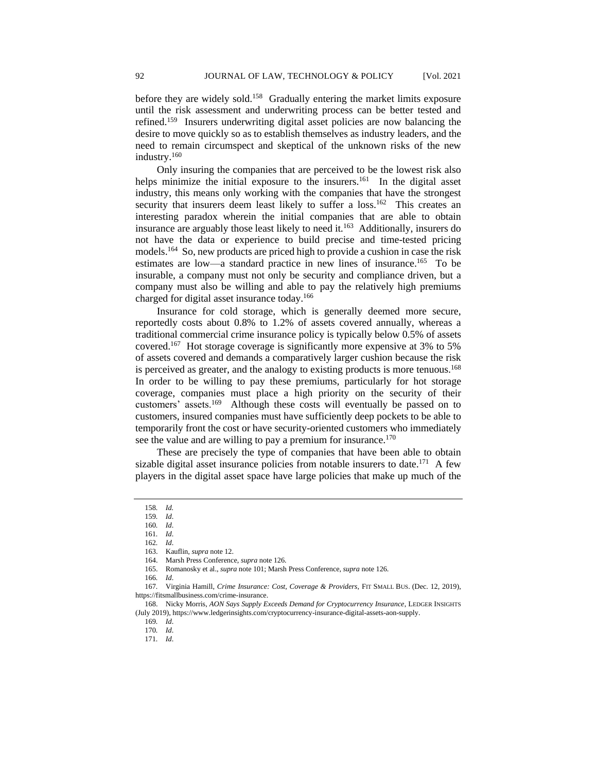before they are widely sold.[158] Gradually entering the market limits exposure until the risk assessment and underwriting process can be better tested and refined.[159] Insurers underwriting digital asset policies are now balancing the desire to move quickly so as to establish themselves as industry leaders, and the need to remain circumspect and skeptical of the unknown risks of the new industry.[160]

Only insuring the companies that are perceived to be the lowest risk also helps minimize the initial exposure to the insurers.[161] In the digital asset industry, this means only working with the companies that have the strongest security that insurers deem least likely to suffer a loss.[162] This creates an interesting paradox wherein the initial companies that are able to obtain insurance are arguably those least likely to need it.[163] Additionally, insurers do not have the data or experience to build precise and time-tested pricing models.[164] So, new products are priced high to provide a cushion in case the risk estimates are low—a standard practice in new lines of insurance.[165] To be insurable, a company must not only be security and compliance driven, but a company must also be willing and able to pay the relatively high premiums charged for digital asset insurance today.[166]

Insurance for cold storage, which is generally deemed more secure, reportedly costs about 0.8% to 1.2% of assets covered annually, whereas a traditional commercial crime insurance policy is typically below 0.5% of assets covered.[167] Hot storage coverage is significantly more expensive at 3% to 5% of assets covered and demands a comparatively larger cushion because the risk is perceived as greater, and the analogy to existing products is more tenuous.[168] In order to be willing to pay these premiums, particularly for hot storage coverage, companies must place a high priority on the security of their customers' assets.[169] Although these costs will eventually be passed on to customers, insured companies must have sufficiently deep pockets to be able to temporarily front the cost or have security-oriented customers who immediately see the value and are willing to pay a premium for insurance.[170]

These are precisely the type of companies that have been able to obtain sizable digital asset insurance policies from notable insurers to date.[171] A few players in the digital asset space have large policies that make up much of the

---

158. *Id.*
159. *Id.*
160. *Id.*
161. *Id.*
162. *Id.*
163. Kauflin, *supra* note 12.
164. Marsh Press Conference, *supra* note 126.
165. Romanosky et al., *supra* note 101; Marsh Press Conference, *supra* note 126.
166. *Id.*
167. Virginia Hamill, *Crime Insurance: Cost, Coverage & Providers*, FIT SMALL BUS. (Dec. 12, 2019), https://fitsmallbusiness.com/crime-insurance.
168. Nicky Morris, *AON Says Supply Exceeds Demand for Cryptocurrency Insurance*, LEDGER INSIGHTS (July 2019), https://www.ledgerinsights.com/cryptocurrency-insurance-digital-assets-aon-supply.
169. *Id.*
170. *Id.*
171. *Id.*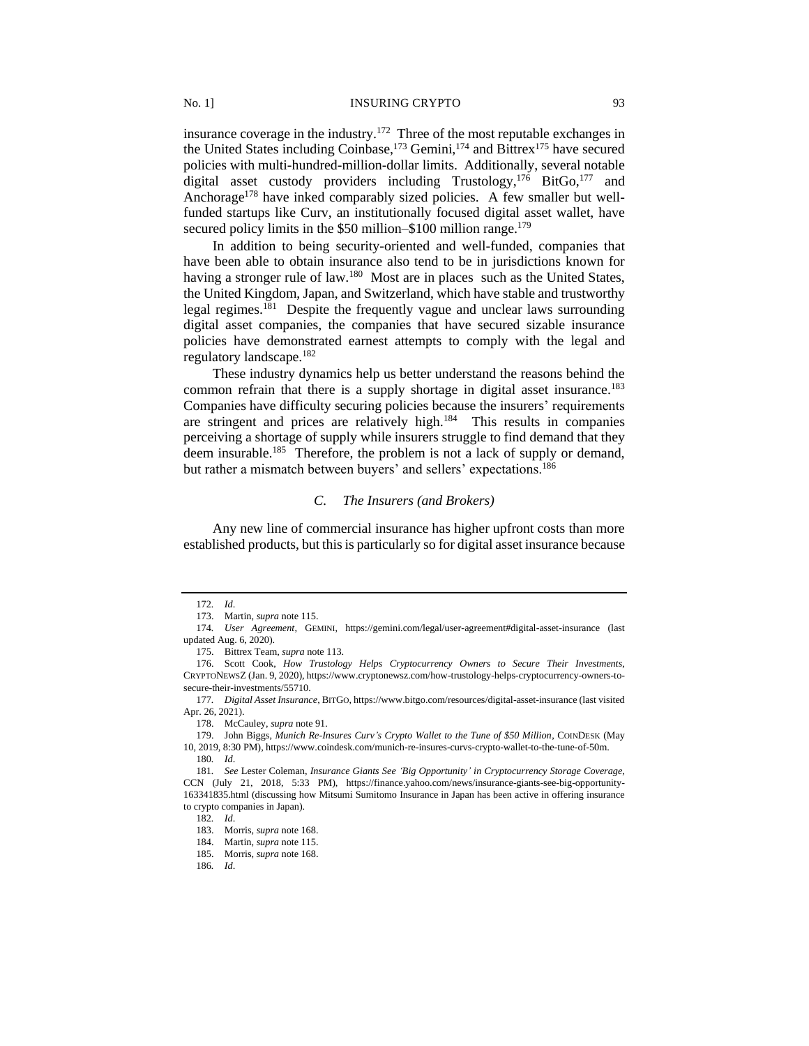insurance coverage in the industry.[172] Three of the most reputable exchanges in the United States including Coinbase,[173] Gemini,[174] and Bittrex[175] have secured policies with multi-hundred-million-dollar limits. Additionally, several notable digital asset custody providers including Trustology,[176] BitGo,[177] and Anchorage[178] have inked comparably sized policies. A few smaller but well-funded startups like Curv, an institutionally focused digital asset wallet, have secured policy limits in the $50 million–$100 million range.[179]

In addition to being security-oriented and well-funded, companies that have been able to obtain insurance also tend to be in jurisdictions known for having a stronger rule of law.[180] Most are in places such as the United States, the United Kingdom, Japan, and Switzerland, which have stable and trustworthy legal regimes.[181] Despite the frequently vague and unclear laws surrounding digital asset companies, the companies that have secured sizable insurance policies have demonstrated earnest attempts to comply with the legal and regulatory landscape.[182]

These industry dynamics help us better understand the reasons behind the common refrain that there is a supply shortage in digital asset insurance.[183] Companies have difficulty securing policies because the insurers' requirements are stringent and prices are relatively high.[184] This results in companies perceiving a shortage of supply while insurers struggle to find demand that they deem insurable.[185] Therefore, the problem is not a lack of supply or demand, but rather a mismatch between buyers' and sellers' expectations.[186]

### *C. The Insurers (and Brokers)*

Any new line of commercial insurance has higher upfront costs than more established products, but this is particularly so for digital asset insurance because

---

172. *Id*.

173. Martin, *supra* note 115.

174. *User Agreement*, GEMINI, https://gemini.com/legal/user-agreement#digital-asset-insurance (last updated Aug. 6, 2020).

175. Bittrex Team, *supra* note 113.

176. Scott Cook, *How Trustology Helps Cryptocurrency Owners to Secure Their Investments*, CRYPTONEWSZ (Jan. 9, 2020), https://www.cryptonewsz.com/how-trustology-helps-cryptocurrency-owners-to-secure-their-investments/55710.

177. *Digital Asset Insurance*, BITGO, https://www.bitgo.com/resources/digital-asset-insurance (last visited Apr. 26, 2021).

178. McCauley, *supra* note 91.

179. John Biggs, *Munich Re-Insures Curv's Crypto Wallet to the Tune of $50 Million*, COINDESK (May 10, 2019, 8:30 PM), https://www.coindesk.com/munich-re-insures-curvs-crypto-wallet-to-the-tune-of-50m.

180. *Id*.

181. *See* Lester Coleman, *Insurance Giants See 'Big Opportunity' in Cryptocurrency Storage Coverage*, CCN (July 21, 2018, 5:33 PM), https://finance.yahoo.com/news/insurance-giants-see-big-opportunity-163341835.html (discussing how Mitsumi Sumitomo Insurance in Japan has been active in offering insurance to crypto companies in Japan).

182. *Id*.

183. Morris, *supra* note 168.

184. Martin, *supra* note 115.

185. Morris, *supra* note 168.

186. *Id*.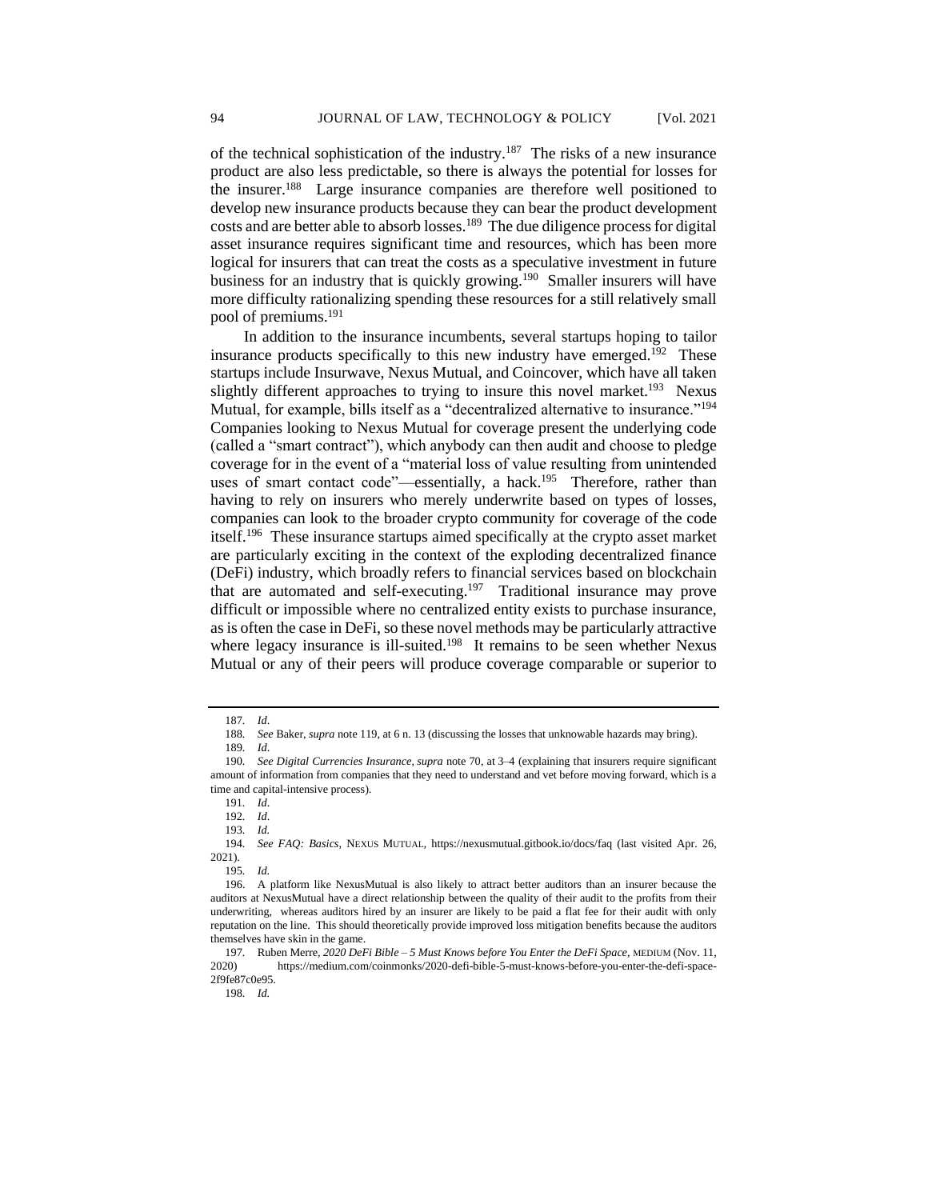of the technical sophistication of the industry.[187] The risks of a new insurance product are also less predictable, so there is always the potential for losses for the insurer.[188] Large insurance companies are therefore well positioned to develop new insurance products because they can bear the product development costs and are better able to absorb losses.[189] The due diligence process for digital asset insurance requires significant time and resources, which has been more logical for insurers that can treat the costs as a speculative investment in future business for an industry that is quickly growing.[190] Smaller insurers will have more difficulty rationalizing spending these resources for a still relatively small pool of premiums.[191]

In addition to the insurance incumbents, several startups hoping to tailor insurance products specifically to this new industry have emerged.[192] These startups include Insurwave, Nexus Mutual, and Coincover, which have all taken slightly different approaches to trying to insure this novel market.[193] Nexus Mutual, for example, bills itself as a "decentralized alternative to insurance."[194] Companies looking to Nexus Mutual for coverage present the underlying code (called a "smart contract"), which anybody can then audit and choose to pledge coverage for in the event of a "material loss of value resulting from unintended uses of smart contact code"—essentially, a hack.[195] Therefore, rather than having to rely on insurers who merely underwrite based on types of losses, companies can look to the broader crypto community for coverage of the code itself.[196] These insurance startups aimed specifically at the crypto asset market are particularly exciting in the context of the exploding decentralized finance (DeFi) industry, which broadly refers to financial services based on blockchain that are automated and self-executing.[197] Traditional insurance may prove difficult or impossible where no centralized entity exists to purchase insurance, as is often the case in DeFi, so these novel methods may be particularly attractive where legacy insurance is ill-suited.[198] It remains to be seen whether Nexus Mutual or any of their peers will produce coverage comparable or superior to

---

187. *Id*.

188. *See* Baker, *supra* note 119, at 6 n. 13 (discussing the losses that unknowable hazards may bring).

189. *Id*.

190. *See Digital Currencies Insurance*, *supra* note 70, at 3–4 (explaining that insurers require significant amount of information from companies that they need to understand and vet before moving forward, which is a time and capital-intensive process).

191. *Id*.

192. *Id*.

193. *Id.*

194. *See FAQ: Basics*, NEXUS MUTUAL, https://nexusmutual.gitbook.io/docs/faq (last visited Apr. 26, 2021).

195. *Id.*

196. A platform like NexusMutual is also likely to attract better auditors than an insurer because the auditors at NexusMutual have a direct relationship between the quality of their audit to the profits from their underwriting, whereas auditors hired by an insurer are likely to be paid a flat fee for their audit with only reputation on the line. This should theoretically provide improved loss mitigation benefits because the auditors themselves have skin in the game.

197. Ruben Merre, *2020 DeFi Bible – 5 Must Knows before You Enter the DeFi Space*, MEDIUM (Nov. 11, 2020) https://medium.com/coinmonks/2020-defi-bible-5-must-knows-before-you-enter-the-defi-space-2f9fe87c0e95.

198. *Id.*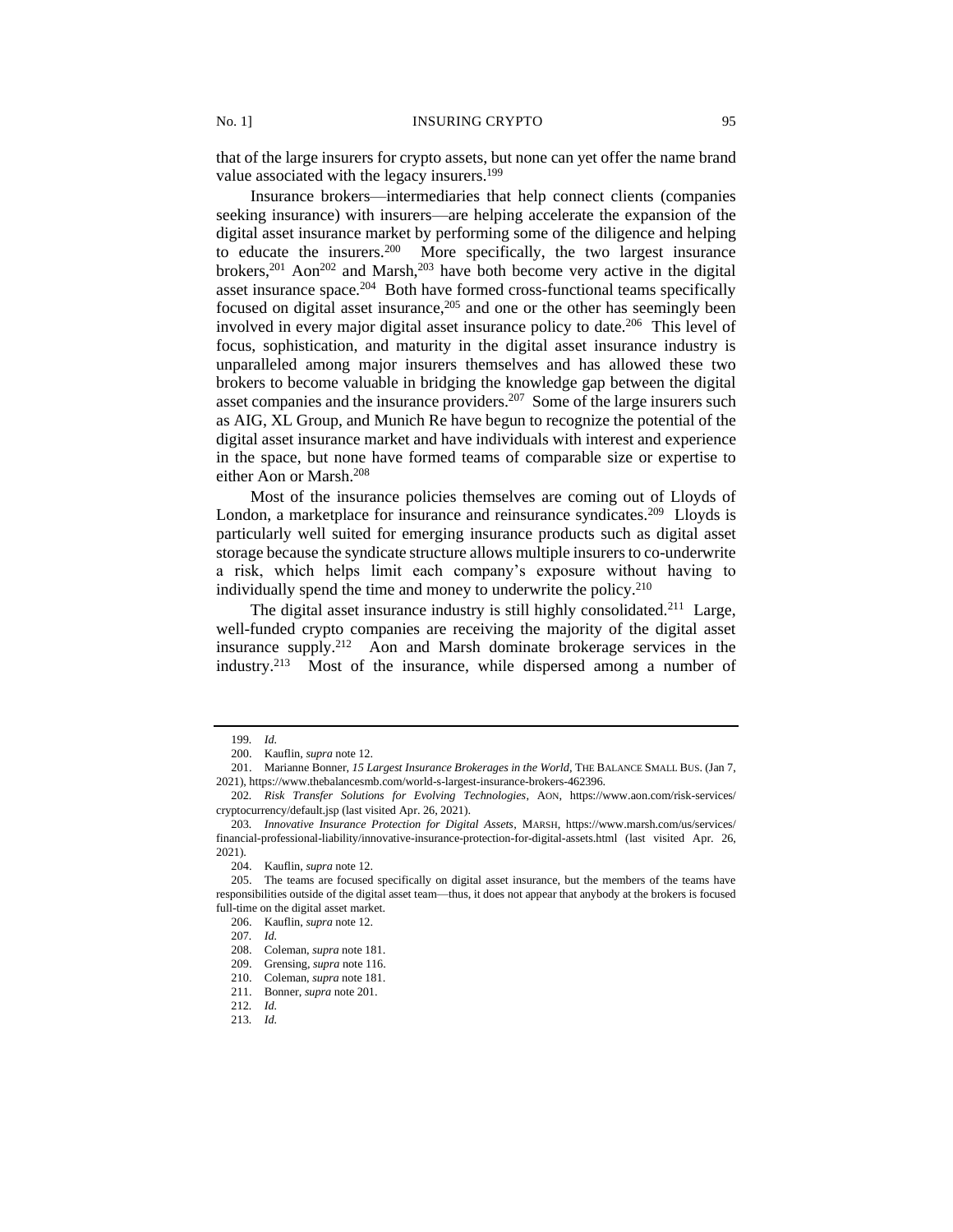that of the large insurers for crypto assets, but none can yet offer the name brand value associated with the legacy insurers.[199]

Insurance brokers—intermediaries that help connect clients (companies seeking insurance) with insurers—are helping accelerate the expansion of the digital asset insurance market by performing some of the diligence and helping to educate the insurers.[200] More specifically, the two largest insurance brokers,[201] Aon[202] and Marsh,[203] have both become very active in the digital asset insurance space.[204] Both have formed cross-functional teams specifically focused on digital asset insurance,[205] and one or the other has seemingly been involved in every major digital asset insurance policy to date.[206] This level of focus, sophistication, and maturity in the digital asset insurance industry is unparalleled among major insurers themselves and has allowed these two brokers to become valuable in bridging the knowledge gap between the digital asset companies and the insurance providers.[207] Some of the large insurers such as AIG, XL Group, and Munich Re have begun to recognize the potential of the digital asset insurance market and have individuals with interest and experience in the space, but none have formed teams of comparable size or expertise to either Aon or Marsh.[208]

Most of the insurance policies themselves are coming out of Lloyds of London, a marketplace for insurance and reinsurance syndicates.[209] Lloyds is particularly well suited for emerging insurance products such as digital asset storage because the syndicate structure allows multiple insurers to co-underwrite a risk, which helps limit each company's exposure without having to individually spend the time and money to underwrite the policy.[210]

The digital asset insurance industry is still highly consolidated.[211] Large, well-funded crypto companies are receiving the majority of the digital asset insurance supply.[212] Aon and Marsh dominate brokerage services in the industry.[213] Most of the insurance, while dispersed among a number of

---

199. *Id.*

200. Kauflin, *supra* note 12.

201. Marianne Bonner, *15 Largest Insurance Brokerages in the World*, THE BALANCE SMALL BUS. (Jan 7, 2021), https://www.thebalancesmb.com/world-s-largest-insurance-brokers-462396.

202. *Risk Transfer Solutions for Evolving Technologies*, AON, https://www.aon.com/risk-services/cryptocurrency/default.jsp (last visited Apr. 26, 2021).

203. *Innovative Insurance Protection for Digital Assets*, MARSH, https://www.marsh.com/us/services/financial-professional-liability/innovative-insurance-protection-for-digital-assets.html (last visited Apr. 26, 2021).

204. Kauflin, *supra* note 12.

205. The teams are focused specifically on digital asset insurance, but the members of the teams have responsibilities outside of the digital asset team—thus, it does not appear that anybody at the brokers is focused full-time on the digital asset market.

206. Kauflin, *supra* note 12.

207. *Id.*

208. Coleman, *supra* note 181.

209. Grensing, *supra* note 116.

210. Coleman, *supra* note 181.

211. Bonner, *supra* note 201.

212. *Id.*

213. *Id.*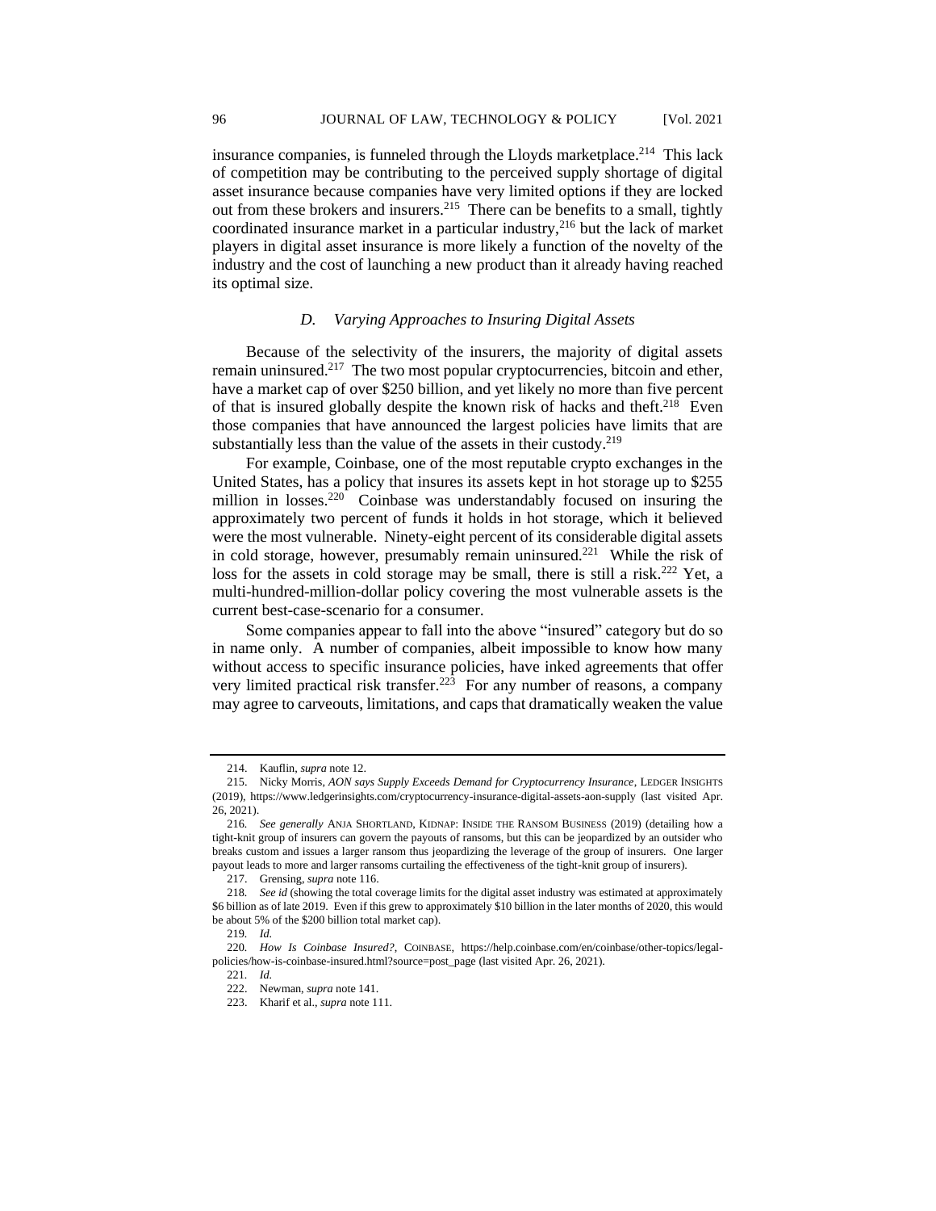insurance companies, is funneled through the Lloyds marketplace.[214] This lack of competition may be contributing to the perceived supply shortage of digital asset insurance because companies have very limited options if they are locked out from these brokers and insurers.[215] There can be benefits to a small, tightly coordinated insurance market in a particular industry,[216] but the lack of market players in digital asset insurance is more likely a function of the novelty of the industry and the cost of launching a new product than it already having reached its optimal size.

### *D. Varying Approaches to Insuring Digital Assets*

Because of the selectivity of the insurers, the majority of digital assets remain uninsured.[217] The two most popular cryptocurrencies, bitcoin and ether, have a market cap of over $250 billion, and yet likely no more than five percent of that is insured globally despite the known risk of hacks and theft.[218] Even those companies that have announced the largest policies have limits that are substantially less than the value of the assets in their custody.[219]

For example, Coinbase, one of the most reputable crypto exchanges in the United States, has a policy that insures its assets kept in hot storage up to $255 million in losses.[220] Coinbase was understandably focused on insuring the approximately two percent of funds it holds in hot storage, which it believed were the most vulnerable. Ninety-eight percent of its considerable digital assets in cold storage, however, presumably remain uninsured.[221] While the risk of loss for the assets in cold storage may be small, there is still a risk.[222] Yet, a multi-hundred-million-dollar policy covering the most vulnerable assets is the current best-case-scenario for a consumer.

Some companies appear to fall into the above "insured" category but do so in name only. A number of companies, albeit impossible to know how many without access to specific insurance policies, have inked agreements that offer very limited practical risk transfer.[223] For any number of reasons, a company may agree to carveouts, limitations, and caps that dramatically weaken the value

---

214. Kauflin, *supra* note 12.

215. Nicky Morris, *AON says Supply Exceeds Demand for Cryptocurrency Insurance*, LEDGER INSIGHTS (2019), https://www.ledgerinsights.com/cryptocurrency-insurance-digital-assets-aon-supply (last visited Apr. 26, 2021).

216. *See generally* ANJA SHORTLAND, KIDNAP: INSIDE THE RANSOM BUSINESS (2019) (detailing how a tight-knit group of insurers can govern the payouts of ransoms, but this can be jeopardized by an outsider who breaks custom and issues a larger ransom thus jeopardizing the leverage of the group of insurers. One larger payout leads to more and larger ransoms curtailing the effectiveness of the tight-knit group of insurers).

217. Grensing, *supra* note 116.

218. *See id* (showing the total coverage limits for the digital asset industry was estimated at approximately $6 billion as of late 2019. Even if this grew to approximately $10 billion in the later months of 2020, this would be about 5% of the $200 billion total market cap).

219. *Id.*

220. *How Is Coinbase Insured?*, COINBASE, https://help.coinbase.com/en/coinbase/other-topics/legal-policies/how-is-coinbase-insured.html?source=post_page (last visited Apr. 26, 2021).

221. *Id.*

222. Newman, *supra* note 141.

223. Kharif et al., *supra* note 111.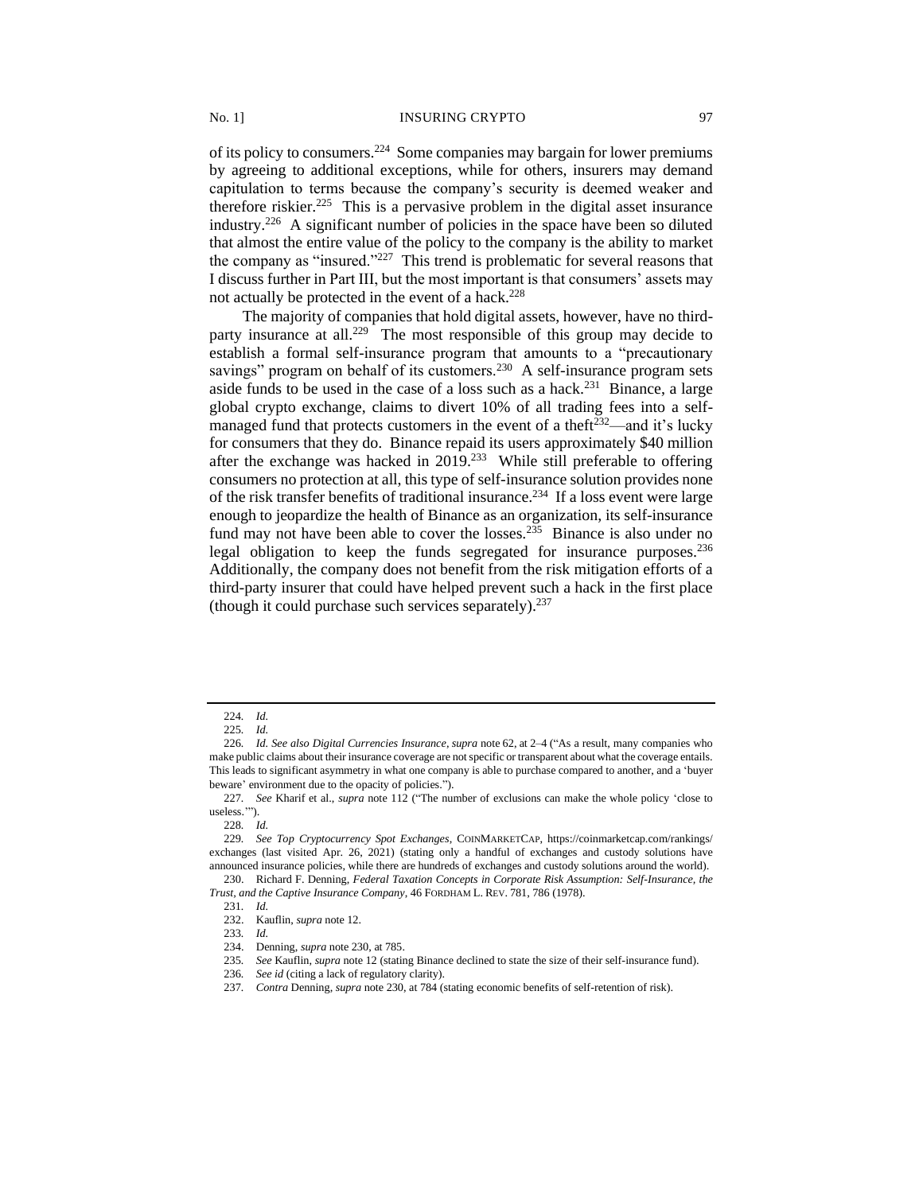of its policy to consumers.[224] Some companies may bargain for lower premiums by agreeing to additional exceptions, while for others, insurers may demand capitulation to terms because the company's security is deemed weaker and therefore riskier.[225] This is a pervasive problem in the digital asset insurance industry.[226] A significant number of policies in the space have been so diluted that almost the entire value of the policy to the company is the ability to market the company as "insured."[227] This trend is problematic for several reasons that I discuss further in Part III, but the most important is that consumers' assets may not actually be protected in the event of a hack.[228]

The majority of companies that hold digital assets, however, have no third-party insurance at all.[229] The most responsible of this group may decide to establish a formal self-insurance program that amounts to a "precautionary savings" program on behalf of its customers.[230] A self-insurance program sets aside funds to be used in the case of a loss such as a hack.[231] Binance, a large global crypto exchange, claims to divert 10% of all trading fees into a self-managed fund that protects customers in the event of a theft[232]—and it's lucky for consumers that they do. Binance repaid its users approximately $40 million after the exchange was hacked in 2019.[233] While still preferable to offering consumers no protection at all, this type of self-insurance solution provides none of the risk transfer benefits of traditional insurance.[234] If a loss event were large enough to jeopardize the health of Binance as an organization, its self-insurance fund may not have been able to cover the losses.[235] Binance is also under no legal obligation to keep the funds segregated for insurance purposes.[236] Additionally, the company does not benefit from the risk mitigation efforts of a third-party insurer that could have helped prevent such a hack in the first place (though it could purchase such services separately).[237]

---

224. *Id.*

225. *Id.*

226. *Id. See also Digital Currencies Insurance*, *supra* note 62, at 2–4 ("As a result, many companies who make public claims about their insurance coverage are not specific or transparent about what the coverage entails. This leads to significant asymmetry in what one company is able to purchase compared to another, and a 'buyer beware' environment due to the opacity of policies.").

227. *See* Kharif et al., *supra* note 112 ("The number of exclusions can make the whole policy 'close to useless.'").

228. *Id.*

229. *See Top Cryptocurrency Spot Exchanges*, COINMARKETCAP, https://coinmarketcap.com/rankings/exchanges (last visited Apr. 26, 2021) (stating only a handful of exchanges and custody solutions have announced insurance policies, while there are hundreds of exchanges and custody solutions around the world).

230. Richard F. Denning, *Federal Taxation Concepts in Corporate Risk Assumption: Self-Insurance, the Trust, and the Captive Insurance Company*, 46 FORDHAM L. REV. 781, 786 (1978).

231. *Id.*

232. Kauflin, *supra* note 12.

233. *Id.*

234. Denning, *supra* note 230, at 785.

235. *See* Kauflin, *supra* note 12 (stating Binance declined to state the size of their self-insurance fund).

236. *See id* (citing a lack of regulatory clarity).

237. *Contra* Denning, *supra* note 230, at 784 (stating economic benefits of self-retention of risk).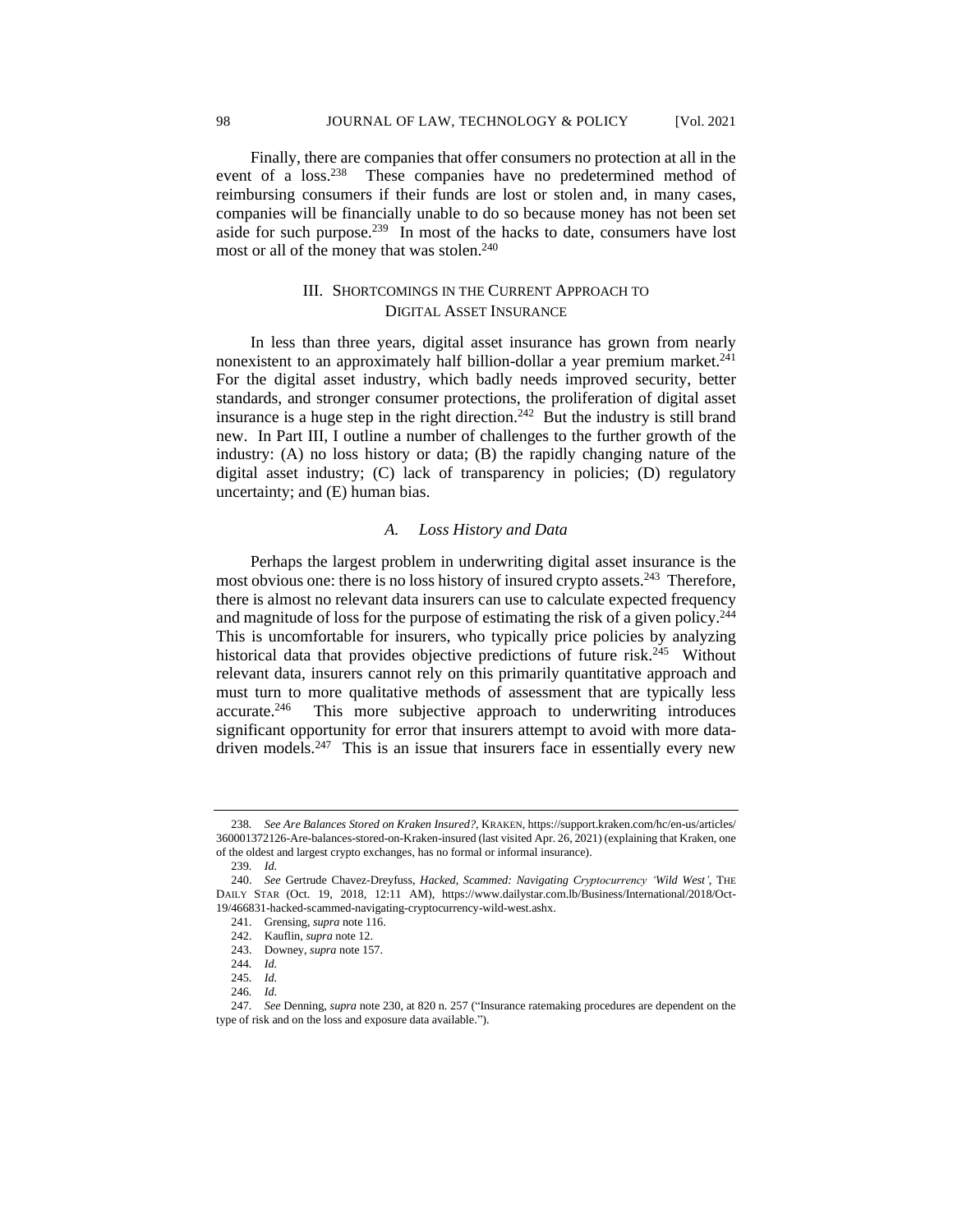Finally, there are companies that offer consumers no protection at all in the event of a loss.[238] These companies have no predetermined method of reimbursing consumers if their funds are lost or stolen and, in many cases, companies will be financially unable to do so because money has not been set aside for such purpose.[239] In most of the hacks to date, consumers have lost most or all of the money that was stolen.[240]

## III. SHORTCOMINGS IN THE CURRENT APPROACH TO DIGITAL ASSET INSURANCE

In less than three years, digital asset insurance has grown from nearly nonexistent to an approximately half billion-dollar a year premium market.[241] For the digital asset industry, which badly needs improved security, better standards, and stronger consumer protections, the proliferation of digital asset insurance is a huge step in the right direction.[242] But the industry is still brand new. In Part III, I outline a number of challenges to the further growth of the industry: (A) no loss history or data; (B) the rapidly changing nature of the digital asset industry; (C) lack of transparency in policies; (D) regulatory uncertainty; and (E) human bias.

### *A. Loss History and Data*

Perhaps the largest problem in underwriting digital asset insurance is the most obvious one: there is no loss history of insured crypto assets.[243] Therefore, there is almost no relevant data insurers can use to calculate expected frequency and magnitude of loss for the purpose of estimating the risk of a given policy.[244] This is uncomfortable for insurers, who typically price policies by analyzing historical data that provides objective predictions of future risk.[245] Without relevant data, insurers cannot rely on this primarily quantitative approach and must turn to more qualitative methods of assessment that are typically less accurate.[246] This more subjective approach to underwriting introduces significant opportunity for error that insurers attempt to avoid with more data-driven models.[247] This is an issue that insurers face in essentially every new

---

238. *See Are Balances Stored on Kraken Insured?*, KRAKEN, https://support.kraken.com/hc/en-us/articles/360001372126-Are-balances-stored-on-Kraken-insured (last visited Apr. 26, 2021) (explaining that Kraken, one of the oldest and largest crypto exchanges, has no formal or informal insurance).

239. *Id.*

240. *See* Gertrude Chavez-Dreyfuss, *Hacked, Scammed: Navigating Cryptocurrency 'Wild West'*, THE DAILY STAR (Oct. 19, 2018, 12:11 AM), https://www.dailystar.com.lb/Business/International/2018/Oct-19/466831-hacked-scammed-navigating-cryptocurrency-wild-west.ashx.

241. Grensing, *supra* note 116.

242. Kauflin, *supra* note 12.

243. Downey, *supra* note 157.

244. *Id.*

245. *Id.*

246. *Id.*

247. *See* Denning, *supra* note 230, at 820 n. 257 ("Insurance ratemaking procedures are dependent on the type of risk and on the loss and exposure data available.").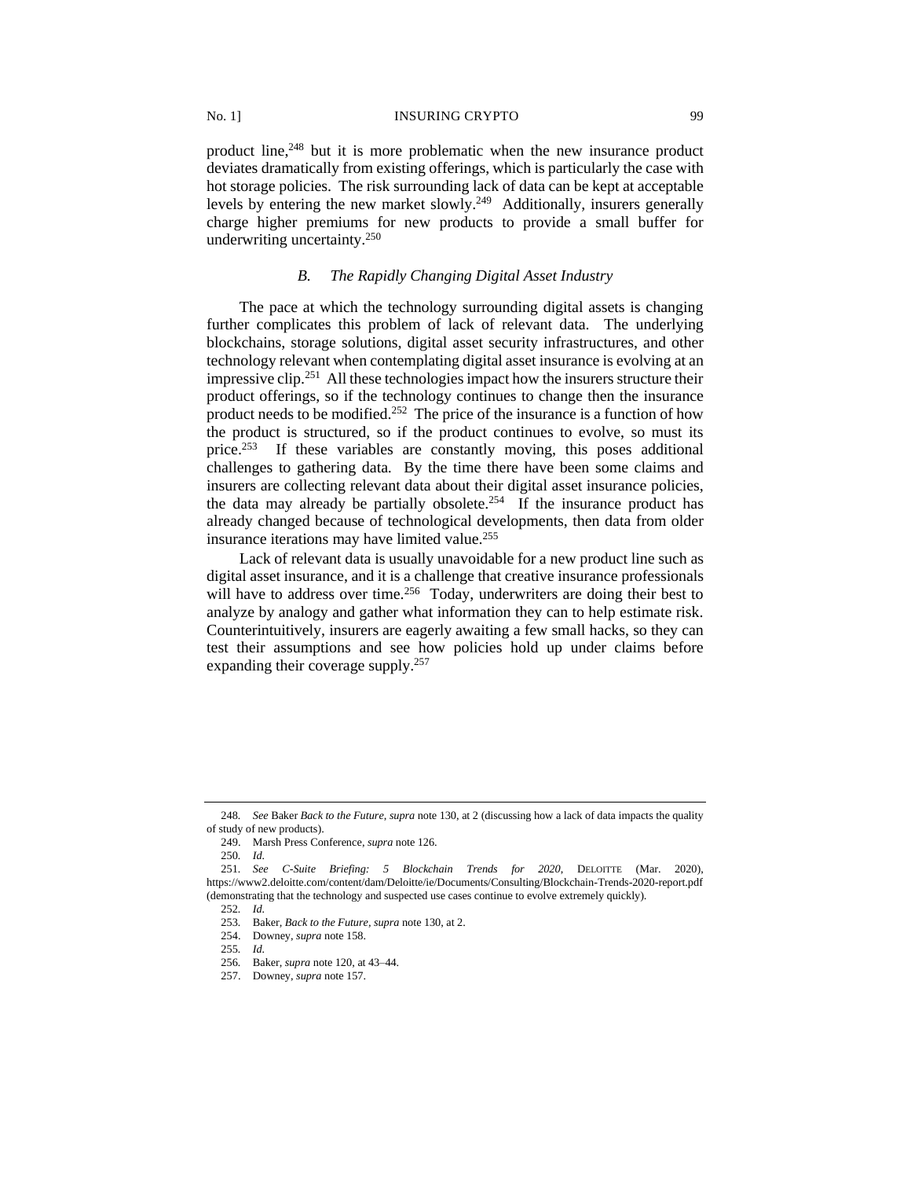product line,[248] but it is more problematic when the new insurance product deviates dramatically from existing offerings, which is particularly the case with hot storage policies. The risk surrounding lack of data can be kept at acceptable levels by entering the new market slowly.[249] Additionally, insurers generally charge higher premiums for new products to provide a small buffer for underwriting uncertainty.[250]

### *B. The Rapidly Changing Digital Asset Industry*

The pace at which the technology surrounding digital assets is changing further complicates this problem of lack of relevant data. The underlying blockchains, storage solutions, digital asset security infrastructures, and other technology relevant when contemplating digital asset insurance is evolving at an impressive clip.[251] All these technologies impact how the insurers structure their product offerings, so if the technology continues to change then the insurance product needs to be modified.[252] The price of the insurance is a function of how the product is structured, so if the product continues to evolve, so must its price.[253] If these variables are constantly moving, this poses additional challenges to gathering data. By the time there have been some claims and insurers are collecting relevant data about their digital asset insurance policies, the data may already be partially obsolete.[254] If the insurance product has already changed because of technological developments, then data from older insurance iterations may have limited value.[255]

Lack of relevant data is usually unavoidable for a new product line such as digital asset insurance, and it is a challenge that creative insurance professionals will have to address over time.[256] Today, underwriters are doing their best to analyze by analogy and gather what information they can to help estimate risk. Counterintuitively, insurers are eagerly awaiting a few small hacks, so they can test their assumptions and see how policies hold up under claims before expanding their coverage supply.[257]

---

248. *See* Baker *Back to the Future*, *supra* note 130, at 2 (discussing how a lack of data impacts the quality of study of new products).

249. Marsh Press Conference, *supra* note 126.

250. *Id.*

251. *See C-Suite Briefing: 5 Blockchain Trends for 2020*, DELOITTE (Mar. 2020), https://www2.deloitte.com/content/dam/Deloitte/ie/Documents/Consulting/Blockchain-Trends-2020-report.pdf (demonstrating that the technology and suspected use cases continue to evolve extremely quickly).

252. *Id.*

253. Baker, *Back to the Future*, *supra* note 130, at 2.

254. Downey, *supra* note 158.

255. *Id.*

256. Baker, *supra* note 120, at 43–44.

257. Downey, *supra* note 157.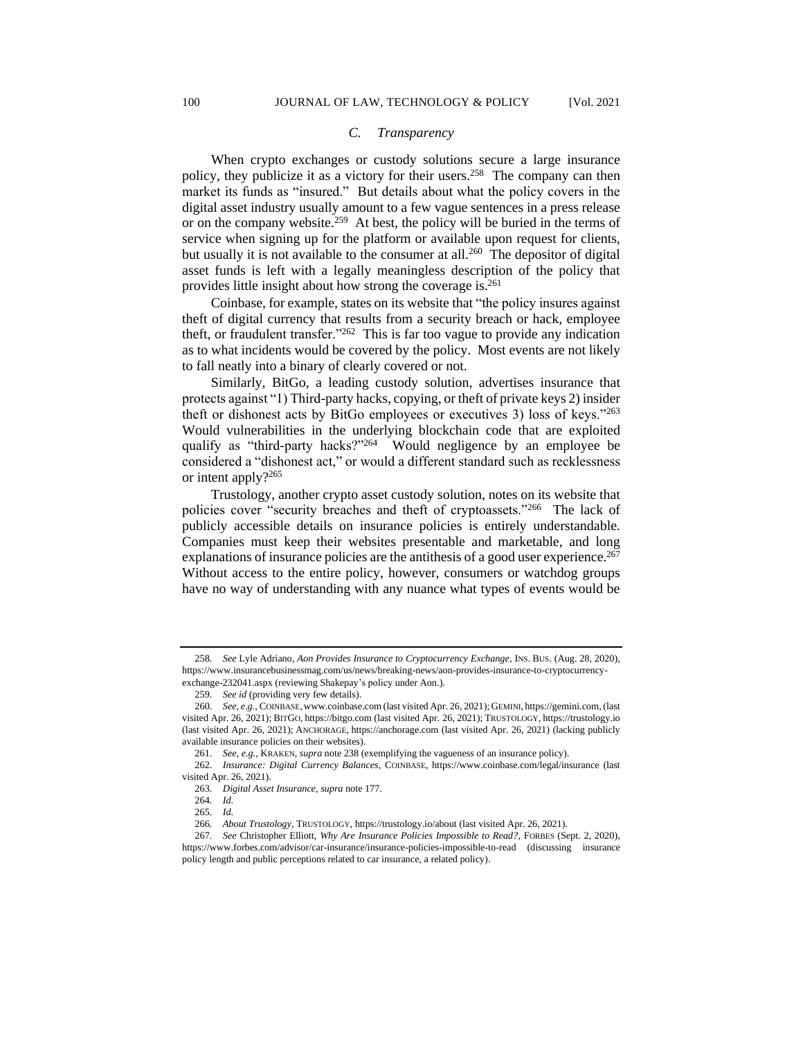### *C. Transparency*

When crypto exchanges or custody solutions secure a large insurance policy, they publicize it as a victory for their users.[258] The company can then market its funds as "insured." But details about what the policy covers in the digital asset industry usually amount to a few vague sentences in a press release or on the company website.[259] At best, the policy will be buried in the terms of service when signing up for the platform or available upon request for clients, but usually it is not available to the consumer at all.[260] The depositor of digital asset funds is left with a legally meaningless description of the policy that provides little insight about how strong the coverage is.[261]

Coinbase, for example, states on its website that "the policy insures against theft of digital currency that results from a security breach or hack, employee theft, or fraudulent transfer."[262] This is far too vague to provide any indication as to what incidents would be covered by the policy. Most events are not likely to fall neatly into a binary of clearly covered or not.

Similarly, BitGo, a leading custody solution, advertises insurance that protects against "1) Third-party hacks, copying, or theft of private keys 2) insider theft or dishonest acts by BitGo employees or executives 3) loss of keys."[263] Would vulnerabilities in the underlying blockchain code that are exploited qualify as "third-party hacks?"[264] Would negligence by an employee be considered a "dishonest act," or would a different standard such as recklessness or intent apply?[265]

Trustology, another crypto asset custody solution, notes on its website that policies cover "security breaches and theft of cryptoassets."[266] The lack of publicly accessible details on insurance policies is entirely understandable. Companies must keep their websites presentable and marketable, and long explanations of insurance policies are the antithesis of a good user experience.[267] Without access to the entire policy, however, consumers or watchdog groups have no way of understanding with any nuance what types of events would be

---

258. *See* Lyle Adriano, *Aon Provides Insurance to Cryptocurrency Exchange*, INS. BUS. (Aug. 28, 2020), https://www.insurancebusinessmag.com/us/news/breaking-news/aon-provides-insurance-to-cryptocurrency-exchange-232041.aspx (reviewing Shakepay's policy under Aon.).

259. *See id* (providing very few details).

260. *See, e.g.*, COINBASE, www.coinbase.com (last visited Apr. 26, 2021); GEMINI, https://gemini.com, (last visited Apr. 26, 2021); BITGO, https://bitgo.com (last visited Apr. 26, 2021); TRUSTOLOGY, https://trustology.io (last visited Apr. 26, 2021); ANCHORAGE, https://anchorage.com (last visited Apr. 26, 2021) (lacking publicly available insurance policies on their websites).

261. *See, e.g.*, KRAKEN, *supra* note 238 (exemplifying the vagueness of an insurance policy).

262. *Insurance: Digital Currency Balances*, COINBASE, https://www.coinbase.com/legal/insurance (last visited Apr. 26, 2021).

263. *Digital Asset Insurance*, *supra* note 177.

264. *Id.*

265. *Id.*

266. *About Trustology*, TRUSTOLOGY, https://trustology.io/about (last visited Apr. 26, 2021).

267. *See* Christopher Elliott, *Why Are Insurance Policies Impossible to Read?*, FORBES (Sept. 2, 2020), https://www.forbes.com/advisor/car-insurance/insurance-policies-impossible-to-read (discussing insurance policy length and public perceptions related to car insurance, a related policy).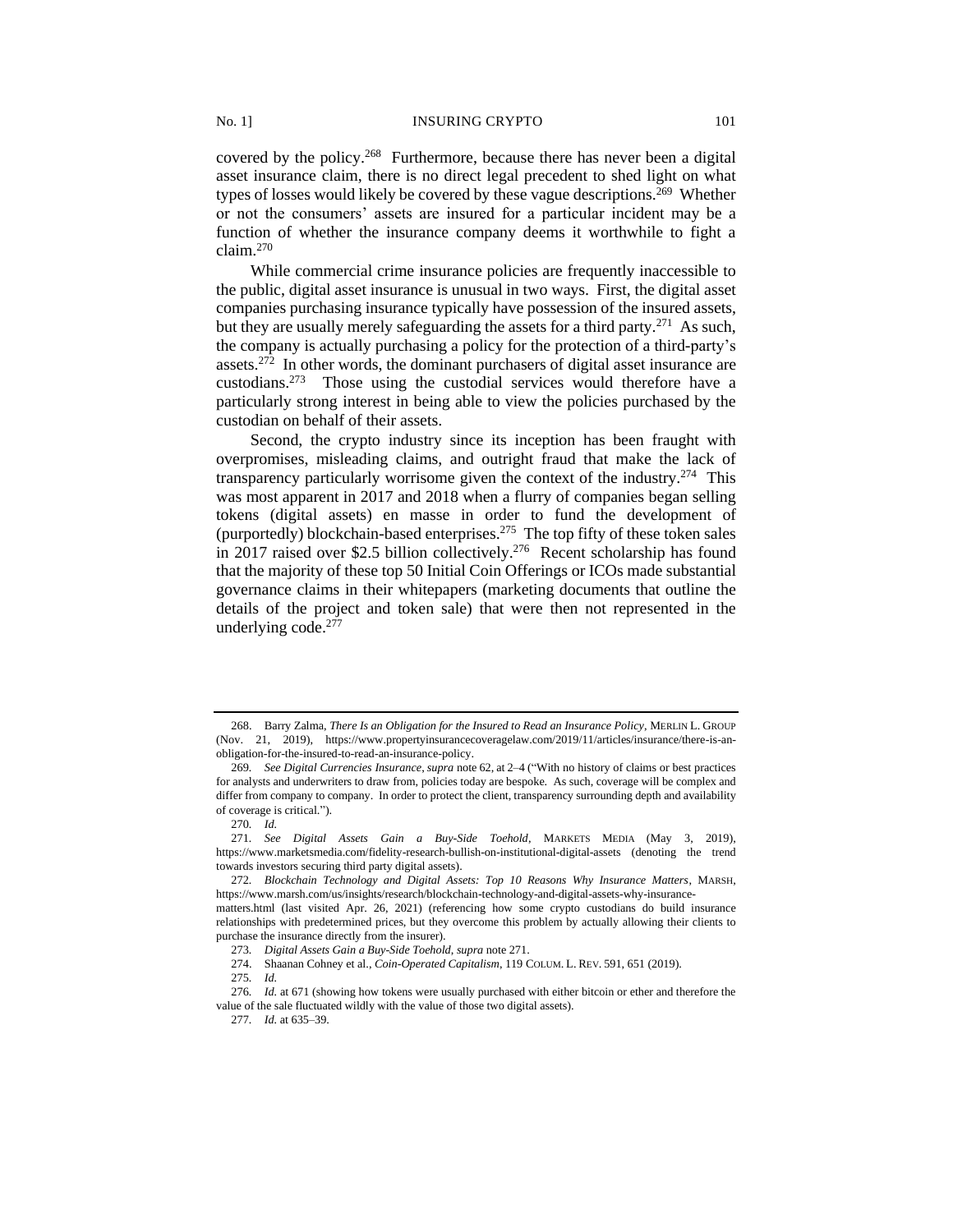covered by the policy.[268] Furthermore, because there has never been a digital asset insurance claim, there is no direct legal precedent to shed light on what types of losses would likely be covered by these vague descriptions.[269] Whether or not the consumers' assets are insured for a particular incident may be a function of whether the insurance company deems it worthwhile to fight a claim.[270]

While commercial crime insurance policies are frequently inaccessible to the public, digital asset insurance is unusual in two ways. First, the digital asset companies purchasing insurance typically have possession of the insured assets, but they are usually merely safeguarding the assets for a third party.[271] As such, the company is actually purchasing a policy for the protection of a third-party's assets.[272] In other words, the dominant purchasers of digital asset insurance are custodians.[273] Those using the custodial services would therefore have a particularly strong interest in being able to view the policies purchased by the custodian on behalf of their assets.

Second, the crypto industry since its inception has been fraught with overpromises, misleading claims, and outright fraud that make the lack of transparency particularly worrisome given the context of the industry.[274] This was most apparent in 2017 and 2018 when a flurry of companies began selling tokens (digital assets) en masse in order to fund the development of (purportedly) blockchain-based enterprises.[275] The top fifty of these token sales in 2017 raised over $2.5 billion collectively.[276] Recent scholarship has found that the majority of these top 50 Initial Coin Offerings or ICOs made substantial governance claims in their whitepapers (marketing documents that outline the details of the project and token sale) that were then not represented in the underlying code.[277]

---

268. Barry Zalma, *There Is an Obligation for the Insured to Read an Insurance Policy*, MERLIN L. GROUP (Nov. 21, 2019), https://www.propertyinsurancecoveragelaw.com/2019/11/articles/insurance/there-is-an-obligation-for-the-insured-to-read-an-insurance-policy.

269. *See Digital Currencies Insurance*, *supra* note 62, at 2–4 ("With no history of claims or best practices for analysts and underwriters to draw from, policies today are bespoke. As such, coverage will be complex and differ from company to company. In order to protect the client, transparency surrounding depth and availability of coverage is critical.").

270. *Id.*

271. *See Digital Assets Gain a Buy-Side Toehold*, MARKETS MEDIA (May 3, 2019), https://www.marketsmedia.com/fidelity-research-bullish-on-institutional-digital-assets (denoting the trend towards investors securing third party digital assets).

272. *Blockchain Technology and Digital Assets: Top 10 Reasons Why Insurance Matters*, MARSH, https://www.marsh.com/us/insights/research/blockchain-technology-and-digital-assets-why-insurance-matters.html (last visited Apr. 26, 2021) (referencing how some crypto custodians do build insurance relationships with predetermined prices, but they overcome this problem by actually allowing their clients to purchase the insurance directly from the insurer).

273. *Digital Assets Gain a Buy-Side Toehold*, *supra* note 271.

274. Shaanan Cohney et al., *Coin-Operated Capitalism*, 119 COLUM. L. REV. 591, 651 (2019).

275. *Id.*

276. *Id.* at 671 (showing how tokens were usually purchased with either bitcoin or ether and therefore the value of the sale fluctuated wildly with the value of those two digital assets).

277. *Id.* at 635–39.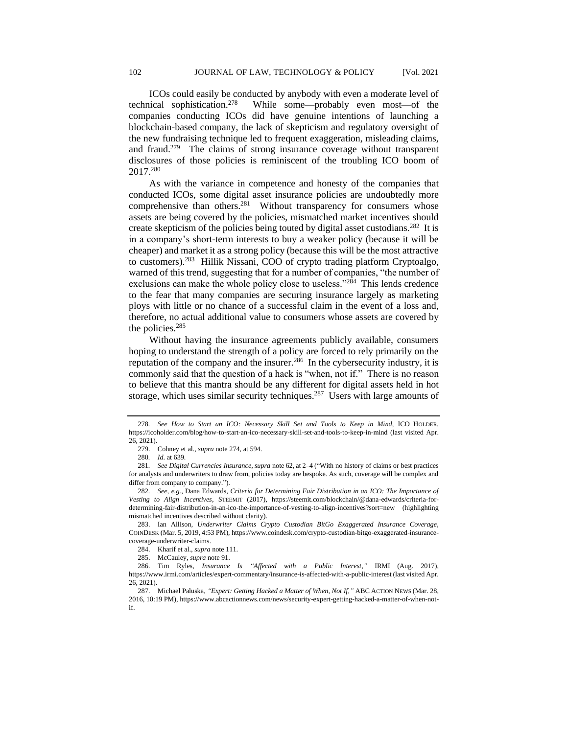ICOs could easily be conducted by anybody with even a moderate level of technical sophistication.[278] While some—probably even most—of the companies conducting ICOs did have genuine intentions of launching a blockchain-based company, the lack of skepticism and regulatory oversight of the new fundraising technique led to frequent exaggeration, misleading claims, and fraud.[279] The claims of strong insurance coverage without transparent disclosures of those policies is reminiscent of the troubling ICO boom of 2017.[280]

As with the variance in competence and honesty of the companies that conducted ICOs, some digital asset insurance policies are undoubtedly more comprehensive than others.[281] Without transparency for consumers whose assets are being covered by the policies, mismatched market incentives should create skepticism of the policies being touted by digital asset custodians.[282] It is in a company's short-term interests to buy a weaker policy (because it will be cheaper) and market it as a strong policy (because this will be the most attractive to customers).[283] Hillik Nissani, COO of crypto trading platform Cryptoalgo, warned of this trend, suggesting that for a number of companies, "the number of exclusions can make the whole policy close to useless."[284] This lends credence to the fear that many companies are securing insurance largely as marketing ploys with little or no chance of a successful claim in the event of a loss and, therefore, no actual additional value to consumers whose assets are covered by the policies.[285]

Without having the insurance agreements publicly available, consumers hoping to understand the strength of a policy are forced to rely primarily on the reputation of the company and the insurer.[286] In the cybersecurity industry, it is commonly said that the question of a hack is "when, not if." There is no reason to believe that this mantra should be any different for digital assets held in hot storage, which uses similar security techniques.[287] Users with large amounts of

---

278. *See How to Start an ICO: Necessary Skill Set and Tools to Keep in Mind*, ICO HOLDER, https://icoholder.com/blog/how-to-start-an-ico-necessary-skill-set-and-tools-to-keep-in-mind (last visited Apr. 26, 2021).

279. Cohney et al., *supra* note 274, at 594.

280. *Id.* at 639.

281. *See Digital Currencies Insurance*, *supra* note 62, at 2–4 ("With no history of claims or best practices for analysts and underwriters to draw from, policies today are bespoke. As such, coverage will be complex and differ from company to company.").

282. *See, e.g.*, Dana Edwards, *Criteria for Determining Fair Distribution in an ICO: The Importance of Vesting to Align Incentives*, STEEMIT (2017), https://steemit.com/blockchain/@dana-edwards/criteria-for-determining-fair-distribution-in-an-ico-the-importance-of-vesting-to-align-incentives?sort=new (highlighting mismatched incentives described without clarity).

283. Ian Allison, *Underwriter Claims Crypto Custodian BitGo Exaggerated Insurance Coverage*, COINDESK (Mar. 5, 2019, 4:53 PM), https://www.coindesk.com/crypto-custodian-bitgo-exaggerated-insurance-coverage-underwriter-claims.

284. Kharif et al., *supra* note 111.

285. McCauley, *supra* note 91.

286. Tim Ryles, *Insurance Is "Affected with a Public Interest,"* IRMI (Aug. 2017), https://www.irmi.com/articles/expert-commentary/insurance-is-affected-with-a-public-interest (last visited Apr. 26, 2021).

287. Michael Paluska, *"Expert: Getting Hacked a Matter of When, Not If,"* ABC ACTION NEWS (Mar. 28, 2016, 10:19 PM), https://www.abcactionnews.com/news/security-expert-getting-hacked-a-matter-of-when-not-if.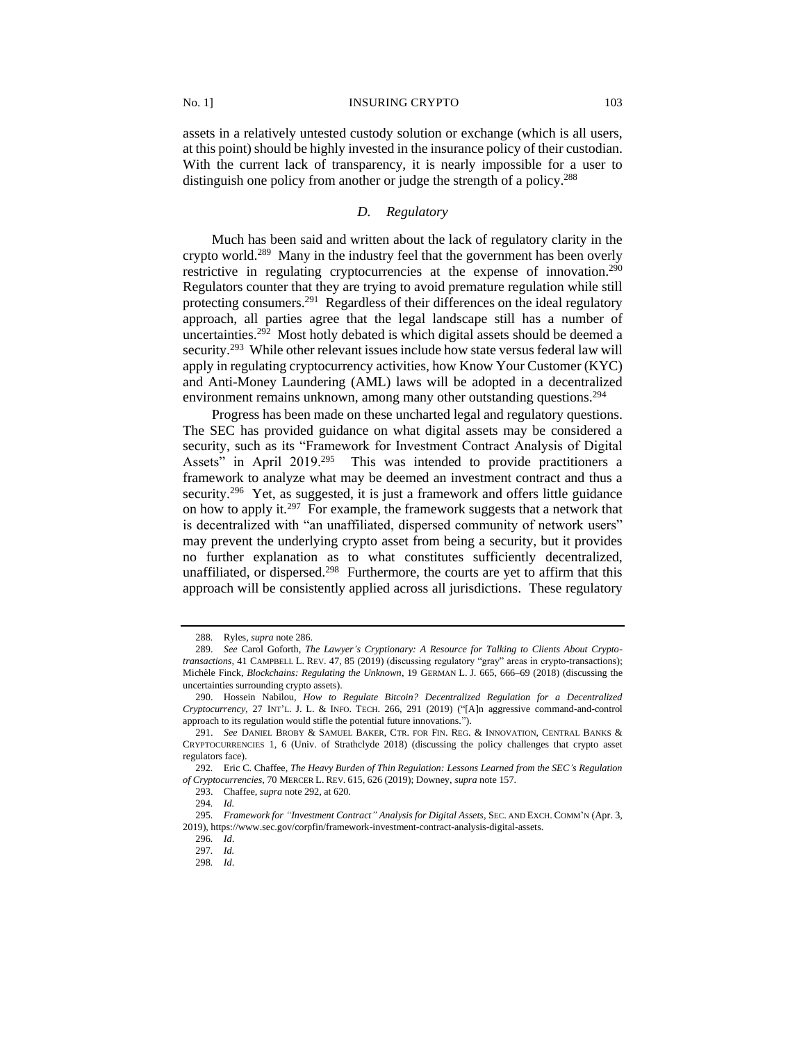assets in a relatively untested custody solution or exchange (which is all users, at this point) should be highly invested in the insurance policy of their custodian. With the current lack of transparency, it is nearly impossible for a user to distinguish one policy from another or judge the strength of a policy.[288]

### *D. Regulatory*

Much has been said and written about the lack of regulatory clarity in the crypto world.[289] Many in the industry feel that the government has been overly restrictive in regulating cryptocurrencies at the expense of innovation.[290] Regulators counter that they are trying to avoid premature regulation while still protecting consumers.[291] Regardless of their differences on the ideal regulatory approach, all parties agree that the legal landscape still has a number of uncertainties.[292] Most hotly debated is which digital assets should be deemed a security.[293] While other relevant issues include how state versus federal law will apply in regulating cryptocurrency activities, how Know Your Customer (KYC) and Anti-Money Laundering (AML) laws will be adopted in a decentralized environment remains unknown, among many other outstanding questions.[294]

Progress has been made on these uncharted legal and regulatory questions. The SEC has provided guidance on what digital assets may be considered a security, such as its "Framework for Investment Contract Analysis of Digital Assets" in April 2019.[295] This was intended to provide practitioners a framework to analyze what may be deemed an investment contract and thus a security.[296] Yet, as suggested, it is just a framework and offers little guidance on how to apply it.[297] For example, the framework suggests that a network that is decentralized with "an unaffiliated, dispersed community of network users" may prevent the underlying crypto asset from being a security, but it provides no further explanation as to what constitutes sufficiently decentralized, unaffiliated, or dispersed.[298] Furthermore, the courts are yet to affirm that this approach will be consistently applied across all jurisdictions. These regulatory

---

288. Ryles, *supra* note 286.

289. *See* Carol Goforth, *The Lawyer's Cryptionary: A Resource for Talking to Clients About Crypto-transactions*, 41 CAMPBELL L. REV. 47, 85 (2019) (discussing regulatory "gray" areas in crypto-transactions); Michèle Finck, *Blockchains: Regulating the Unknown*, 19 GERMAN L. J. 665, 666–69 (2018) (discussing the uncertainties surrounding crypto assets).

290. Hossein Nabilou, *How to Regulate Bitcoin? Decentralized Regulation for a Decentralized Cryptocurrency*, 27 INT'L. J. L. & INFO. TECH. 266, 291 (2019) ("[A]n aggressive command-and-control approach to its regulation would stifle the potential future innovations.").

291. *See* DANIEL BROBY & SAMUEL BAKER, CTR. FOR FIN. REG. & INNOVATION, CENTRAL BANKS & CRYPTOCURRENCIES 1, 6 (Univ. of Strathclyde 2018) (discussing the policy challenges that crypto asset regulators face).

292. Eric C. Chaffee, *The Heavy Burden of Thin Regulation: Lessons Learned from the SEC's Regulation of Cryptocurrencies*, 70 MERCER L. REV. 615, 626 (2019); Downey, *supra* note 157.

293. Chaffee, *supra* note 292, at 620.

294. *Id.*

295. *Framework for "Investment Contract" Analysis for Digital Assets*, SEC. AND EXCH. COMM'N (Apr. 3, 2019), https://www.sec.gov/corpfin/framework-investment-contract-analysis-digital-assets.

296. *Id*.

297. *Id.*

298. *Id*.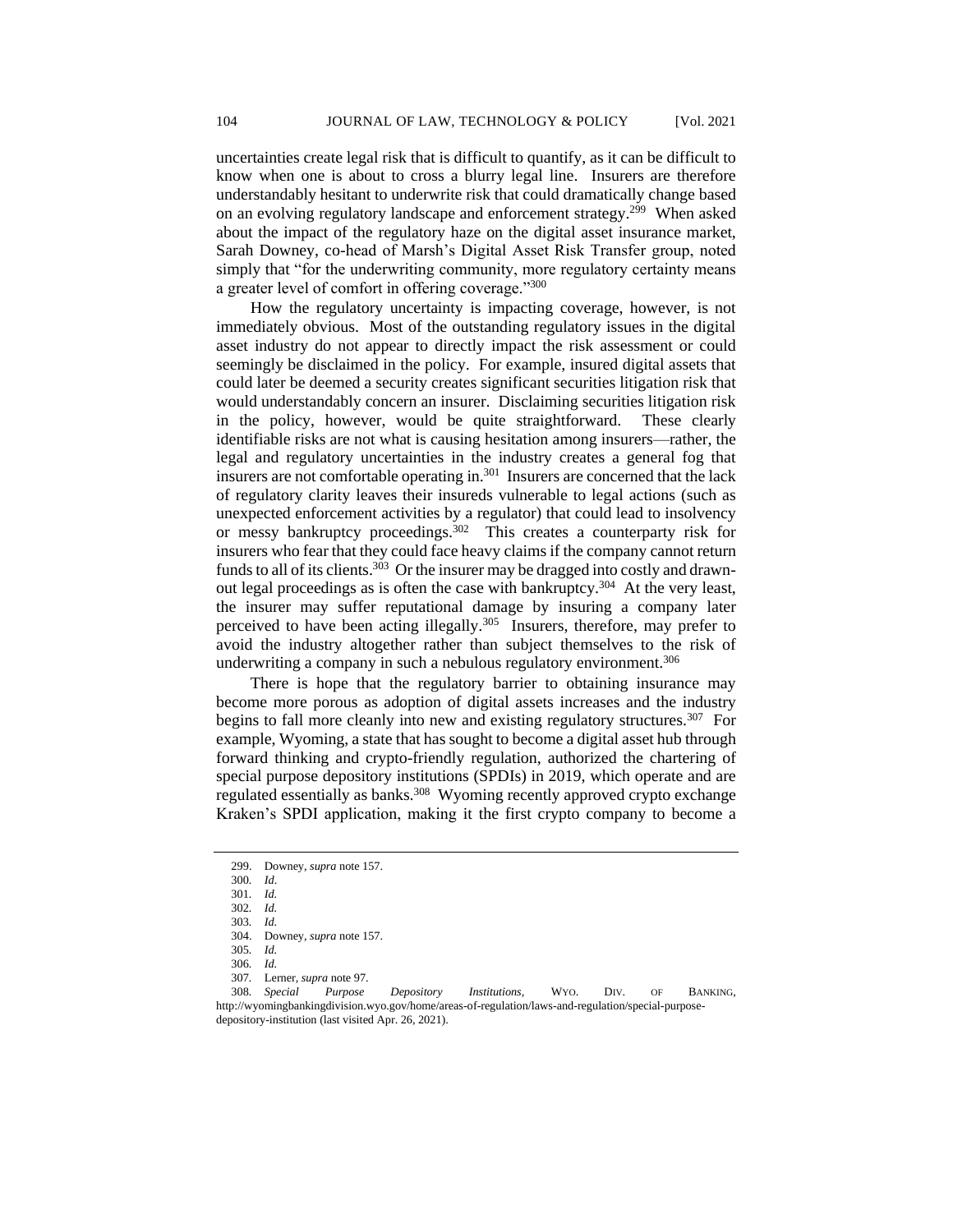uncertainties create legal risk that is difficult to quantify, as it can be difficult to know when one is about to cross a blurry legal line. Insurers are therefore understandably hesitant to underwrite risk that could dramatically change based on an evolving regulatory landscape and enforcement strategy.[299] When asked about the impact of the regulatory haze on the digital asset insurance market, Sarah Downey, co-head of Marsh's Digital Asset Risk Transfer group, noted simply that "for the underwriting community, more regulatory certainty means a greater level of comfort in offering coverage."[300]

How the regulatory uncertainty is impacting coverage, however, is not immediately obvious. Most of the outstanding regulatory issues in the digital asset industry do not appear to directly impact the risk assessment or could seemingly be disclaimed in the policy. For example, insured digital assets that could later be deemed a security creates significant securities litigation risk that would understandably concern an insurer. Disclaiming securities litigation risk in the policy, however, would be quite straightforward. These clearly identifiable risks are not what is causing hesitation among insurers—rather, the legal and regulatory uncertainties in the industry creates a general fog that insurers are not comfortable operating in.[301] Insurers are concerned that the lack of regulatory clarity leaves their insureds vulnerable to legal actions (such as unexpected enforcement activities by a regulator) that could lead to insolvency or messy bankruptcy proceedings.[302] This creates a counterparty risk for insurers who fear that they could face heavy claims if the company cannot return funds to all of its clients.[303] Or the insurer may be dragged into costly and drawn-out legal proceedings as is often the case with bankruptcy.[304] At the very least, the insurer may suffer reputational damage by insuring a company later perceived to have been acting illegally.[305] Insurers, therefore, may prefer to avoid the industry altogether rather than subject themselves to the risk of underwriting a company in such a nebulous regulatory environment.[306]

There is hope that the regulatory barrier to obtaining insurance may become more porous as adoption of digital assets increases and the industry begins to fall more cleanly into new and existing regulatory structures.[307] For example, Wyoming, a state that has sought to become a digital asset hub through forward thinking and crypto-friendly regulation, authorized the chartering of special purpose depository institutions (SPDIs) in 2019, which operate and are regulated essentially as banks.[308] Wyoming recently approved crypto exchange Kraken's SPDI application, making it the first crypto company to become a

---

299. Downey, *supra* note 157.

300. *Id*.

301. *Id.*

302. *Id.*

303. *Id.*

304. Downey, *supra* note 157.

305. *Id.*

306. *Id.*

307. Lerner, *supra* note 97.

308. *Special Purpose Depository Institutions*, WYO. DIV. OF BANKING, http://wyomingbankingdivision.wyo.gov/home/areas-of-regulation/laws-and-regulation/special-purpose-depository-institution (last visited Apr. 26, 2021).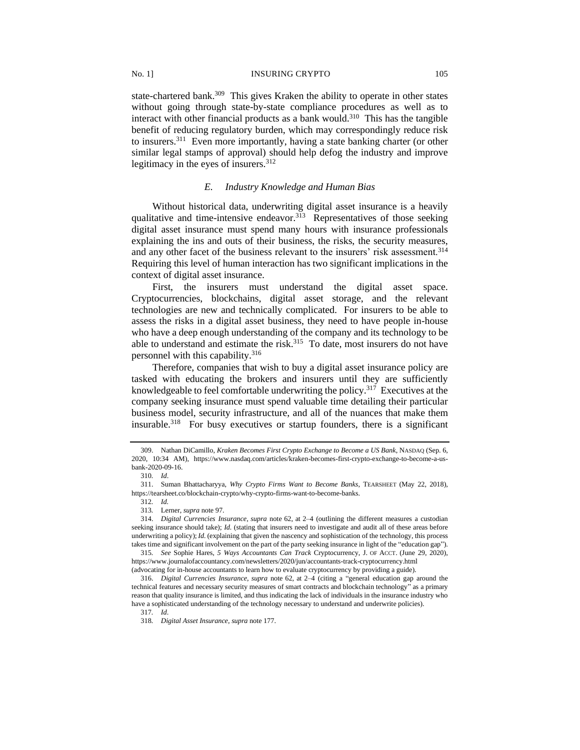state-chartered bank.[309] This gives Kraken the ability to operate in other states without going through state-by-state compliance procedures as well as to interact with other financial products as a bank would.[310] This has the tangible benefit of reducing regulatory burden, which may correspondingly reduce risk to insurers.[311] Even more importantly, having a state banking charter (or other similar legal stamps of approval) should help defog the industry and improve legitimacy in the eyes of insurers.[312]

### *E. Industry Knowledge and Human Bias*

Without historical data, underwriting digital asset insurance is a heavily qualitative and time-intensive endeavor.[313] Representatives of those seeking digital asset insurance must spend many hours with insurance professionals explaining the ins and outs of their business, the risks, the security measures, and any other facet of the business relevant to the insurers' risk assessment.[314] Requiring this level of human interaction has two significant implications in the context of digital asset insurance.

First, the insurers must understand the digital asset space. Cryptocurrencies, blockchains, digital asset storage, and the relevant technologies are new and technically complicated. For insurers to be able to assess the risks in a digital asset business, they need to have people in-house who have a deep enough understanding of the company and its technology to be able to understand and estimate the risk.[315] To date, most insurers do not have personnel with this capability.[316]

Therefore, companies that wish to buy a digital asset insurance policy are tasked with educating the brokers and insurers until they are sufficiently knowledgeable to feel comfortable underwriting the policy.[317] Executives at the company seeking insurance must spend valuable time detailing their particular business model, security infrastructure, and all of the nuances that make them insurable.[318] For busy executives or startup founders, there is a significant

---

309. Nathan DiCamillo, *Kraken Becomes First Crypto Exchange to Become a US Bank*, NASDAQ (Sep. 6, 2020, 10:34 AM), https://www.nasdaq.com/articles/kraken-becomes-first-crypto-exchange-to-become-a-us-bank-2020-09-16.

310. *Id*.

311. Suman Bhattacharyya, *Why Crypto Firms Want to Become Banks*, TEARSHEET (May 22, 2018), https://tearsheet.co/blockchain-crypto/why-crypto-firms-want-to-become-banks.

312. *Id.*

313. Lerner, *supra* note 97.

314. *Digital Currencies Insurance*, *supra* note 62, at 2–4 (outlining the different measures a custodian seeking insurance should take); *Id.* (stating that insurers need to investigate and audit all of these areas before underwriting a policy); *Id.* (explaining that given the nascency and sophistication of the technology, this process takes time and significant involvement on the part of the party seeking insurance in light of the "education gap").

315. *See* Sophie Hares, *5 Ways Accountants Can Track* Cryptocurrency, J. OF ACCT. (June 29, 2020), https://www.journalofaccountancy.com/newsletters/2020/jun/accountants-track-cryptocurrency.html (advocating for in-house accountants to learn how to evaluate cryptocurrency by providing a guide).

316. *Digital Currencies Insurance*, *supra* note 62, at 2–4 (citing a "general education gap around the technical features and necessary security measures of smart contracts and blockchain technology" as a primary reason that quality insurance is limited, and thus indicating the lack of individuals in the insurance industry who have a sophisticated understanding of the technology necessary to understand and underwrite policies).

317. *Id*.

318. *Digital Asset Insurance*, *supra* note 177.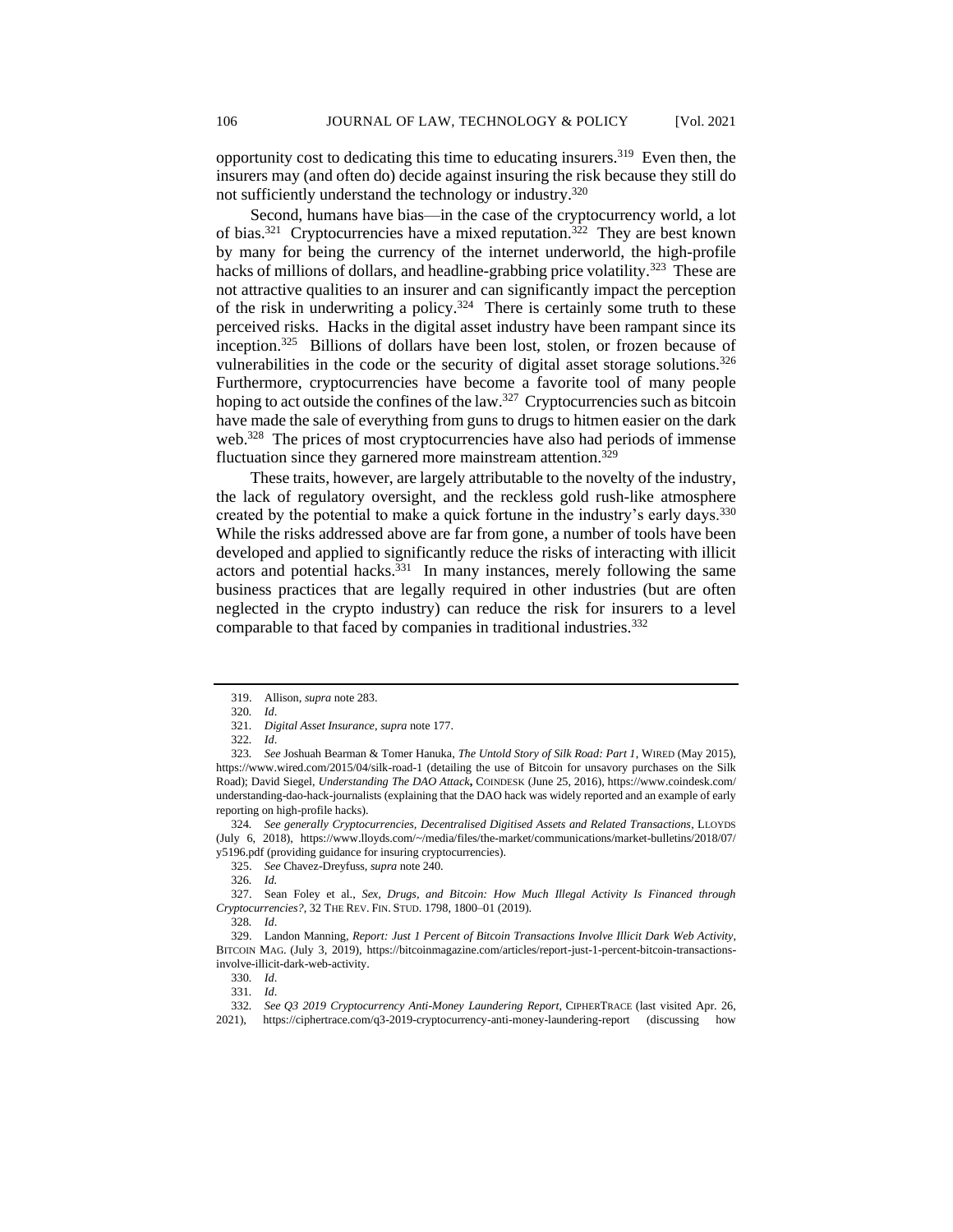opportunity cost to dedicating this time to educating insurers.[319] Even then, the insurers may (and often do) decide against insuring the risk because they still do not sufficiently understand the technology or industry.[320]

Second, humans have bias—in the case of the cryptocurrency world, a lot of bias.[321] Cryptocurrencies have a mixed reputation.[322] They are best known by many for being the currency of the internet underworld, the high-profile hacks of millions of dollars, and headline-grabbing price volatility.[323] These are not attractive qualities to an insurer and can significantly impact the perception of the risk in underwriting a policy.[324] There is certainly some truth to these perceived risks. Hacks in the digital asset industry have been rampant since its inception.[325] Billions of dollars have been lost, stolen, or frozen because of vulnerabilities in the code or the security of digital asset storage solutions.[326] Furthermore, cryptocurrencies have become a favorite tool of many people hoping to act outside the confines of the law.[327] Cryptocurrencies such as bitcoin have made the sale of everything from guns to drugs to hitmen easier on the dark web.[328] The prices of most cryptocurrencies have also had periods of immense fluctuation since they garnered more mainstream attention.[329]

These traits, however, are largely attributable to the novelty of the industry, the lack of regulatory oversight, and the reckless gold rush-like atmosphere created by the potential to make a quick fortune in the industry's early days.[330] While the risks addressed above are far from gone, a number of tools have been developed and applied to significantly reduce the risks of interacting with illicit actors and potential hacks.[331] In many instances, merely following the same business practices that are legally required in other industries (but are often neglected in the crypto industry) can reduce the risk for insurers to a level comparable to that faced by companies in traditional industries.[332]

---

319. Allison, *supra* note 283.

320. *Id*.

321. *Digital Asset Insurance*, *supra* note 177.

322. *Id*.

323. *See* Joshuah Bearman & Tomer Hanuka, *The Untold Story of Silk Road: Part 1*, WIRED (May 2015), https://www.wired.com/2015/04/silk-road-1 (detailing the use of Bitcoin for unsavory purchases on the Silk Road); David Siegel, *Understanding The DAO Attack*, COINDESK (June 25, 2016), https://www.coindesk.com/understanding-dao-hack-journalists (explaining that the DAO hack was widely reported and an example of early reporting on high-profile hacks).

324. *See generally Cryptocurrencies, Decentralised Digitised Assets and Related Transactions*, LLOYDS (July 6, 2018), https://www.lloyds.com/~/media/files/the-market/communications/market-bulletins/2018/07/y5196.pdf (providing guidance for insuring cryptocurrencies).

325. *See* Chavez-Dreyfuss, *supra* note 240.

326. *Id.*

327. Sean Foley et al., *Sex, Drugs, and Bitcoin: How Much Illegal Activity Is Financed through Cryptocurrencies?*, 32 THE REV. FIN. STUD. 1798, 1800–01 (2019).

328. *Id*.

329. Landon Manning, *Report: Just 1 Percent of Bitcoin Transactions Involve Illicit Dark Web Activity*, BITCOIN MAG. (July 3, 2019), https://bitcoinmagazine.com/articles/report-just-1-percent-bitcoin-transactions-involve-illicit-dark-web-activity.

330. *Id*.

331. *Id*.

332. *See Q3 2019 Cryptocurrency Anti-Money Laundering Report*, CIPHERTRACE (last visited Apr. 26, 2021), https://ciphertrace.com/q3-2019-cryptocurrency-anti-money-laundering-report (discussing how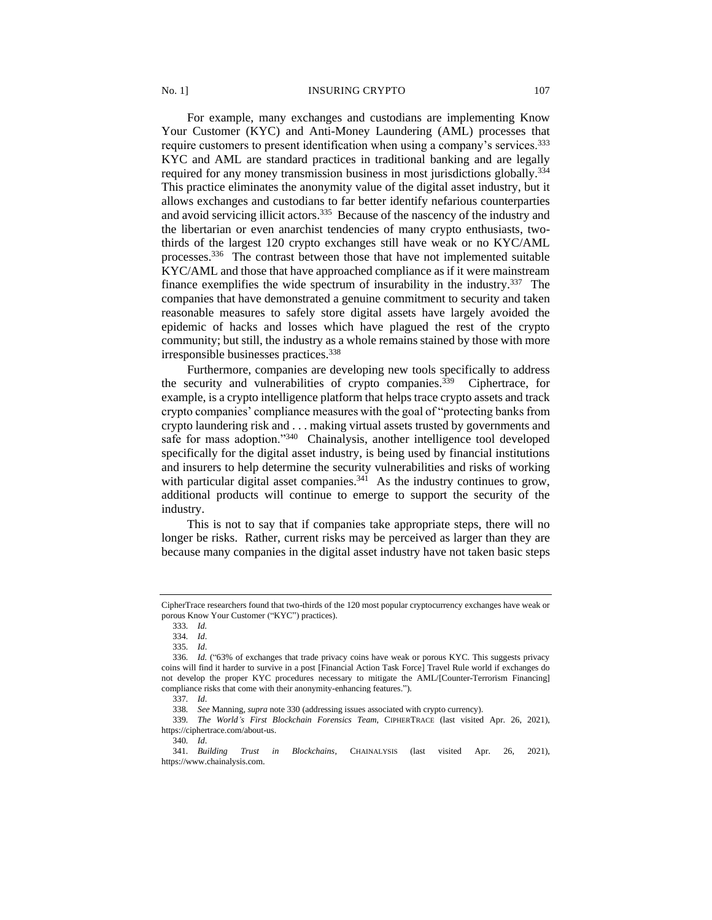For example, many exchanges and custodians are implementing Know Your Customer (KYC) and Anti-Money Laundering (AML) processes that require customers to present identification when using a company's services.[333] KYC and AML are standard practices in traditional banking and are legally required for any money transmission business in most jurisdictions globally.[334] This practice eliminates the anonymity value of the digital asset industry, but it allows exchanges and custodians to far better identify nefarious counterparties and avoid servicing illicit actors.[335] Because of the nascency of the industry and the libertarian or even anarchist tendencies of many crypto enthusiasts, two-thirds of the largest 120 crypto exchanges still have weak or no KYC/AML processes.[336] The contrast between those that have not implemented suitable KYC/AML and those that have approached compliance as if it were mainstream finance exemplifies the wide spectrum of insurability in the industry.[337] The companies that have demonstrated a genuine commitment to security and taken reasonable measures to safely store digital assets have largely avoided the epidemic of hacks and losses which have plagued the rest of the crypto community; but still, the industry as a whole remains stained by those with more irresponsible businesses practices.[338]

Furthermore, companies are developing new tools specifically to address the security and vulnerabilities of crypto companies.[339] Ciphertrace, for example, is a crypto intelligence platform that helps trace crypto assets and track crypto companies' compliance measures with the goal of "protecting banks from crypto laundering risk and . . . making virtual assets trusted by governments and safe for mass adoption."[340] Chainalysis, another intelligence tool developed specifically for the digital asset industry, is being used by financial institutions and insurers to help determine the security vulnerabilities and risks of working with particular digital asset companies.[341] As the industry continues to grow, additional products will continue to emerge to support the security of the industry.

This is not to say that if companies take appropriate steps, there will no longer be risks. Rather, current risks may be perceived as larger than they are because many companies in the digital asset industry have not taken basic steps

---

CipherTrace researchers found that two-thirds of the 120 most popular cryptocurrency exchanges have weak or porous Know Your Customer ("KYC") practices).

333. *Id.*

334. *Id*.

335. *Id*.

336. *Id.* ("63% of exchanges that trade privacy coins have weak or porous KYC. This suggests privacy coins will find it harder to survive in a post [Financial Action Task Force] Travel Rule world if exchanges do not develop the proper KYC procedures necessary to mitigate the AML/[Counter-Terrorism Financing] compliance risks that come with their anonymity-enhancing features.").

337. *Id*.

338. *See* Manning, *supra* note 330 (addressing issues associated with crypto currency).

339. *The World's First Blockchain Forensics Team*, CIPHERTRACE (last visited Apr. 26, 2021), https://ciphertrace.com/about-us.

340. *Id*.

341. *Building Trust in Blockchains*, CHAINALYSIS (last visited Apr. 26, 2021), https://www.chainalysis.com.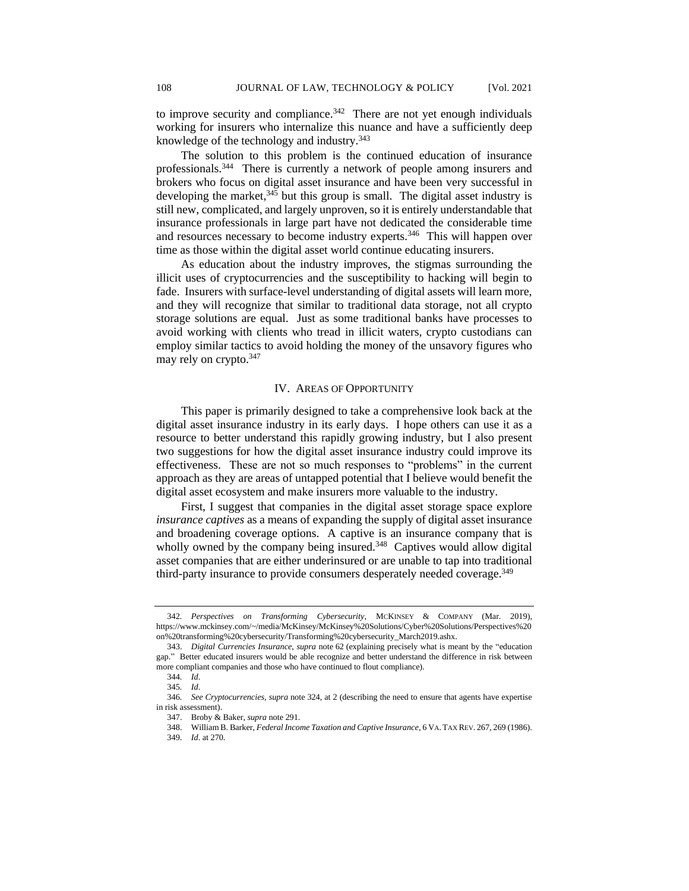to improve security and compliance.[342] There are not yet enough individuals working for insurers who internalize this nuance and have a sufficiently deep knowledge of the technology and industry.[343]

The solution to this problem is the continued education of insurance professionals.[344] There is currently a network of people among insurers and brokers who focus on digital asset insurance and have been very successful in developing the market,[345] but this group is small. The digital asset industry is still new, complicated, and largely unproven, so it is entirely understandable that insurance professionals in large part have not dedicated the considerable time and resources necessary to become industry experts.[346] This will happen over time as those within the digital asset world continue educating insurers.

As education about the industry improves, the stigmas surrounding the illicit uses of cryptocurrencies and the susceptibility to hacking will begin to fade. Insurers with surface-level understanding of digital assets will learn more, and they will recognize that similar to traditional data storage, not all crypto storage solutions are equal. Just as some traditional banks have processes to avoid working with clients who tread in illicit waters, crypto custodians can employ similar tactics to avoid holding the money of the unsavory figures who may rely on crypto.[347]

## IV. Areas of Opportunity

This paper is primarily designed to take a comprehensive look back at the digital asset insurance industry in its early days. I hope others can use it as a resource to better understand this rapidly growing industry, but I also present two suggestions for how the digital asset insurance industry could improve its effectiveness. These are not so much responses to "problems" in the current approach as they are areas of untapped potential that I believe would benefit the digital asset ecosystem and make insurers more valuable to the industry.

First, I suggest that companies in the digital asset storage space explore *insurance captives* as a means of expanding the supply of digital asset insurance and broadening coverage options. A captive is an insurance company that is wholly owned by the company being insured.[348] Captives would allow digital asset companies that are either underinsured or are unable to tap into traditional third-party insurance to provide consumers desperately needed coverage.[349]

---

342. *Perspectives on Transforming Cybersecurity*, McKinsey & Company (Mar. 2019), https://www.mckinsey.com/~/media/McKinsey/McKinsey%20Solutions/Cyber%20Solutions/Perspectives%20on%20transforming%20cybersecurity/Transforming%20cybersecurity_March2019.ashx.

343. *Digital Currencies Insurance*, *supra* note 62 (explaining precisely what is meant by the "education gap." Better educated insurers would be able recognize and better understand the difference in risk between more compliant companies and those who have continued to flout compliance).

344. *Id*.

345. *Id*.

346. *See Cryptocurrencies*, *supra* note 324, at 2 (describing the need to ensure that agents have expertise in risk assessment).

347. Broby & Baker, *supra* note 291.

348. William B. Barker, *Federal Income Taxation and Captive Insurance*, 6 Va. Tax Rev. 267, 269 (1986).

349. *Id*. at 270.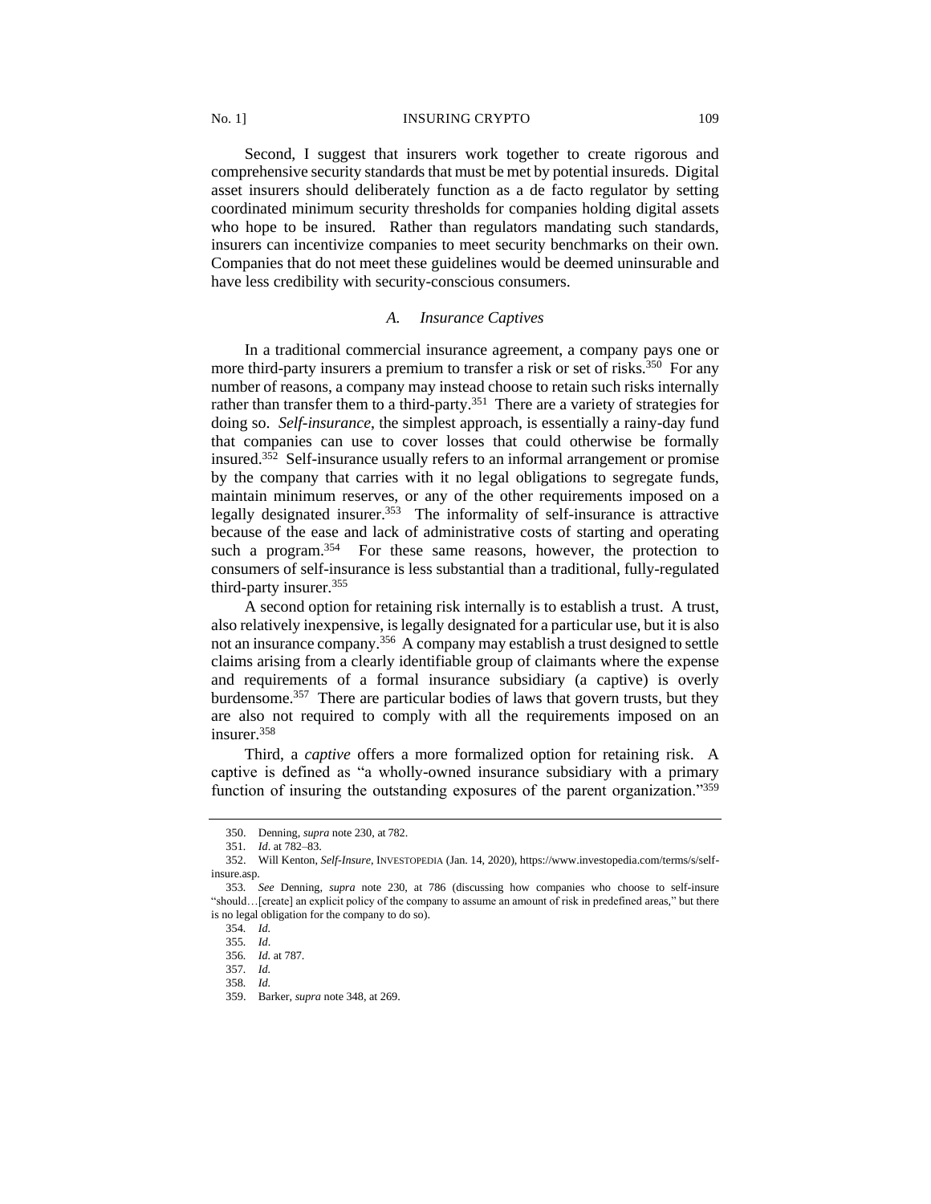Second, I suggest that insurers work together to create rigorous and comprehensive security standards that must be met by potential insureds. Digital asset insurers should deliberately function as a de facto regulator by setting coordinated minimum security thresholds for companies holding digital assets who hope to be insured. Rather than regulators mandating such standards, insurers can incentivize companies to meet security benchmarks on their own. Companies that do not meet these guidelines would be deemed uninsurable and have less credibility with security-conscious consumers.

### *A. Insurance Captives*

In a traditional commercial insurance agreement, a company pays one or more third-party insurers a premium to transfer a risk or set of risks.[350] For any number of reasons, a company may instead choose to retain such risks internally rather than transfer them to a third-party.[351] There are a variety of strategies for doing so. *Self-insurance*, the simplest approach, is essentially a rainy-day fund that companies can use to cover losses that could otherwise be formally insured.[352] Self-insurance usually refers to an informal arrangement or promise by the company that carries with it no legal obligations to segregate funds, maintain minimum reserves, or any of the other requirements imposed on a legally designated insurer.[353] The informality of self-insurance is attractive because of the ease and lack of administrative costs of starting and operating such a program.[354] For these same reasons, however, the protection to consumers of self-insurance is less substantial than a traditional, fully-regulated third-party insurer.[355]

A second option for retaining risk internally is to establish a trust. A trust, also relatively inexpensive, is legally designated for a particular use, but it is also not an insurance company.[356] A company may establish a trust designed to settle claims arising from a clearly identifiable group of claimants where the expense and requirements of a formal insurance subsidiary (a captive) is overly burdensome.[357] There are particular bodies of laws that govern trusts, but they are also not required to comply with all the requirements imposed on an insurer.[358]

Third, a *captive* offers a more formalized option for retaining risk. A captive is defined as "a wholly-owned insurance subsidiary with a primary function of insuring the outstanding exposures of the parent organization."[359]

---

350. Denning, *supra* note 230, at 782.

351. *Id*. at 782–83.

352. Will Kenton, *Self-Insure*, INVESTOPEDIA (Jan. 14, 2020), https://www.investopedia.com/terms/s/self-insure.asp.

353. *See* Denning, *supra* note 230, at 786 (discussing how companies who choose to self-insure "should…[create] an explicit policy of the company to assume an amount of risk in predefined areas," but there is no legal obligation for the company to do so).

354. *Id.*

355. *Id*.

356. *Id.* at 787.

357. *Id.*

358. *Id.*

359. Barker, *supra* note 348, at 269.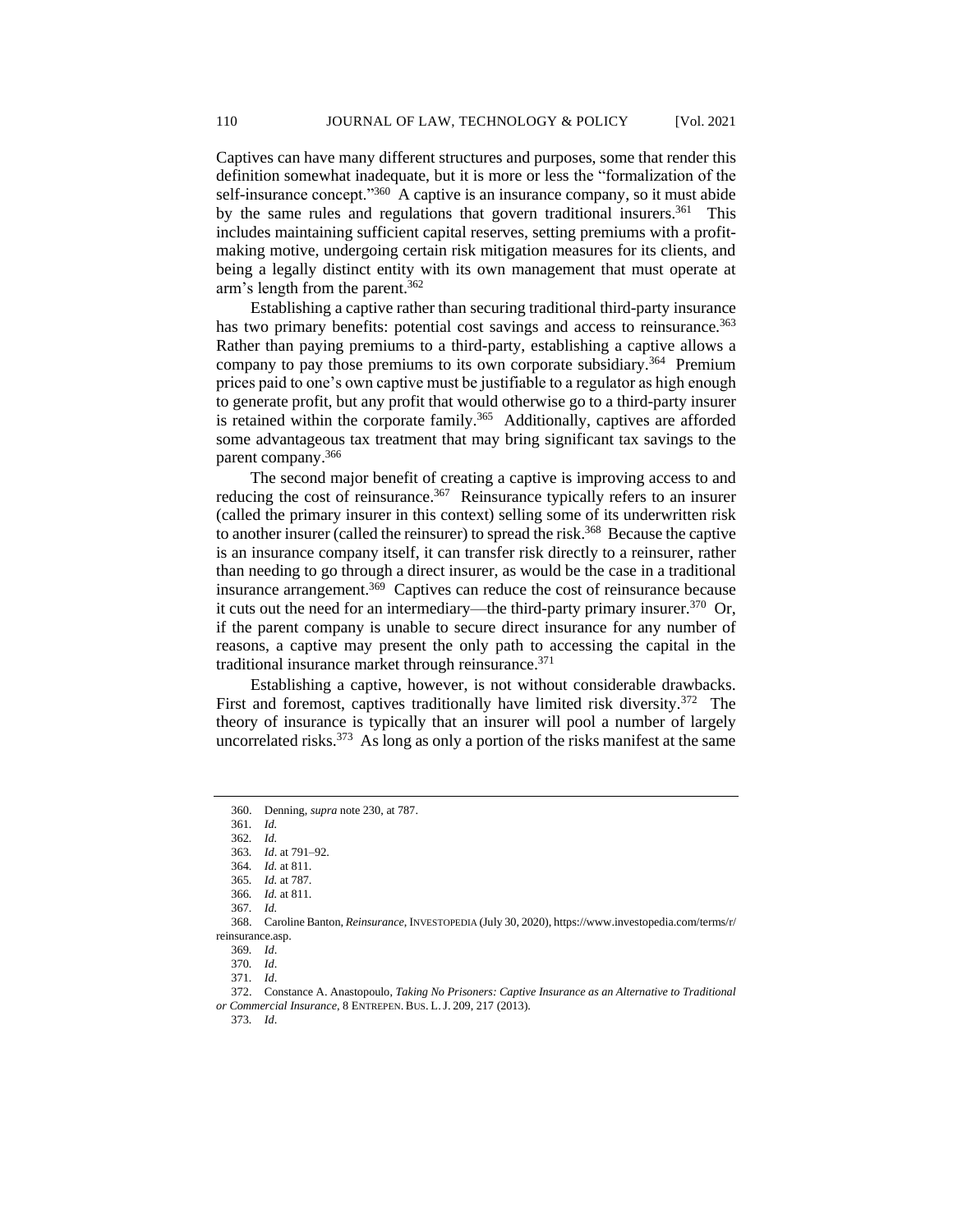Captives can have many different structures and purposes, some that render this definition somewhat inadequate, but it is more or less the "formalization of the self-insurance concept."[360] A captive is an insurance company, so it must abide by the same rules and regulations that govern traditional insurers.[361] This includes maintaining sufficient capital reserves, setting premiums with a profit-making motive, undergoing certain risk mitigation measures for its clients, and being a legally distinct entity with its own management that must operate at arm's length from the parent.[362]

Establishing a captive rather than securing traditional third-party insurance has two primary benefits: potential cost savings and access to reinsurance.[363] Rather than paying premiums to a third-party, establishing a captive allows a company to pay those premiums to its own corporate subsidiary.[364] Premium prices paid to one's own captive must be justifiable to a regulator as high enough to generate profit, but any profit that would otherwise go to a third-party insurer is retained within the corporate family.[365] Additionally, captives are afforded some advantageous tax treatment that may bring significant tax savings to the parent company.[366]

The second major benefit of creating a captive is improving access to and reducing the cost of reinsurance.[367] Reinsurance typically refers to an insurer (called the primary insurer in this context) selling some of its underwritten risk to another insurer (called the reinsurer) to spread the risk.[368] Because the captive is an insurance company itself, it can transfer risk directly to a reinsurer, rather than needing to go through a direct insurer, as would be the case in a traditional insurance arrangement.[369] Captives can reduce the cost of reinsurance because it cuts out the need for an intermediary—the third-party primary insurer.[370] Or, if the parent company is unable to secure direct insurance for any number of reasons, a captive may present the only path to accessing the capital in the traditional insurance market through reinsurance.[371]

Establishing a captive, however, is not without considerable drawbacks. First and foremost, captives traditionally have limited risk diversity.[372] The theory of insurance is typically that an insurer will pool a number of largely uncorrelated risks.[373] As long as only a portion of the risks manifest at the same

---

360. Denning, *supra* note 230, at 787.

361. *Id.*

362. *Id.*

363. *Id*. at 791–92.

364. *Id.* at 811.

365. *Id.* at 787.

366. *Id.* at 811.

367. *Id.*

368. Caroline Banton, *Reinsurance*, INVESTOPEDIA (July 30, 2020), https://www.investopedia.com/terms/r/reinsurance.asp.

369. *Id*.

370. *Id*.

371. *Id*.

372. Constance A. Anastopoulo, *Taking No Prisoners: Captive Insurance as an Alternative to Traditional or Commercial Insurance*, 8 ENTREPEN. BUS. L. J. 209, 217 (2013).

373. *Id*.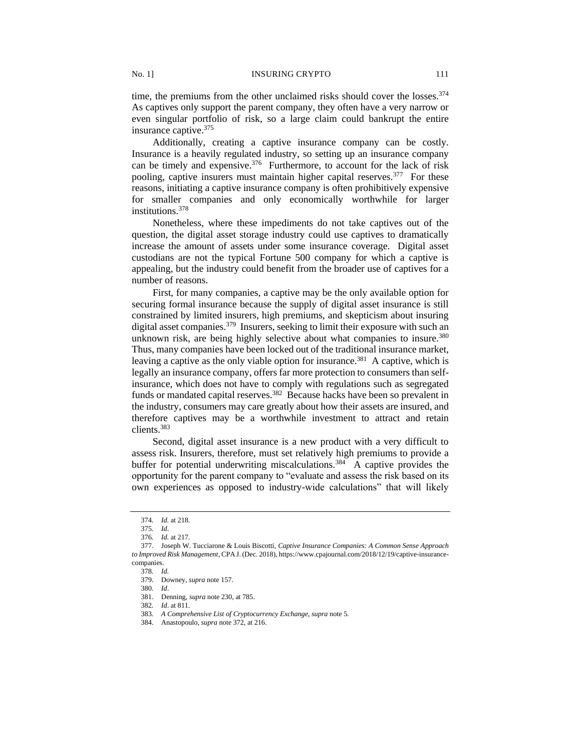time, the premiums from the other unclaimed risks should cover the losses.[374] As captives only support the parent company, they often have a very narrow or even singular portfolio of risk, so a large claim could bankrupt the entire insurance captive.[375]

Additionally, creating a captive insurance company can be costly. Insurance is a heavily regulated industry, so setting up an insurance company can be timely and expensive.[376] Furthermore, to account for the lack of risk pooling, captive insurers must maintain higher capital reserves.[377] For these reasons, initiating a captive insurance company is often prohibitively expensive for smaller companies and only economically worthwhile for larger institutions.[378]

Nonetheless, where these impediments do not take captives out of the question, the digital asset storage industry could use captives to dramatically increase the amount of assets under some insurance coverage. Digital asset custodians are not the typical Fortune 500 company for which a captive is appealing, but the industry could benefit from the broader use of captives for a number of reasons.

First, for many companies, a captive may be the only available option for securing formal insurance because the supply of digital asset insurance is still constrained by limited insurers, high premiums, and skepticism about insuring digital asset companies.[379] Insurers, seeking to limit their exposure with such an unknown risk, are being highly selective about what companies to insure.[380] Thus, many companies have been locked out of the traditional insurance market, leaving a captive as the only viable option for insurance.[381] A captive, which is legally an insurance company, offers far more protection to consumers than self-insurance, which does not have to comply with regulations such as segregated funds or mandated capital reserves.[382] Because hacks have been so prevalent in the industry, consumers may care greatly about how their assets are insured, and therefore captives may be a worthwhile investment to attract and retain clients.[383]

Second, digital asset insurance is a new product with a very difficult to assess risk. Insurers, therefore, must set relatively high premiums to provide a buffer for potential underwriting miscalculations.[384] A captive provides the opportunity for the parent company to "evaluate and assess the risk based on its own experiences as opposed to industry-wide calculations" that will likely

---

374. *Id.* at 218.

375. *Id*.

376. *Id.* at 217.

377. Joseph W. Tucciarone & Louis Biscotti, *Captive Insurance Companies: A Common Sense Approach to Improved Risk Management*, CPA J. (Dec. 2018), https://www.cpajournal.com/2018/12/19/captive-insurance-companies.

378. *Id.*

379. Downey, *supra* note 157.

380. *Id*.

381. Denning, *supra* note 230, at 785.

382. *Id*. at 811.

383. *A Comprehensive List of Cryptocurrency Exchange*, *supra* note 5.

384. Anastopoulo, *supra* note 372, at 216.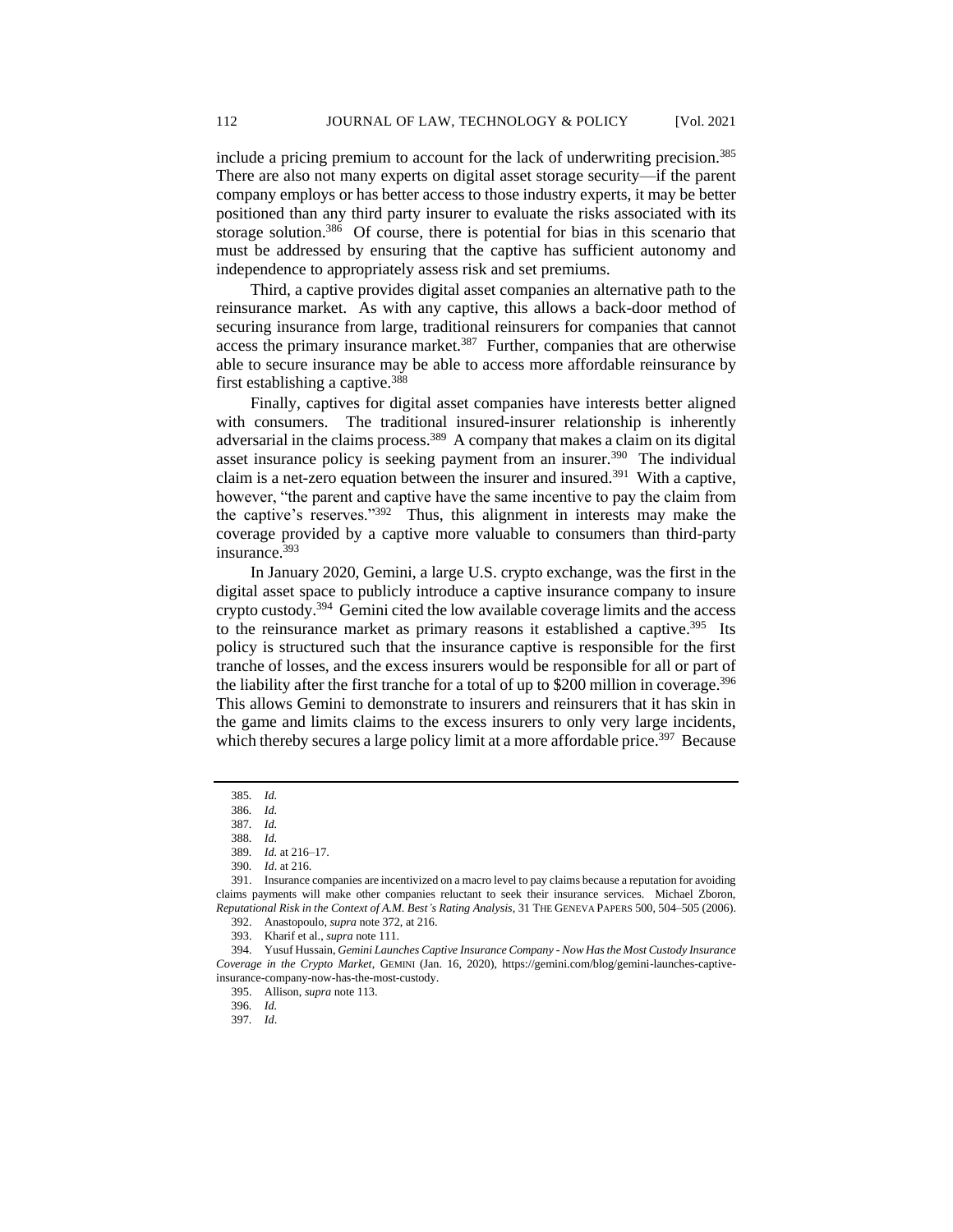include a pricing premium to account for the lack of underwriting precision.[385] There are also not many experts on digital asset storage security—if the parent company employs or has better access to those industry experts, it may be better positioned than any third party insurer to evaluate the risks associated with its storage solution.[386] Of course, there is potential for bias in this scenario that must be addressed by ensuring that the captive has sufficient autonomy and independence to appropriately assess risk and set premiums.

Third, a captive provides digital asset companies an alternative path to the reinsurance market. As with any captive, this allows a back-door method of securing insurance from large, traditional reinsurers for companies that cannot access the primary insurance market.[387] Further, companies that are otherwise able to secure insurance may be able to access more affordable reinsurance by first establishing a captive.[388]

Finally, captives for digital asset companies have interests better aligned with consumers. The traditional insured-insurer relationship is inherently adversarial in the claims process.[389] A company that makes a claim on its digital asset insurance policy is seeking payment from an insurer.[390] The individual claim is a net-zero equation between the insurer and insured.[391] With a captive, however, "the parent and captive have the same incentive to pay the claim from the captive's reserves."[392] Thus, this alignment in interests may make the coverage provided by a captive more valuable to consumers than third-party insurance.[393]

In January 2020, Gemini, a large U.S. crypto exchange, was the first in the digital asset space to publicly introduce a captive insurance company to insure crypto custody.[394] Gemini cited the low available coverage limits and the access to the reinsurance market as primary reasons it established a captive.[395] Its policy is structured such that the insurance captive is responsible for the first tranche of losses, and the excess insurers would be responsible for all or part of the liability after the first tranche for a total of up to $200 million in coverage.[396] This allows Gemini to demonstrate to insurers and reinsurers that it has skin in the game and limits claims to the excess insurers to only very large incidents, which thereby secures a large policy limit at a more affordable price.[397] Because

---

385. *Id.*

386. *Id.*

387. *Id.*

388. *Id.*

389. *Id.* at 216–17.

390. *Id*. at 216.

391. Insurance companies are incentivized on a macro level to pay claims because a reputation for avoiding claims payments will make other companies reluctant to seek their insurance services. Michael Zboron, *Reputational Risk in the Context of A.M. Best's Rating Analysis*, 31 THE GENEVA PAPERS 500, 504–505 (2006).

392. Anastopoulo, *supra* note 372, at 216.

393. Kharif et al., *supra* note 111.

394. Yusuf Hussain, *Gemini Launches Captive Insurance Company - Now Has the Most Custody Insurance Coverage in the Crypto Market*, GEMINI (Jan. 16, 2020), https://gemini.com/blog/gemini-launches-captive-insurance-company-now-has-the-most-custody.

395. Allison, *supra* note 113.

396. *Id.*

397. *Id*.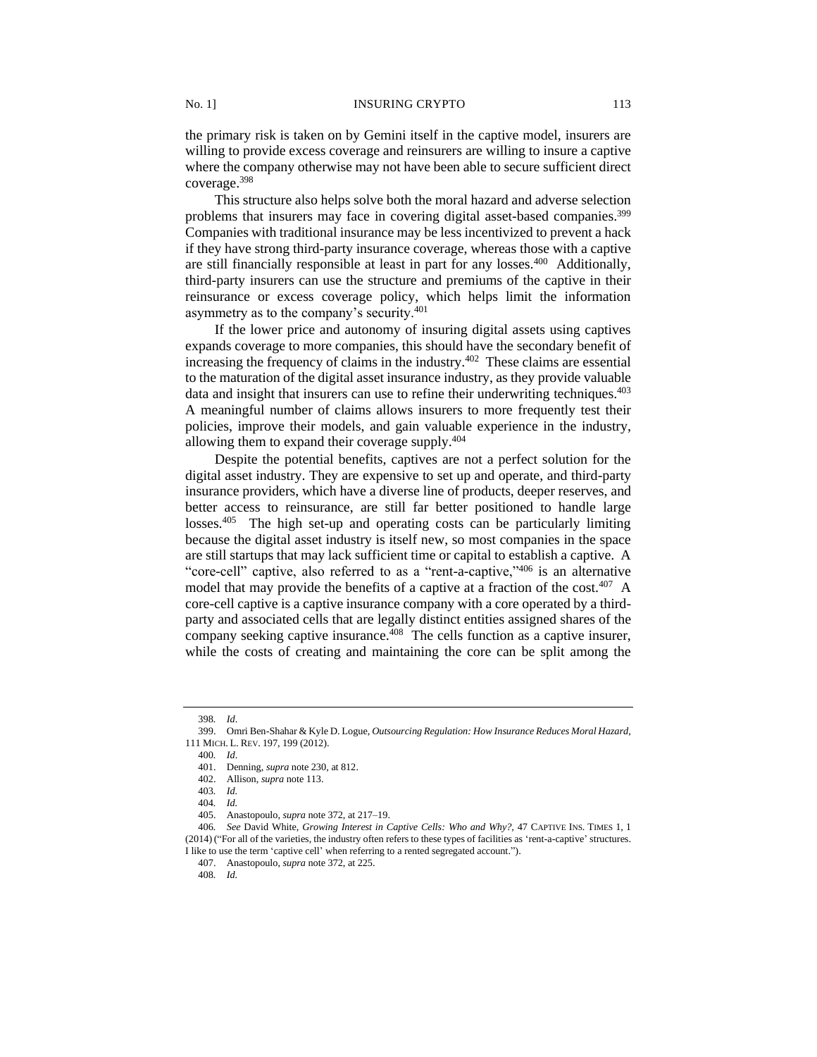the primary risk is taken on by Gemini itself in the captive model, insurers are willing to provide excess coverage and reinsurers are willing to insure a captive where the company otherwise may not have been able to secure sufficient direct coverage.[398]

This structure also helps solve both the moral hazard and adverse selection problems that insurers may face in covering digital asset-based companies.[399] Companies with traditional insurance may be less incentivized to prevent a hack if they have strong third-party insurance coverage, whereas those with a captive are still financially responsible at least in part for any losses.[400] Additionally, third-party insurers can use the structure and premiums of the captive in their reinsurance or excess coverage policy, which helps limit the information asymmetry as to the company's security.[401]

If the lower price and autonomy of insuring digital assets using captives expands coverage to more companies, this should have the secondary benefit of increasing the frequency of claims in the industry.[402] These claims are essential to the maturation of the digital asset insurance industry, as they provide valuable data and insight that insurers can use to refine their underwriting techniques.[403] A meaningful number of claims allows insurers to more frequently test their policies, improve their models, and gain valuable experience in the industry, allowing them to expand their coverage supply.[404]

Despite the potential benefits, captives are not a perfect solution for the digital asset industry. They are expensive to set up and operate, and third-party insurance providers, which have a diverse line of products, deeper reserves, and better access to reinsurance, are still far better positioned to handle large losses.[405] The high set-up and operating costs can be particularly limiting because the digital asset industry is itself new, so most companies in the space are still startups that may lack sufficient time or capital to establish a captive. A "core-cell" captive, also referred to as a "rent-a-captive,"[406] is an alternative model that may provide the benefits of a captive at a fraction of the cost.[407] A core-cell captive is a captive insurance company with a core operated by a third-party and associated cells that are legally distinct entities assigned shares of the company seeking captive insurance.[408] The cells function as a captive insurer, while the costs of creating and maintaining the core can be split among the

---

398. *Id*.

399. Omri Ben-Shahar & Kyle D. Logue, *Outsourcing Regulation: How Insurance Reduces Moral Hazard*, 111 MICH. L. REV. 197, 199 (2012).

400. *Id*.

401. Denning, *supra* note 230, at 812.

402. Allison, *supra* note 113.

403. *Id.*

404. *Id.*

405. Anastopoulo, *supra* note 372, at 217–19.

406. *See* David White, *Growing Interest in Captive Cells: Who and Why?*, 47 CAPTIVE INS. TIMES 1, 1 (2014) ("For all of the varieties, the industry often refers to these types of facilities as 'rent-a-captive' structures. I like to use the term 'captive cell' when referring to a rented segregated account.").

407. Anastopoulo, *supra* note 372, at 225.

408. *Id.*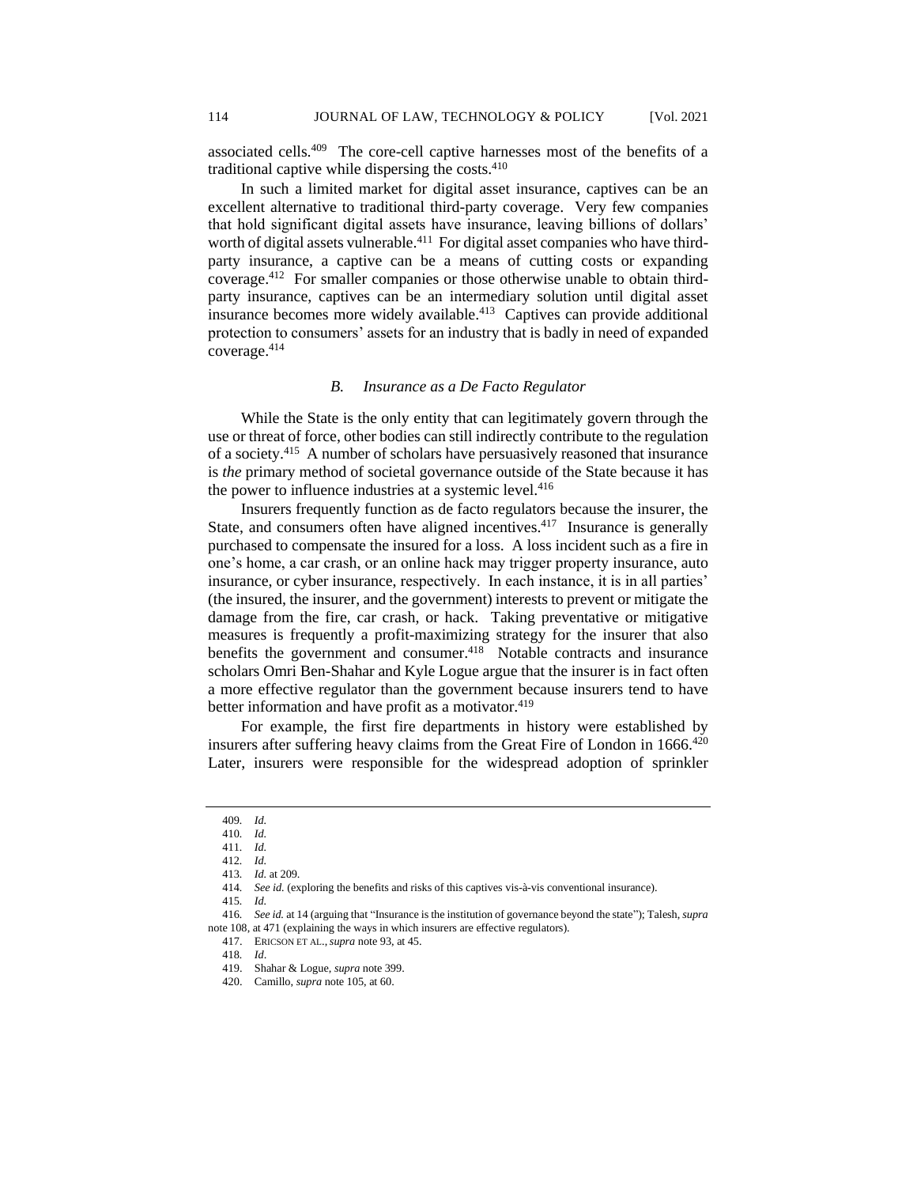associated cells.[409] The core-cell captive harnesses most of the benefits of a traditional captive while dispersing the costs.[410]

In such a limited market for digital asset insurance, captives can be an excellent alternative to traditional third-party coverage. Very few companies that hold significant digital assets have insurance, leaving billions of dollars' worth of digital assets vulnerable.[411] For digital asset companies who have third-party insurance, a captive can be a means of cutting costs or expanding coverage.[412] For smaller companies or those otherwise unable to obtain third-party insurance, captives can be an intermediary solution until digital asset insurance becomes more widely available.[413] Captives can provide additional protection to consumers' assets for an industry that is badly in need of expanded coverage.[414]

### *B. Insurance as a De Facto Regulator*

While the State is the only entity that can legitimately govern through the use or threat of force, other bodies can still indirectly contribute to the regulation of a society.[415] A number of scholars have persuasively reasoned that insurance is *the* primary method of societal governance outside of the State because it has the power to influence industries at a systemic level.[416]

Insurers frequently function as de facto regulators because the insurer, the State, and consumers often have aligned incentives.[417] Insurance is generally purchased to compensate the insured for a loss. A loss incident such as a fire in one's home, a car crash, or an online hack may trigger property insurance, auto insurance, or cyber insurance, respectively. In each instance, it is in all parties' (the insured, the insurer, and the government) interests to prevent or mitigate the damage from the fire, car crash, or hack. Taking preventative or mitigative measures is frequently a profit-maximizing strategy for the insurer that also benefits the government and consumer.[418] Notable contracts and insurance scholars Omri Ben-Shahar and Kyle Logue argue that the insurer is in fact often a more effective regulator than the government because insurers tend to have better information and have profit as a motivator.[419]

For example, the first fire departments in history were established by insurers after suffering heavy claims from the Great Fire of London in 1666.[420] Later, insurers were responsible for the widespread adoption of sprinkler

---

409. *Id.*

410. *Id.*

411. *Id.*

412. *Id.*

413. *Id.* at 209.

414. *See id.* (exploring the benefits and risks of this captives vis-à-vis conventional insurance).

415. *Id.*

416. *See id.* at 14 (arguing that "Insurance is the institution of governance beyond the state"); Talesh, *supra* note 108, at 471 (explaining the ways in which insurers are effective regulators).

417. ERICSON ET AL., *supra* note 93, at 45.

418. *Id*.

419. Shahar & Logue, *supra* note 399.

420. Camillo, *supra* note 105, at 60.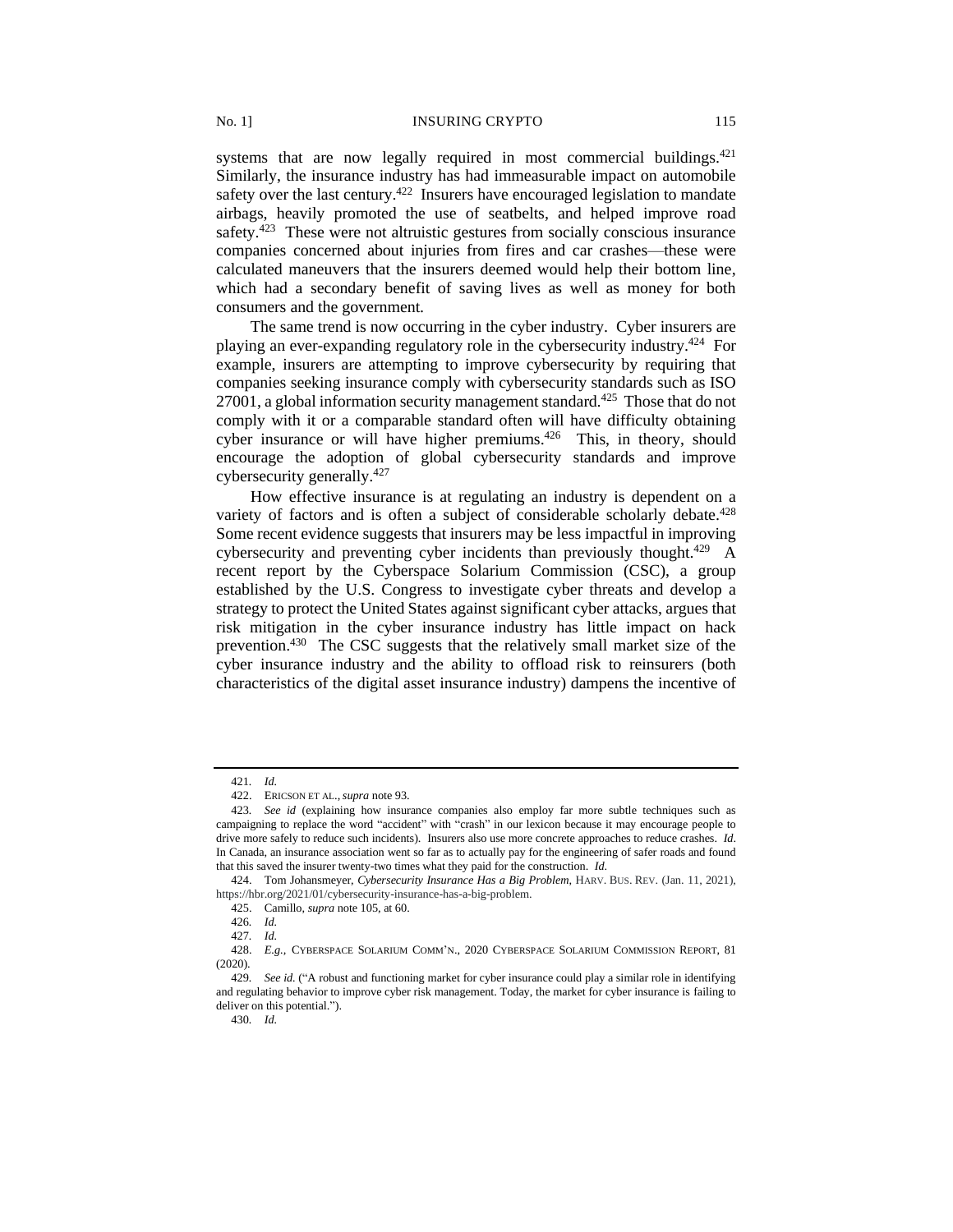systems that are now legally required in most commercial buildings.[421] Similarly, the insurance industry has had immeasurable impact on automobile safety over the last century.[422] Insurers have encouraged legislation to mandate airbags, heavily promoted the use of seatbelts, and helped improve road safety.[423] These were not altruistic gestures from socially conscious insurance companies concerned about injuries from fires and car crashes—these were calculated maneuvers that the insurers deemed would help their bottom line, which had a secondary benefit of saving lives as well as money for both consumers and the government.

The same trend is now occurring in the cyber industry. Cyber insurers are playing an ever-expanding regulatory role in the cybersecurity industry.[424] For example, insurers are attempting to improve cybersecurity by requiring that companies seeking insurance comply with cybersecurity standards such as ISO 27001, a global information security management standard.[425] Those that do not comply with it or a comparable standard often will have difficulty obtaining cyber insurance or will have higher premiums.[426] This, in theory, should encourage the adoption of global cybersecurity standards and improve cybersecurity generally.[427]

How effective insurance is at regulating an industry is dependent on a variety of factors and is often a subject of considerable scholarly debate.[428] Some recent evidence suggests that insurers may be less impactful in improving cybersecurity and preventing cyber incidents than previously thought.[429] A recent report by the Cyberspace Solarium Commission (CSC), a group established by the U.S. Congress to investigate cyber threats and develop a strategy to protect the United States against significant cyber attacks, argues that risk mitigation in the cyber insurance industry has little impact on hack prevention.[430] The CSC suggests that the relatively small market size of the cyber insurance industry and the ability to offload risk to reinsurers (both characteristics of the digital asset insurance industry) dampens the incentive of

---

421. *Id.*

422. ERICSON ET AL., *supra* note 93.

423. *See id* (explaining how insurance companies also employ far more subtle techniques such as campaigning to replace the word "accident" with "crash" in our lexicon because it may encourage people to drive more safely to reduce such incidents). Insurers also use more concrete approaches to reduce crashes. *Id*. In Canada, an insurance association went so far as to actually pay for the engineering of safer roads and found that this saved the insurer twenty-two times what they paid for the construction. *Id*.

424. Tom Johansmeyer, *Cybersecurity Insurance Has a Big Problem*, HARV. BUS. REV. (Jan. 11, 2021), https://hbr.org/2021/01/cybersecurity-insurance-has-a-big-problem.

425. Camillo, *supra* note 105, at 60.

426. *Id.*

427. *Id.*

428. *E.g.*, CYBERSPACE SOLARIUM COMM'N., 2020 CYBERSPACE SOLARIUM COMMISSION REPORT, 81 (2020).

429. *See id.* ("A robust and functioning market for cyber insurance could play a similar role in identifying and regulating behavior to improve cyber risk management. Today, the market for cyber insurance is failing to deliver on this potential.").

430. *Id.*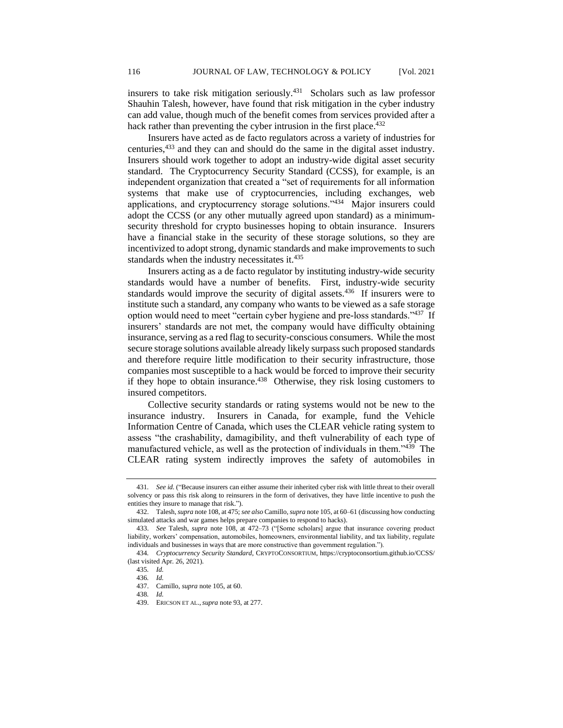insurers to take risk mitigation seriously.[431] Scholars such as law professor Shauhin Talesh, however, have found that risk mitigation in the cyber industry can add value, though much of the benefit comes from services provided after a hack rather than preventing the cyber intrusion in the first place.[432]

Insurers have acted as de facto regulators across a variety of industries for centuries,[433] and they can and should do the same in the digital asset industry. Insurers should work together to adopt an industry-wide digital asset security standard. The Cryptocurrency Security Standard (CCSS), for example, is an independent organization that created a "set of requirements for all information systems that make use of cryptocurrencies, including exchanges, web applications, and cryptocurrency storage solutions."[434] Major insurers could adopt the CCSS (or any other mutually agreed upon standard) as a minimum-security threshold for crypto businesses hoping to obtain insurance. Insurers have a financial stake in the security of these storage solutions, so they are incentivized to adopt strong, dynamic standards and make improvements to such standards when the industry necessitates it.[435]

Insurers acting as a de facto regulator by instituting industry-wide security standards would have a number of benefits. First, industry-wide security standards would improve the security of digital assets.[436] If insurers were to institute such a standard, any company who wants to be viewed as a safe storage option would need to meet "certain cyber hygiene and pre-loss standards."[437] If insurers' standards are not met, the company would have difficulty obtaining insurance, serving as a red flag to security-conscious consumers. While the most secure storage solutions available already likely surpass such proposed standards and therefore require little modification to their security infrastructure, those companies most susceptible to a hack would be forced to improve their security if they hope to obtain insurance.[438] Otherwise, they risk losing customers to insured competitors.

Collective security standards or rating systems would not be new to the insurance industry. Insurers in Canada, for example, fund the Vehicle Information Centre of Canada, which uses the CLEAR vehicle rating system to assess "the crashability, damagibility, and theft vulnerability of each type of manufactured vehicle, as well as the protection of individuals in them."[439] The CLEAR rating system indirectly improves the safety of automobiles in

---

431. *See id.* ("Because insurers can either assume their inherited cyber risk with little threat to their overall solvency or pass this risk along to reinsurers in the form of derivatives, they have little incentive to push the entities they insure to manage that risk.").

432. Talesh, *supra* note 108, at 475; *see also* Camillo, *supra* note 105, at 60–61 (discussing how conducting simulated attacks and war games helps prepare companies to respond to hacks).

433. *See* Talesh, *supra* note 108, at 472–73 ("[Some scholars] argue that insurance covering product liability, workers' compensation, automobiles, homeowners, environmental liability, and tax liability, regulate individuals and businesses in ways that are more constructive than government regulation.").

434. *Cryptocurrency Security Standard*, CRYPTOCONSORTIUM, https://cryptoconsortium.github.io/CCSS/ (last visited Apr. 26, 2021).

435. *Id.*

436. *Id.*

437. Camillo, *supra* note 105, at 60.

438. *Id.*

439. ERICSON ET AL., *supra* note 93, at 277.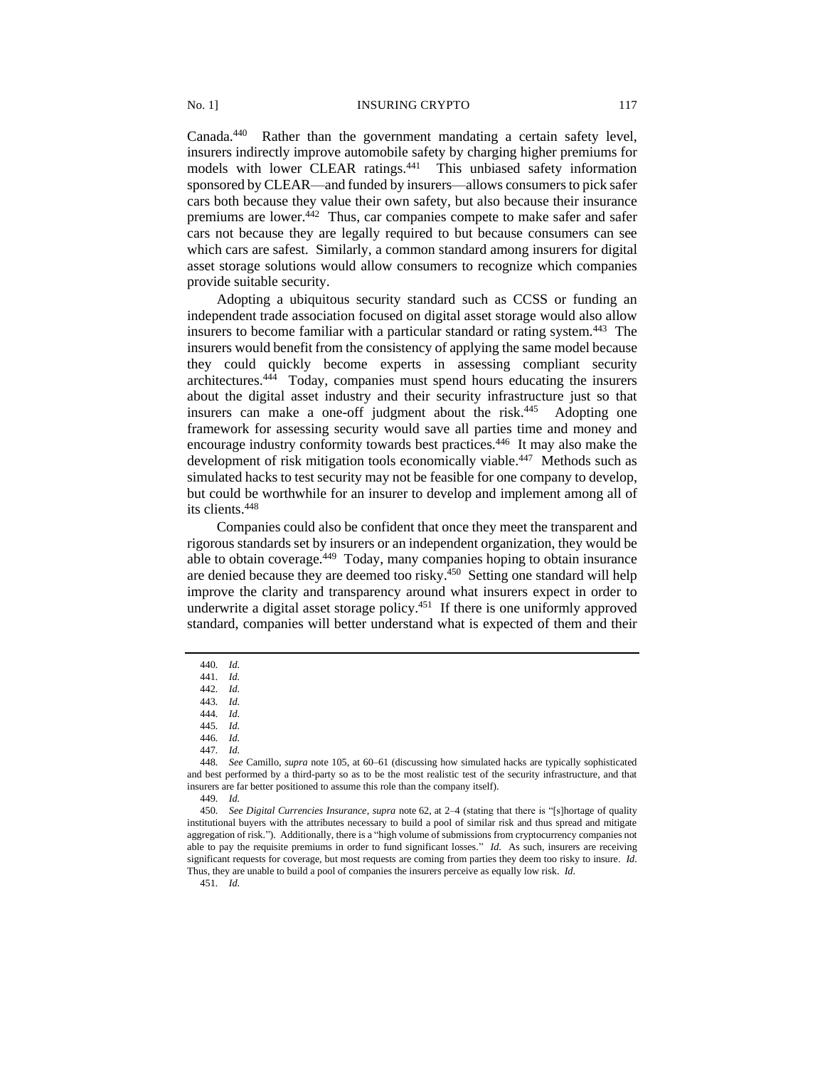Canada.[440] Rather than the government mandating a certain safety level, insurers indirectly improve automobile safety by charging higher premiums for models with lower CLEAR ratings.[441] This unbiased safety information sponsored by CLEAR—and funded by insurers—allows consumers to pick safer cars both because they value their own safety, but also because their insurance premiums are lower.[442] Thus, car companies compete to make safer and safer cars not because they are legally required to but because consumers can see which cars are safest. Similarly, a common standard among insurers for digital asset storage solutions would allow consumers to recognize which companies provide suitable security.

Adopting a ubiquitous security standard such as CCSS or funding an independent trade association focused on digital asset storage would also allow insurers to become familiar with a particular standard or rating system.[443] The insurers would benefit from the consistency of applying the same model because they could quickly become experts in assessing compliant security architectures.[444] Today, companies must spend hours educating the insurers about the digital asset industry and their security infrastructure just so that insurers can make a one-off judgment about the risk.[445] Adopting one framework for assessing security would save all parties time and money and encourage industry conformity towards best practices.[446] It may also make the development of risk mitigation tools economically viable.[447] Methods such as simulated hacks to test security may not be feasible for one company to develop, but could be worthwhile for an insurer to develop and implement among all of its clients.[448]

Companies could also be confident that once they meet the transparent and rigorous standards set by insurers or an independent organization, they would be able to obtain coverage.[449] Today, many companies hoping to obtain insurance are denied because they are deemed too risky.[450] Setting one standard will help improve the clarity and transparency around what insurers expect in order to underwrite a digital asset storage policy.[451] If there is one uniformly approved standard, companies will better understand what is expected of them and their

---

440. *Id.*

441. *Id.*

442. *Id.*

443. *Id.*

444. *Id.*

445. *Id.*

446. *Id.*

447. *Id.*

448. *See* Camillo, *supra* note 105, at 60–61 (discussing how simulated hacks are typically sophisticated and best performed by a third-party so as to be the most realistic test of the security infrastructure, and that insurers are far better positioned to assume this role than the company itself).

449. *Id.*

450. *See Digital Currencies Insurance*, *supra* note 62, at 2–4 (stating that there is "[s]hortage of quality institutional buyers with the attributes necessary to build a pool of similar risk and thus spread and mitigate aggregation of risk."). Additionally, there is a "high volume of submissions from cryptocurrency companies not able to pay the requisite premiums in order to fund significant losses." *Id.* As such, insurers are receiving significant requests for coverage, but most requests are coming from parties they deem too risky to insure. *Id*. Thus, they are unable to build a pool of companies the insurers perceive as equally low risk. *Id*.

451. *Id.*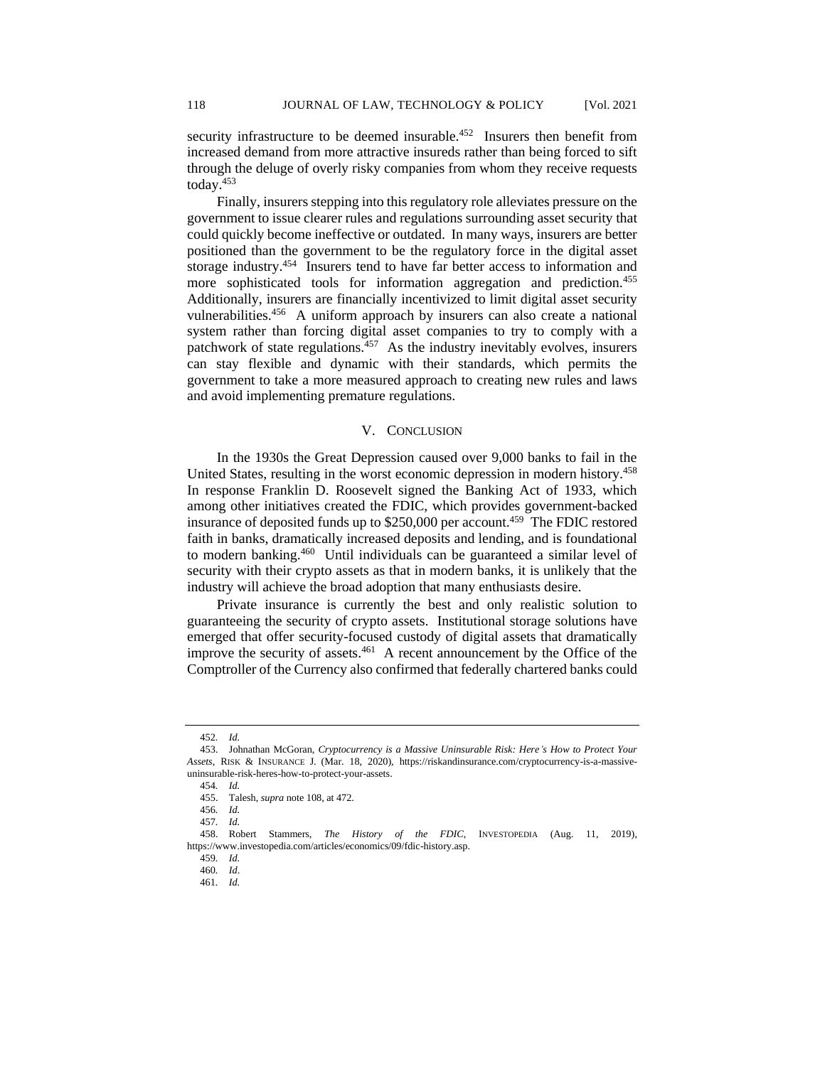security infrastructure to be deemed insurable.[452] Insurers then benefit from increased demand from more attractive insureds rather than being forced to sift through the deluge of overly risky companies from whom they receive requests today.[453]

Finally, insurers stepping into this regulatory role alleviates pressure on the government to issue clearer rules and regulations surrounding asset security that could quickly become ineffective or outdated. In many ways, insurers are better positioned than the government to be the regulatory force in the digital asset storage industry.[454] Insurers tend to have far better access to information and more sophisticated tools for information aggregation and prediction.[455] Additionally, insurers are financially incentivized to limit digital asset security vulnerabilities.[456] A uniform approach by insurers can also create a national system rather than forcing digital asset companies to try to comply with a patchwork of state regulations.[457] As the industry inevitably evolves, insurers can stay flexible and dynamic with their standards, which permits the government to take a more measured approach to creating new rules and laws and avoid implementing premature regulations.

## V. Conclusion

In the 1930s the Great Depression caused over 9,000 banks to fail in the United States, resulting in the worst economic depression in modern history.[458] In response Franklin D. Roosevelt signed the Banking Act of 1933, which among other initiatives created the FDIC, which provides government-backed insurance of deposited funds up to $250,000 per account.[459] The FDIC restored faith in banks, dramatically increased deposits and lending, and is foundational to modern banking.[460] Until individuals can be guaranteed a similar level of security with their crypto assets as that in modern banks, it is unlikely that the industry will achieve the broad adoption that many enthusiasts desire.

Private insurance is currently the best and only realistic solution to guaranteeing the security of crypto assets. Institutional storage solutions have emerged that offer security-focused custody of digital assets that dramatically improve the security of assets.[461] A recent announcement by the Office of the Comptroller of the Currency also confirmed that federally chartered banks could

---

452. *Id.*

453. Johnathan McGoran, *Cryptocurrency is a Massive Uninsurable Risk: Here's How to Protect Your Assets*, RISK & INSURANCE J. (Mar. 18, 2020), https://riskandinsurance.com/cryptocurrency-is-a-massive-uninsurable-risk-heres-how-to-protect-your-assets.

454. *Id.*

455. Talesh, *supra* note 108, at 472.

456. *Id.*

457. *Id.*

458. Robert Stammers, *The History of the FDIC*, INVESTOPEDIA (Aug. 11, 2019), https://www.investopedia.com/articles/economics/09/fdic-history.asp.

459. *Id.*

460. *Id*.

461. *Id.*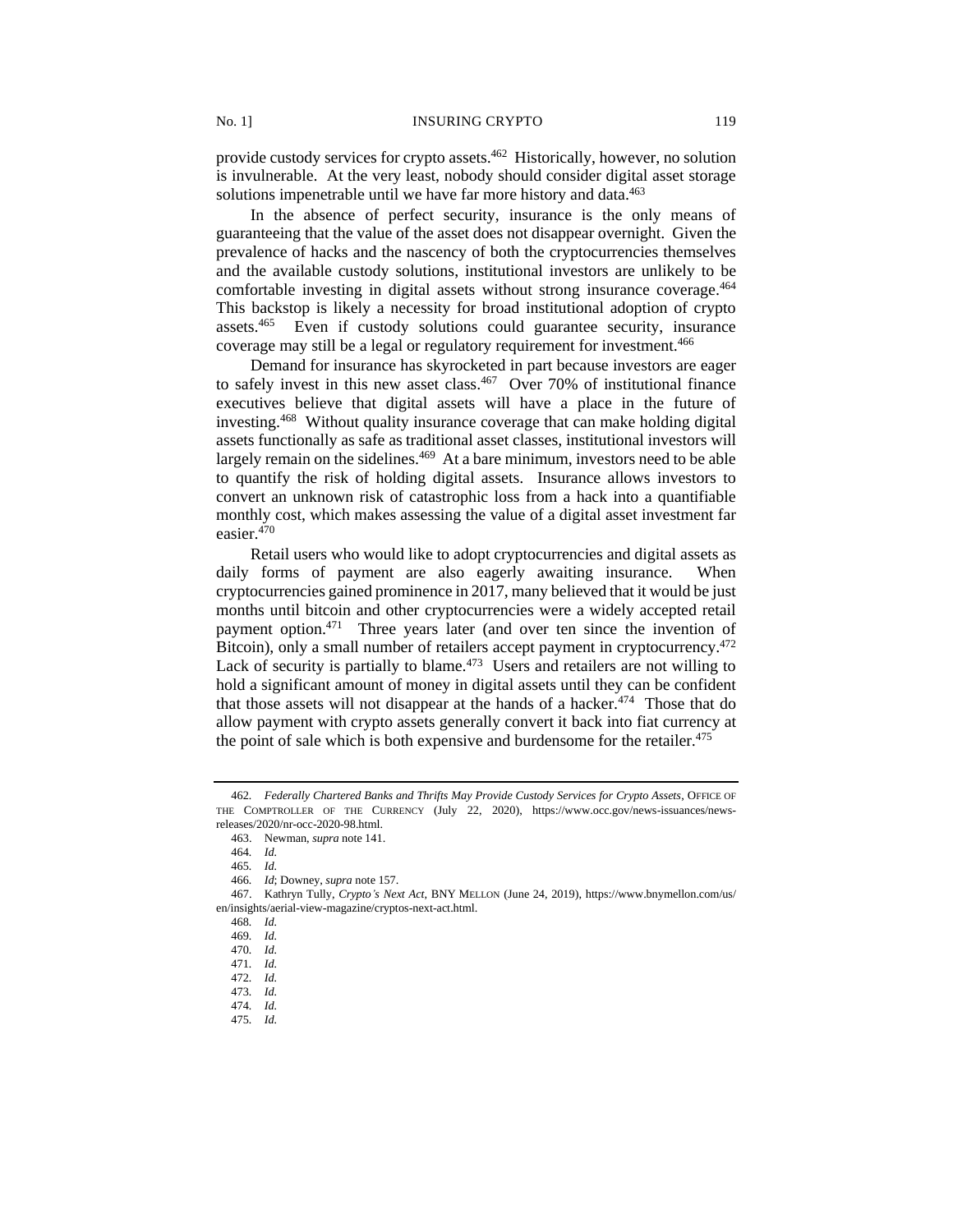provide custody services for crypto assets.[462] Historically, however, no solution is invulnerable. At the very least, nobody should consider digital asset storage solutions impenetrable until we have far more history and data.[463]

In the absence of perfect security, insurance is the only means of guaranteeing that the value of the asset does not disappear overnight. Given the prevalence of hacks and the nascency of both the cryptocurrencies themselves and the available custody solutions, institutional investors are unlikely to be comfortable investing in digital assets without strong insurance coverage.[464] This backstop is likely a necessity for broad institutional adoption of crypto assets.[465] Even if custody solutions could guarantee security, insurance coverage may still be a legal or regulatory requirement for investment.[466]

Demand for insurance has skyrocketed in part because investors are eager to safely invest in this new asset class.[467] Over 70% of institutional finance executives believe that digital assets will have a place in the future of investing.[468] Without quality insurance coverage that can make holding digital assets functionally as safe as traditional asset classes, institutional investors will largely remain on the sidelines.[469] At a bare minimum, investors need to be able to quantify the risk of holding digital assets. Insurance allows investors to convert an unknown risk of catastrophic loss from a hack into a quantifiable monthly cost, which makes assessing the value of a digital asset investment far easier.[470]

Retail users who would like to adopt cryptocurrencies and digital assets as daily forms of payment are also eagerly awaiting insurance. When cryptocurrencies gained prominence in 2017, many believed that it would be just months until bitcoin and other cryptocurrencies were a widely accepted retail payment option.[471] Three years later (and over ten since the invention of Bitcoin), only a small number of retailers accept payment in cryptocurrency.[472] Lack of security is partially to blame.[473] Users and retailers are not willing to hold a significant amount of money in digital assets until they can be confident that those assets will not disappear at the hands of a hacker.[474] Those that do allow payment with crypto assets generally convert it back into fiat currency at the point of sale which is both expensive and burdensome for the retailer.[475]

---

462. *Federally Chartered Banks and Thrifts May Provide Custody Services for Crypto Assets*, OFFICE OF THE COMPTROLLER OF THE CURRENCY (July 22, 2020), https://www.occ.gov/news-issuances/news-releases/2020/nr-occ-2020-98.html.

463. Newman, *supra* note 141.

464. *Id.*

465. *Id.*

466. *Id*; Downey, *supra* note 157.

467. Kathryn Tully, *Crypto's Next Act*, BNY MELLON (June 24, 2019), https://www.bnymellon.com/us/en/insights/aerial-view-magazine/cryptos-next-act.html.

468. *Id.*

469. *Id.*

470. *Id.*

471. *Id.*

472. *Id.*

473. *Id.*

474. *Id.*

475. *Id.*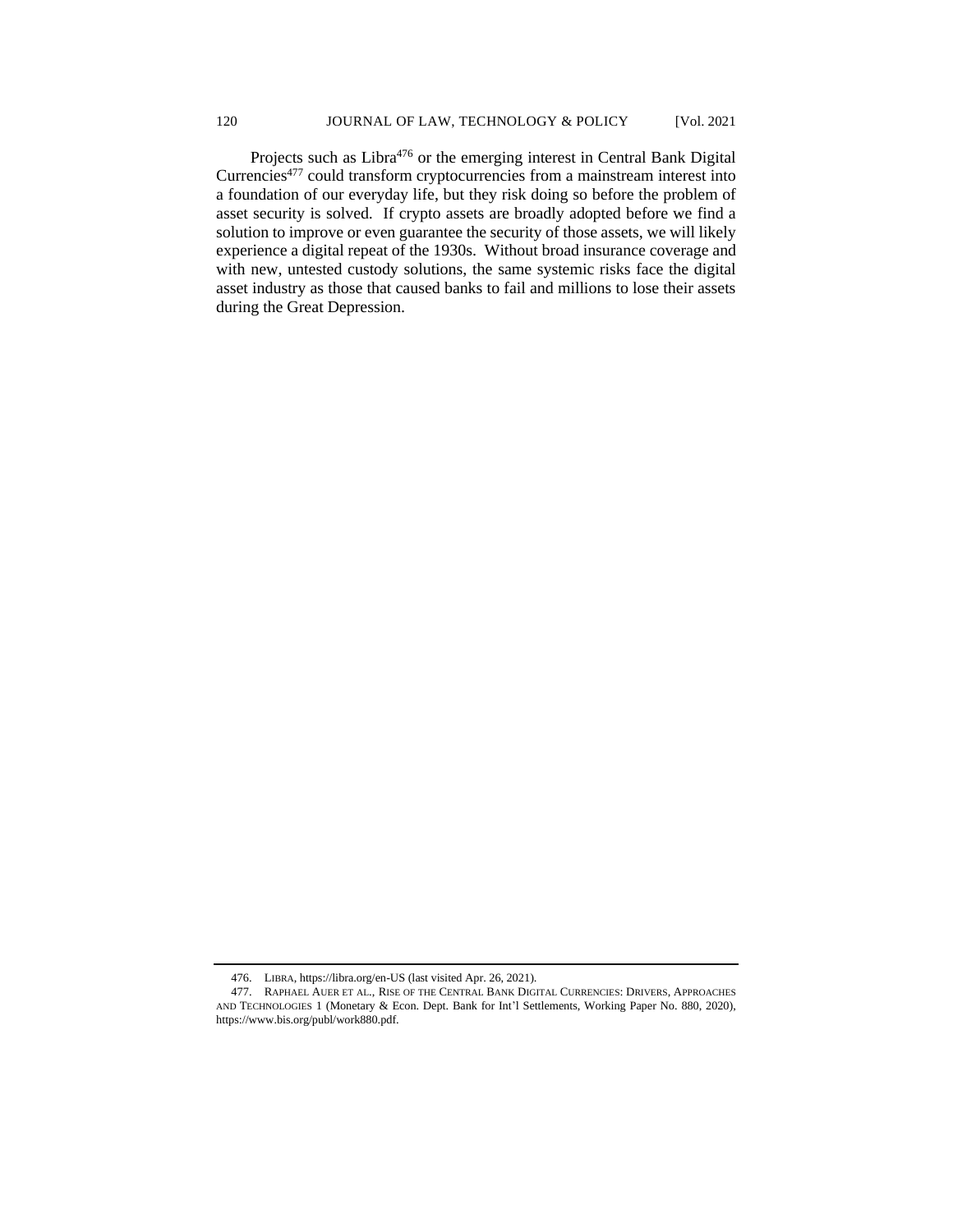Projects such as Libra[476] or the emerging interest in Central Bank Digital Currencies[477] could transform cryptocurrencies from a mainstream interest into a foundation of our everyday life, but they risk doing so before the problem of asset security is solved. If crypto assets are broadly adopted before we find a solution to improve or even guarantee the security of those assets, we will likely experience a digital repeat of the 1930s. Without broad insurance coverage and with new, untested custody solutions, the same systemic risks face the digital asset industry as those that caused banks to fail and millions to lose their assets during the Great Depression.

---

476. LIBRA, https://libra.org/en-US (last visited Apr. 26, 2021).

477. RAPHAEL AUER ET AL., RISE OF THE CENTRAL BANK DIGITAL CURRENCIES: DRIVERS, APPROACHES AND TECHNOLOGIES 1 (Monetary & Econ. Dept. Bank for Int'l Settlements, Working Paper No. 880, 2020), https://www.bis.org/publ/work880.pdf.